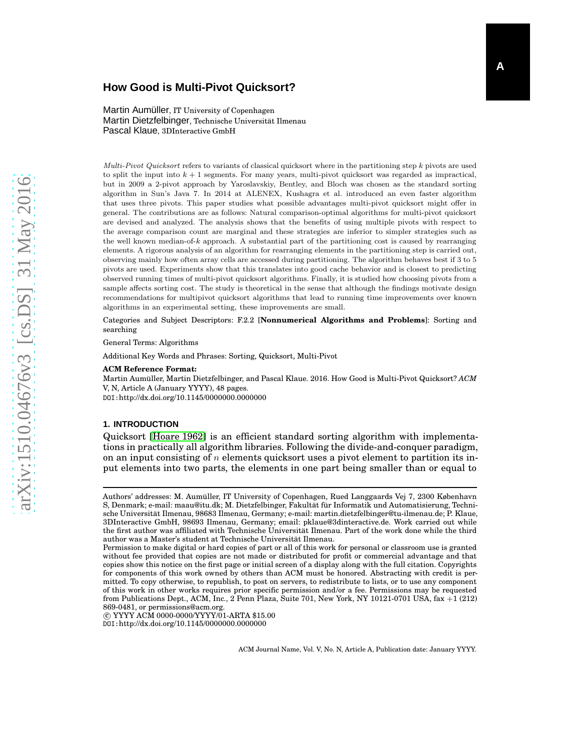# How Good is Multi-Pivot Quicksort?

Martin Aumüller, IT University of Copenhagen
Martin Dietzfelbinger, Technische Universität Ilmenau
Pascal Klaue, 3DInteractive GmbH

*Multi-Pivot Quicksort* refers to variants of classical quicksort where in the partitioning step $k$ pivots are used to split the input into $k+1$ segments. For many years, multi-pivot quicksort was regarded as impractical, but in 2009 a 2-pivot approach by Yaroslavskiy, Bentley, and Bloch was chosen as the standard sorting algorithm in Sun's Java 7. In 2014 at ALENEX, Kushagra et al. introduced an even faster algorithm that uses three pivots. This paper studies what possible advantages multi-pivot quicksort might offer in general. The contributions are as follows: Natural comparison-optimal algorithms for multi-pivot quicksort are devised and analyzed. The analysis shows that the benefits of using multiple pivots with respect to the average comparison count are marginal and these strategies are inferior to simpler strategies such as the well known median-of-$k$ approach. A substantial part of the partitioning cost is caused by rearranging elements. A rigorous analysis of an algorithm for rearranging elements in the partitioning step is carried out, observing mainly how often array cells are accessed during partitioning. The algorithm behaves best if 3 to 5 pivots are used. Experiments show that this translates into good cache behavior and is closest to predicting observed running times of multi-pivot quicksort algorithms. Finally, it is studied how choosing pivots from a sample affects sorting cost. The study is theoretical in the sense that although the findings motivate design recommendations for multipivot quicksort algorithms that lead to running time improvements over known algorithms in an experimental setting, these improvements are small.

Categories and Subject Descriptors: F.2.2 [**Nonnumerical Algorithms and Problems**]: Sorting and searching

General Terms: Algorithms

Additional Key Words and Phrases: Sorting, Quicksort, Multi-Pivot

**ACM Reference Format:**
Martin Aumüller, Martin Dietzfelbinger, and Pascal Klaue. 2016. How Good is Multi-Pivot Quicksort? *ACM* V, N, Article A (January YYYY), 48 pages.
DOI: http://dx.doi.org/10.1145/0000000.0000000

## 1. INTRODUCTION

Quicksort [Hoare 1962] is an efficient standard sorting algorithm with implementations in practically all algorithm libraries. Following the divide-and-conquer paradigm, on an input consisting of $n$ elements quicksort uses a pivot element to partition its input elements into two parts, the elements in one part being smaller than or equal to

---

Authors' addresses: M. Aumüller, IT University of Copenhagen, Rued Langgaards Vej 7, 2300 København S, Denmark; e-mail: maau@itu.dk; M. Dietzfelbinger, Fakultät für Informatik und Automatisierung, Technische Universität Ilmenau, 98683 Ilmenau, Germany; e-mail: martin.dietzfelbinger@tu-ilmenau.de; P. Klaue, 3DInteractive GmbH, 98693 Ilmenau, Germany; email: pklaue@3dinteractive.de. Work carried out while the first author was affiliated with Technische Universität Ilmenau. Part of the work done while the third author was a Master's student at Technische Universität Ilmenau.

Permission to make digital or hard copies of part or all of this work for personal or classroom use is granted without fee provided that copies are not made or distributed for profit or commercial advantage and that copies show this notice on the first page or initial screen of a display along with the full citation. Copyrights for components of this work owned by others than ACM must be honored. Abstracting with credit is permitted. To copy otherwise, to republish, to post on servers, to redistribute to lists, or to use any component of this work in other works requires prior specific permission and/or a fee. Permissions may be requested from Publications Dept., ACM, Inc., 2 Penn Plaza, Suite 701, New York, NY 10121-0701 USA, fax +1 (212) 869-0481, or permissions@acm.org.

© YYYY ACM 0000-0000/YYYY/01-ARTA $15.00
DOI: http://dx.doi.org/10.1145/0000000.0000000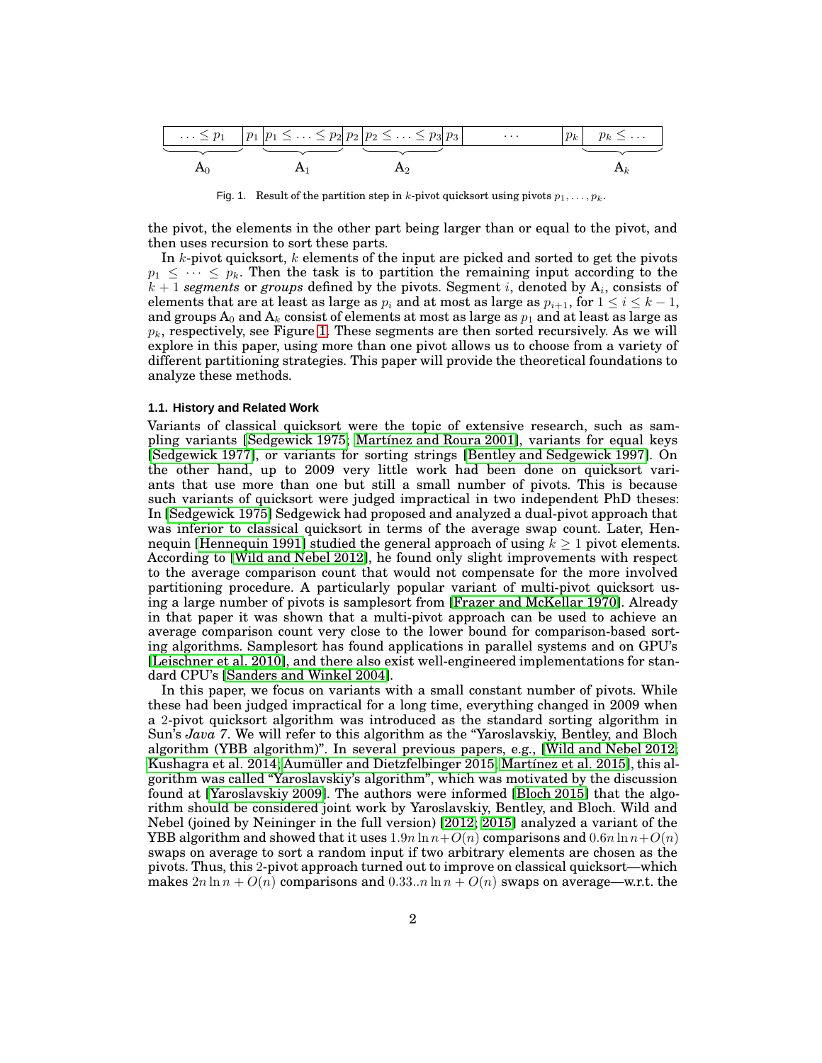$$\underbrace{\boxed{\ldots \le p_1}}_{A_0}\ \boxed{p_1}\ \underbrace{\boxed{p_1 \le \ldots \le p_2}}_{A_1}\ \boxed{p_2}\ \underbrace{\boxed{p_2 \le \ldots \le p_3}}_{A_2}\ \boxed{p_3}\ \boxed{\quad\cdots\quad}\ \boxed{p_k}\ \underbrace{\boxed{p_k \le \ldots}}_{A_k}$$

Fig. 1. Result of the partition step in $k$-pivot quicksort using pivots $p_1, \ldots, p_k$.

the pivot, the elements in the other part being larger than or equal to the pivot, and then uses recursion to sort these parts.

In $k$-pivot quicksort, $k$ elements of the input are picked and sorted to get the pivots $p_1 \le \cdots \le p_k$. Then the task is to partition the remaining input according to the $k+1$ *segments* or *groups* defined by the pivots. Segment $i$, denoted by $\mathrm{A}_i$, consists of elements that are at least as large as $p_i$ and at most as large as $p_{i+1}$, for $1 \le i \le k-1$, and groups $\mathrm{A}_0$ and $\mathrm{A}_k$ consist of elements at most as large as $p_1$ and at least as large as $p_k$, respectively, see Figure 1. These segments are then sorted recursively. As we will explore in this paper, using more than one pivot allows us to choose from a variety of different partitioning strategies. This paper will provide the theoretical foundations to analyze these methods.

### 1.1. History and Related Work

Variants of classical quicksort were the topic of extensive research, such as sampling variants [Sedgewick 1975; Martínez and Roura 2001], variants for equal keys [Sedgewick 1977], or variants for sorting strings [Bentley and Sedgewick 1997]. On the other hand, up to 2009 very little work had been done on quicksort variants that use more than one but still a small number of pivots. This is because such variants of quicksort were judged impractical in two independent PhD theses: In [Sedgewick 1975] Sedgewick had proposed and analyzed a dual-pivot approach that was inferior to classical quicksort in terms of the average swap count. Later, Hennequin [Hennequin 1991] studied the general approach of using $k \ge 1$ pivot elements. According to [Wild and Nebel 2012], he found only slight improvements with respect to the average comparison count that would not compensate for the more involved partitioning procedure. A particularly popular variant of multi-pivot quicksort using a large number of pivots is samplesort from [Frazer and McKellar 1970]. Already in that paper it was shown that a multi-pivot approach can be used to achieve an average comparison count very close to the lower bound for comparison-based sorting algorithms. Samplesort has found applications in parallel systems and on GPU's [Leischner et al. 2010], and there also exist well-engineered implementations for standard CPU's [Sanders and Winkel 2004].

In this paper, we focus on variants with a small constant number of pivots. While these had been judged impractical for a long time, everything changed in 2009 when a 2-pivot quicksort algorithm was introduced as the standard sorting algorithm in Sun's *Java 7*. We will refer to this algorithm as the "Yaroslavskiy, Bentley, and Bloch algorithm (YBB algorithm)". In several previous papers, e.g., [Wild and Nebel 2012; Kushagra et al. 2014; Aumüller and Dietzfelbinger 2015; Martínez et al. 2015], this algorithm was called "Yaroslavskiy's algorithm", which was motivated by the discussion found at [Yaroslavskiy 2009]. The authors were informed [Bloch 2015] that the algorithm should be considered joint work by Yaroslavskiy, Bentley, and Bloch. Wild and Nebel (joined by Neininger in the full version) [2012; 2015] analyzed a variant of the YBB algorithm and showed that it uses $1.9n \ln n + O(n)$ comparisons and $0.6n \ln n + O(n)$ swaps on average to sort a random input if two arbitrary elements are chosen as the pivots. Thus, this 2-pivot approach turned out to improve on classical quicksort—which makes $2n \ln n + O(n)$ comparisons and $0.33..n \ln n + O(n)$ swaps on average—w.r.t. the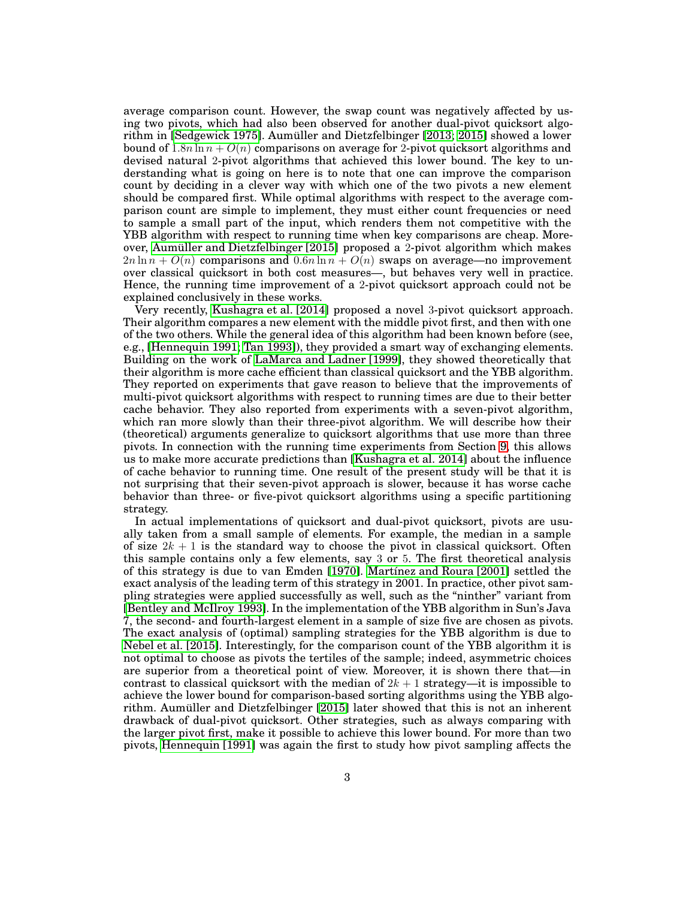average comparison count. However, the swap count was negatively affected by using two pivots, which had also been observed for another dual-pivot quicksort algorithm in [Sedgewick 1975]. Aumüller and Dietzfelbinger [2013; 2015] showed a lower bound of $1.8n \ln n + O(n)$ comparisons on average for 2-pivot quicksort algorithms and devised natural 2-pivot algorithms that achieved this lower bound. The key to understanding what is going on here is to note that one can improve the comparison count by deciding in a clever way with which one of the two pivots a new element should be compared first. While optimal algorithms with respect to the average comparison count are simple to implement, they must either count frequencies or need to sample a small part of the input, which renders them not competitive with the YBB algorithm with respect to running time when key comparisons are cheap. Moreover, Aumüller and Dietzfelbinger [2015] proposed a 2-pivot algorithm which makes $2n \ln n + O(n)$ comparisons and $0.6n \ln n + O(n)$ swaps on average—no improvement over classical quicksort in both cost measures—, but behaves very well in practice. Hence, the running time improvement of a 2-pivot quicksort approach could not be explained conclusively in these works.

Very recently, Kushagra et al. [2014] proposed a novel 3-pivot quicksort approach. Their algorithm compares a new element with the middle pivot first, and then with one of the two others. While the general idea of this algorithm had been known before (see, e.g., [Hennequin 1991; Tan 1993]), they provided a smart way of exchanging elements. Building on the work of LaMarca and Ladner [1999], they showed theoretically that their algorithm is more cache efficient than classical quicksort and the YBB algorithm. They reported on experiments that gave reason to believe that the improvements of multi-pivot quicksort algorithms with respect to running times are due to their better cache behavior. They also reported from experiments with a seven-pivot algorithm, which ran more slowly than their three-pivot algorithm. We will describe how their (theoretical) arguments generalize to quicksort algorithms that use more than three pivots. In connection with the running time experiments from Section 9, this allows us to make more accurate predictions than [Kushagra et al. 2014] about the influence of cache behavior to running time. One result of the present study will be that it is not surprising that their seven-pivot approach is slower, because it has worse cache behavior than three- or five-pivot quicksort algorithms using a specific partitioning strategy.

In actual implementations of quicksort and dual-pivot quicksort, pivots are usually taken from a small sample of elements. For example, the median in a sample of size $2k + 1$ is the standard way to choose the pivot in classical quicksort. Often this sample contains only a few elements, say 3 or 5. The first theoretical analysis of this strategy is due to van Emden [1970]. Martínez and Roura [2001] settled the exact analysis of the leading term of this strategy in 2001. In practice, other pivot sampling strategies were applied successfully as well, such as the "ninther" variant from [Bentley and McIlroy 1993]. In the implementation of the YBB algorithm in Sun's Java 7, the second- and fourth-largest element in a sample of size five are chosen as pivots. The exact analysis of (optimal) sampling strategies for the YBB algorithm is due to Nebel et al. [2015]. Interestingly, for the comparison count of the YBB algorithm it is not optimal to choose as pivots the tertiles of the sample; indeed, asymmetric choices are superior from a theoretical point of view. Moreover, it is shown there that—in contrast to classical quicksort with the median of $2k + 1$ strategy—it is impossible to achieve the lower bound for comparison-based sorting algorithms using the YBB algorithm. Aumüller and Dietzfelbinger [2015] later showed that this is not an inherent drawback of dual-pivot quicksort. Other strategies, such as always comparing with the larger pivot first, make it possible to achieve this lower bound. For more than two pivots, Hennequin [1991] was again the first to study how pivot sampling affects the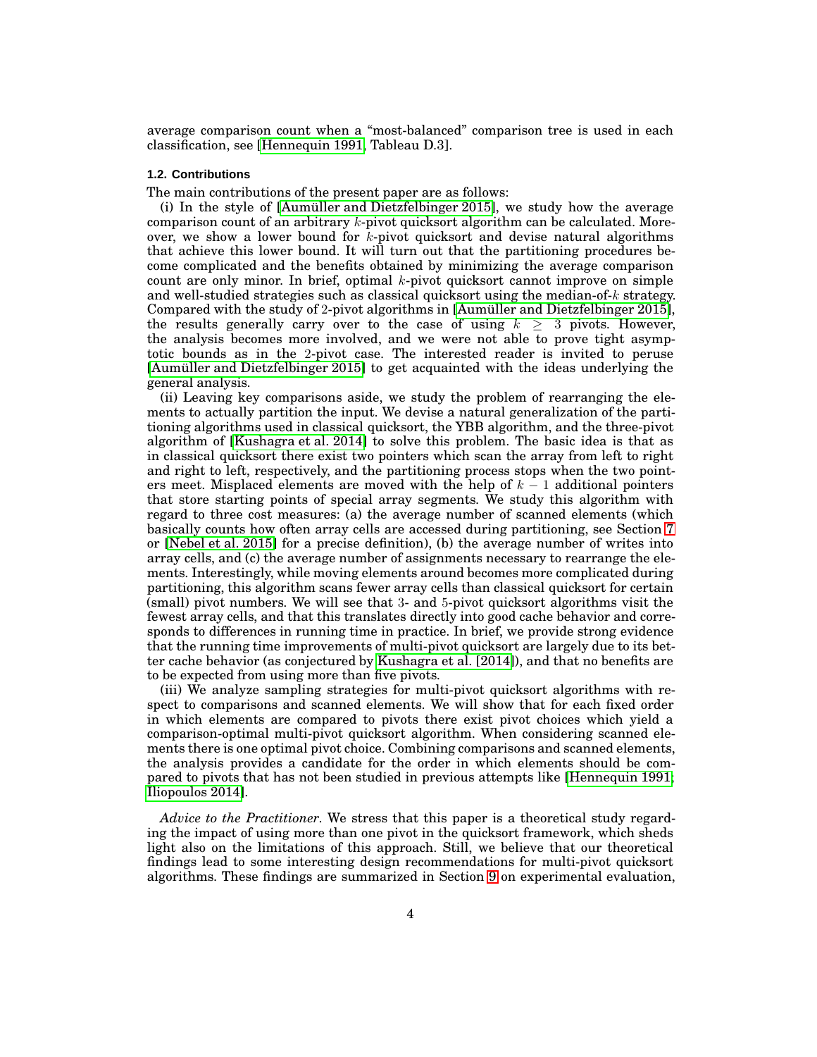average comparison count when a "most-balanced" comparison tree is used in each classification, see [Hennequin 1991, Tableau D.3].

### 1.2. Contributions

The main contributions of the present paper are as follows:

(i) In the style of [Aumüller and Dietzfelbinger 2015], we study how the average comparison count of an arbitrary $k$-pivot quicksort algorithm can be calculated. Moreover, we show a lower bound for $k$-pivot quicksort and devise natural algorithms that achieve this lower bound. It will turn out that the partitioning procedures become complicated and the benefits obtained by minimizing the average comparison count are only minor. In brief, optimal $k$-pivot quicksort cannot improve on simple and well-studied strategies such as classical quicksort using the median-of-$k$ strategy. Compared with the study of 2-pivot algorithms in [Aumüller and Dietzfelbinger 2015], the results generally carry over to the case of using $k \geq 3$ pivots. However, the analysis becomes more involved, and we were not able to prove tight asymptotic bounds as in the 2-pivot case. The interested reader is invited to peruse [Aumüller and Dietzfelbinger 2015] to get acquainted with the ideas underlying the general analysis.

(ii) Leaving key comparisons aside, we study the problem of rearranging the elements to actually partition the input. We devise a natural generalization of the partitioning algorithms used in classical quicksort, the YBB algorithm, and the three-pivot algorithm of [Kushagra et al. 2014] to solve this problem. The basic idea is that as in classical quicksort there exist two pointers which scan the array from left to right and right to left, respectively, and the partitioning process stops when the two pointers meet. Misplaced elements are moved with the help of $k-1$ additional pointers that store starting points of special array segments. We study this algorithm with regard to three cost measures: (a) the average number of scanned elements (which basically counts how often array cells are accessed during partitioning, see Section 7 or [Nebel et al. 2015] for a precise definition), (b) the average number of writes into array cells, and (c) the average number of assignments necessary to rearrange the elements. Interestingly, while moving elements around becomes more complicated during partitioning, this algorithm scans fewer array cells than classical quicksort for certain (small) pivot numbers. We will see that 3- and 5-pivot quicksort algorithms visit the fewest array cells, and that this translates directly into good cache behavior and corresponds to differences in running time in practice. In brief, we provide strong evidence that the running time improvements of multi-pivot quicksort are largely due to its better cache behavior (as conjectured by Kushagra et al. [2014]), and that no benefits are to be expected from using more than five pivots.

(iii) We analyze sampling strategies for multi-pivot quicksort algorithms with respect to comparisons and scanned elements. We will show that for each fixed order in which elements are compared to pivots there exist pivot choices which yield a comparison-optimal multi-pivot quicksort algorithm. When considering scanned elements there is one optimal pivot choice. Combining comparisons and scanned elements, the analysis provides a candidate for the order in which elements should be compared to pivots that has not been studied in previous attempts like [Hennequin 1991; Iliopoulos 2014].

*Advice to the Practitioner.* We stress that this paper is a theoretical study regarding the impact of using more than one pivot in the quicksort framework, which sheds light also on the limitations of this approach. Still, we believe that our theoretical findings lead to some interesting design recommendations for multi-pivot quicksort algorithms. These findings are summarized in Section 9 on experimental evaluation,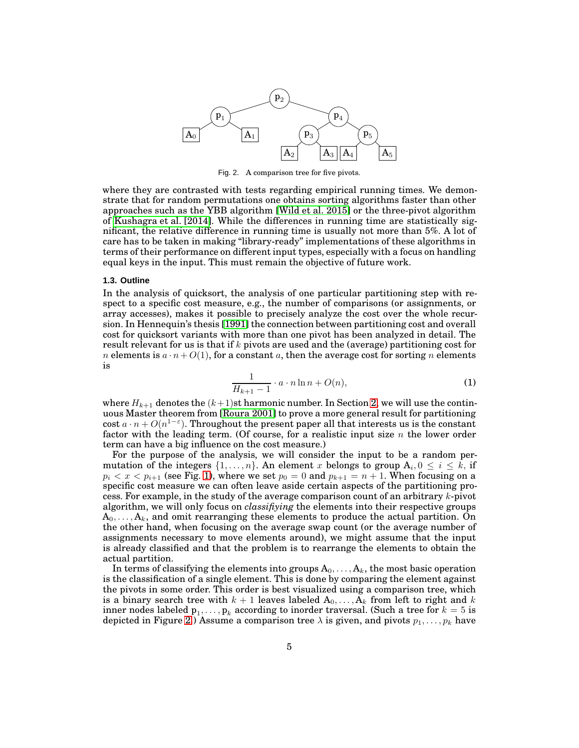Fig. 2. A comparison tree for five pivots.

where they are contrasted with tests regarding empirical running times. We demonstrate that for random permutations one obtains sorting algorithms faster than other approaches such as the YBB algorithm [Wild et al. 2015] or the three-pivot algorithm of Kushagra et al. [2014]. While the differences in running time are statistically significant, the relative difference in running time is usually not more than 5%. A lot of care has to be taken in making "library-ready" implementations of these algorithms in terms of their performance on different input types, especially with a focus on handling equal keys in the input. This must remain the objective of future work.

### 1.3. Outline

In the analysis of quicksort, the analysis of one particular partitioning step with respect to a specific cost measure, e.g., the number of comparisons (or assignments, or array accesses), makes it possible to precisely analyze the cost over the whole recursion. In Hennequin's thesis [1991] the connection between partitioning cost and overall cost for quicksort variants with more than one pivot has been analyzed in detail. The result relevant for us is that if $k$ pivots are used and the (average) partitioning cost for $n$ elements is $a \cdot n + O(1)$, for a constant $a$, then the average cost for sorting $n$ elements is

$$\frac{1}{H_{k+1} - 1} \cdot a \cdot n \ln n + O(n), \tag{1}$$

where $H_{k+1}$ denotes the $(k+1)$st harmonic number. In Section 2, we will use the continuous Master theorem from [Roura 2001] to prove a more general result for partitioning cost $a \cdot n + O(n^{1-\varepsilon})$. Throughout the present paper all that interests us is the constant factor with the leading term. (Of course, for a realistic input size $n$ the lower order term can have a big influence on the cost measure.)

For the purpose of the analysis, we will consider the input to be a random permutation of the integers $\{1, \ldots, n\}$. An element $x$ belongs to group $\mathrm{A}_i, 0 \leq i \leq k$, if $p_i < x < p_{i+1}$ (see Fig. 1), where we set $p_0 = 0$ and $p_{k+1} = n + 1$. When focusing on a specific cost measure we can often leave aside certain aspects of the partitioning process. For example, in the study of the average comparison count of an arbitrary $k$-pivot algorithm, we will only focus on *classifiying* the elements into their respective groups $\mathrm{A}_0, \ldots, \mathrm{A}_k$, and omit rearranging these elements to produce the actual partition. On the other hand, when focusing on the average swap count (or the average number of assignments necessary to move elements around), we might assume that the input is already classified and that the problem is to rearrange the elements to obtain the actual partition.

In terms of classifying the elements into groups $\mathrm{A}_0, \ldots, \mathrm{A}_k$, the most basic operation is the classification of a single element. This is done by comparing the element against the pivots in some order. This order is best visualized using a comparison tree, which is a binary search tree with $k + 1$ leaves labeled $\mathrm{A}_0, \ldots, \mathrm{A}_k$ from left to right and $k$ inner nodes labeled $\mathrm{p}_1, \ldots, \mathrm{p}_k$ according to inorder traversal. (Such a tree for $k = 5$ is depicted in Figure 2.) Assume a comparison tree $\lambda$ is given, and pivots $p_1, \ldots, p_k$ have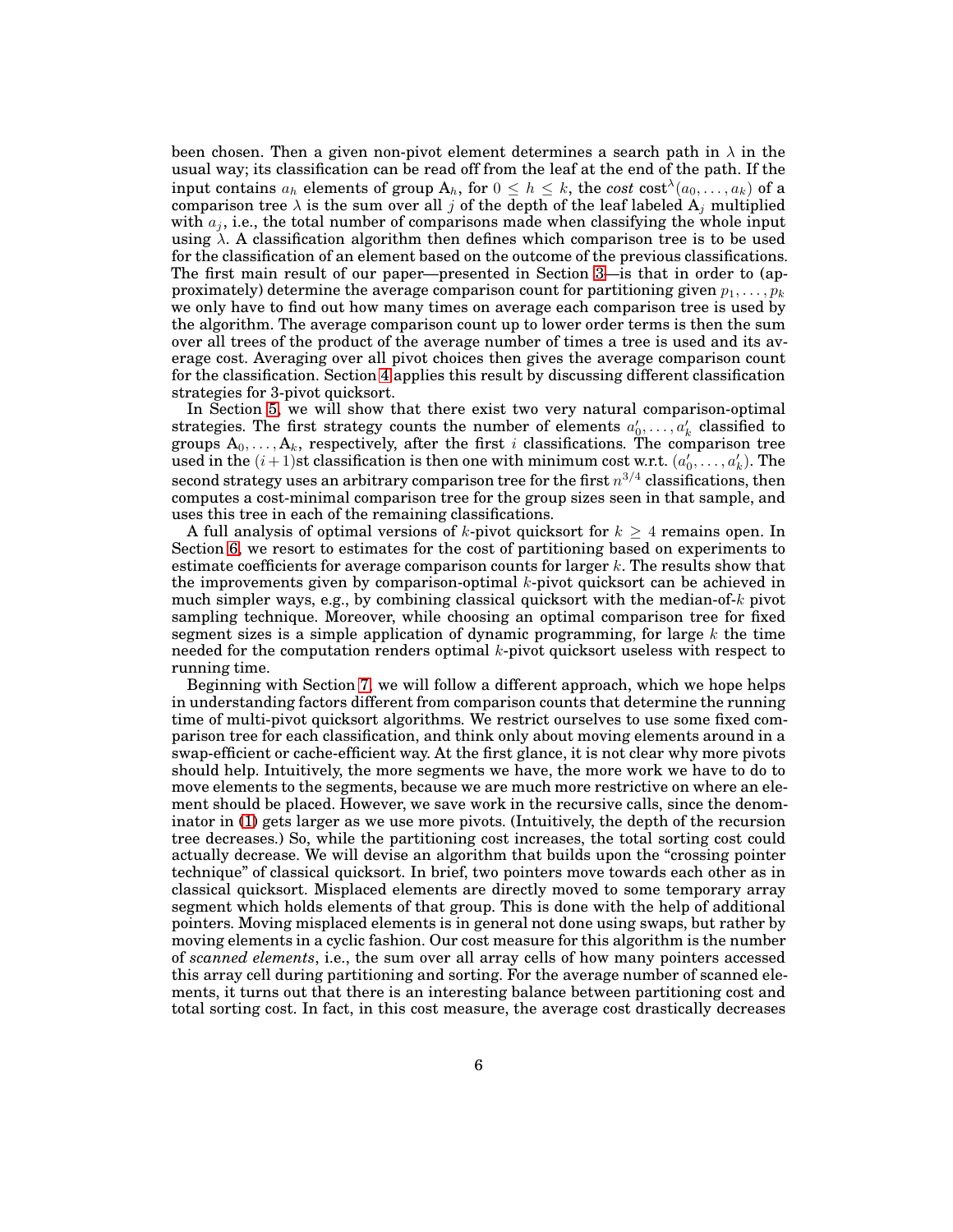been chosen. Then a given non-pivot element determines a search path in $\lambda$ in the usual way; its classification can be read off from the leaf at the end of the path. If the input contains $a_h$ elements of group $\mathrm{A}_h$, for $0 \le h \le k$, the *cost* $\text{cost}^\lambda(a_0, \ldots, a_k)$ of a comparison tree $\lambda$ is the sum over all $j$ of the depth of the leaf labeled $\mathrm{A}_j$ multiplied with $a_j$, i.e., the total number of comparisons made when classifying the whole input using $\lambda$. A classification algorithm then defines which comparison tree is to be used for the classification of an element based on the outcome of the previous classifications. The first main result of our paper—presented in Section 3—is that in order to (approximately) determine the average comparison count for partitioning given $p_1, \ldots, p_k$ we only have to find out how many times on average each comparison tree is used by the algorithm. The average comparison count up to lower order terms is then the sum over all trees of the product of the average number of times a tree is used and its average cost. Averaging over all pivot choices then gives the average comparison count for the classification. Section 4 applies this result by discussing different classification strategies for 3-pivot quicksort.

In Section 5, we will show that there exist two very natural comparison-optimal strategies. The first strategy counts the number of elements $a'_0, \ldots, a'_k$ classified to groups $\mathrm{A}_0, \ldots, \mathrm{A}_k$, respectively, after the first $i$ classifications. The comparison tree used in the $(i+1)$st classification is then one with minimum cost w.r.t. $(a'_0, \ldots, a'_k)$. The second strategy uses an arbitrary comparison tree for the first $n^{3/4}$ classifications, then computes a cost-minimal comparison tree for the group sizes seen in that sample, and uses this tree in each of the remaining classifications.

A full analysis of optimal versions of $k$-pivot quicksort for $k \ge 4$ remains open. In Section 6, we resort to estimates for the cost of partitioning based on experiments to estimate coefficients for average comparison counts for larger $k$. The results show that the improvements given by comparison-optimal $k$-pivot quicksort can be achieved in much simpler ways, e.g., by combining classical quicksort with the median-of-$k$ pivot sampling technique. Moreover, while choosing an optimal comparison tree for fixed segment sizes is a simple application of dynamic programming, for large $k$ the time needed for the computation renders optimal $k$-pivot quicksort useless with respect to running time.

Beginning with Section 7, we will follow a different approach, which we hope helps in understanding factors different from comparison counts that determine the running time of multi-pivot quicksort algorithms. We restrict ourselves to use some fixed comparison tree for each classification, and think only about moving elements around in a swap-efficient or cache-efficient way. At the first glance, it is not clear why more pivots should help. Intuitively, the more segments we have, the more work we have to do to move elements to the segments, because we are much more restrictive on where an element should be placed. However, we save work in the recursive calls, since the denominator in (1) gets larger as we use more pivots. (Intuitively, the depth of the recursion tree decreases.) So, while the partitioning cost increases, the total sorting cost could actually decrease. We will devise an algorithm that builds upon the "crossing pointer technique" of classical quicksort. In brief, two pointers move towards each other as in classical quicksort. Misplaced elements are directly moved to some temporary array segment which holds elements of that group. This is done with the help of additional pointers. Moving misplaced elements is in general not done using swaps, but rather by moving elements in a cyclic fashion. Our cost measure for this algorithm is the number of *scanned elements*, i.e., the sum over all array cells of how many pointers accessed this array cell during partitioning and sorting. For the average number of scanned elements, it turns out that there is an interesting balance between partitioning cost and total sorting cost. In fact, in this cost measure, the average cost drastically decreases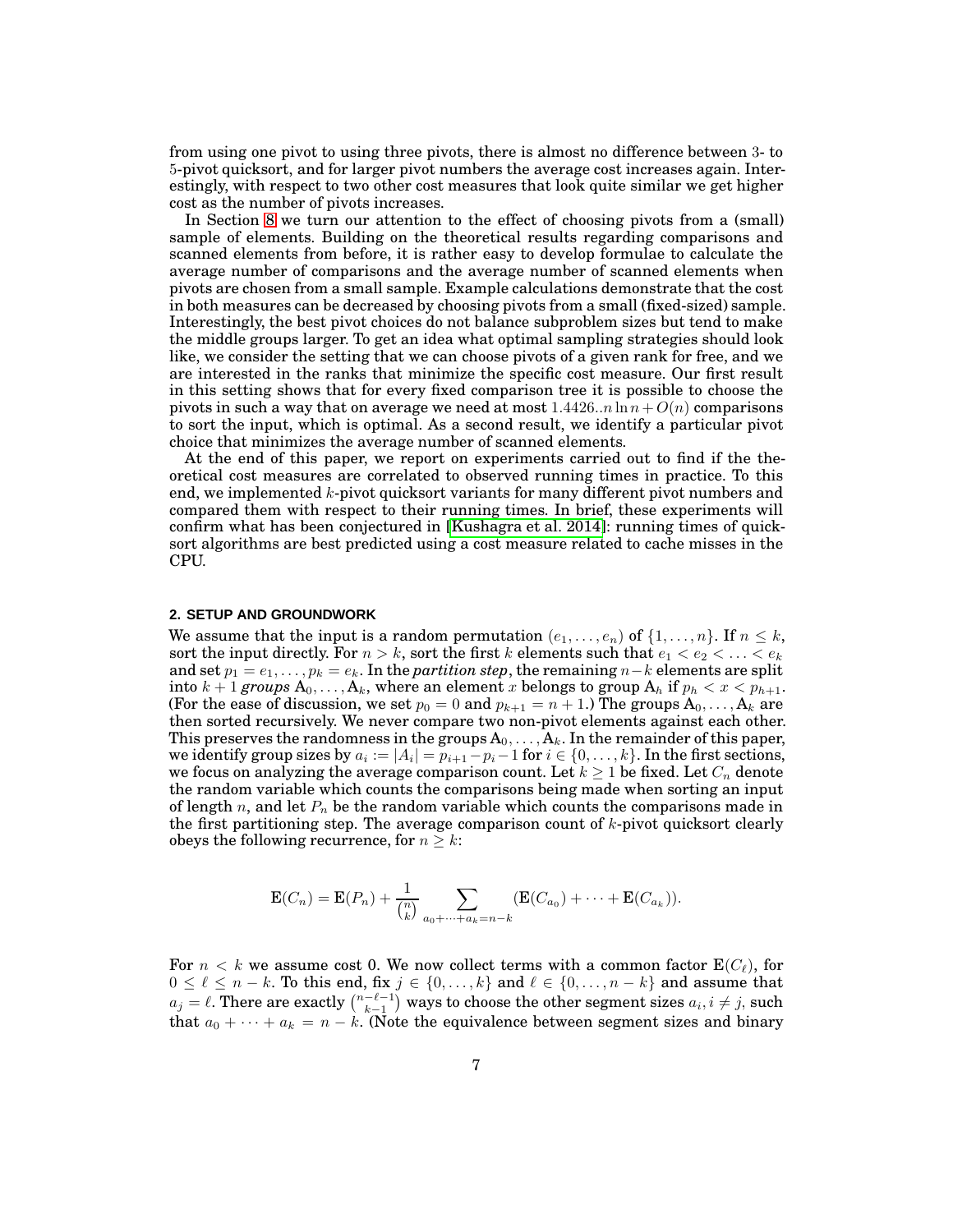from using one pivot to using three pivots, there is almost no difference between 3- to 5-pivot quicksort, and for larger pivot numbers the average cost increases again. Interestingly, with respect to two other cost measures that look quite similar we get higher cost as the number of pivots increases.

In Section 8 we turn our attention to the effect of choosing pivots from a (small) sample of elements. Building on the theoretical results regarding comparisons and scanned elements from before, it is rather easy to develop formulae to calculate the average number of comparisons and the average number of scanned elements when pivots are chosen from a small sample. Example calculations demonstrate that the cost in both measures can be decreased by choosing pivots from a small (fixed-sized) sample. Interestingly, the best pivot choices do not balance subproblem sizes but tend to make the middle groups larger. To get an idea what optimal sampling strategies should look like, we consider the setting that we can choose pivots of a given rank for free, and we are interested in the ranks that minimize the specific cost measure. Our first result in this setting shows that for every fixed comparison tree it is possible to choose the pivots in such a way that on average we need at most $1.4426..n \ln n + O(n)$ comparisons to sort the input, which is optimal. As a second result, we identify a particular pivot choice that minimizes the average number of scanned elements.

At the end of this paper, we report on experiments carried out to find if the theoretical cost measures are correlated to observed running times in practice. To this end, we implemented $k$-pivot quicksort variants for many different pivot numbers and compared them with respect to their running times. In brief, these experiments will confirm what has been conjectured in [Kushagra et al. 2014]: running times of quicksort algorithms are best predicted using a cost measure related to cache misses in the CPU.

## 2. SETUP AND GROUNDWORK

We assume that the input is a random permutation $(e_1, \ldots, e_n)$ of $\{1, \ldots, n\}$. If $n \leq k$, sort the input directly. For $n > k$, sort the first $k$ elements such that $e_1 < e_2 < \ldots < e_k$ and set $p_1 = e_1, \ldots, p_k = e_k$. In the *partition step*, the remaining $n-k$ elements are split into $k+1$ *groups* $\mathrm{A}_0, \ldots, \mathrm{A}_k$, where an element $x$ belongs to group $\mathrm{A}_h$ if $p_h < x < p_{h+1}$. (For the ease of discussion, we set $p_0 = 0$ and $p_{k+1} = n+1$.) The groups $\mathrm{A}_0, \ldots, \mathrm{A}_k$ are then sorted recursively. We never compare two non-pivot elements against each other. This preserves the randomness in the groups $\mathrm{A}_0, \ldots, \mathrm{A}_k$. In the remainder of this paper, we identify group sizes by $a_i := |A_i| = p_{i+1} - p_i - 1$ for $i \in \{0, \ldots, k\}$. In the first sections, we focus on analyzing the average comparison count. Let $k \geq 1$ be fixed. Let $C_n$ denote the random variable which counts the comparisons being made when sorting an input of length $n$, and let $P_n$ be the random variable which counts the comparisons made in the first partitioning step. The average comparison count of $k$-pivot quicksort clearly obeys the following recurrence, for $n \geq k$:

$$\mathrm{E}(C_n) = \mathrm{E}(P_n) + \frac{1}{\binom{n}{k}} \sum_{a_0 + \cdots + a_k = n-k} (\mathrm{E}(C_{a_0}) + \cdots + \mathrm{E}(C_{a_k})).$$

For $n < k$ we assume cost 0. We now collect terms with a common factor $\mathrm{E}(C_\ell)$, for $0 \leq \ell \leq n-k$. To this end, fix $j \in \{0, \ldots, k\}$ and $\ell \in \{0, \ldots, n-k\}$ and assume that $a_j = \ell$. There are exactly $\binom{n-\ell-1}{k-1}$ ways to choose the other segment sizes $a_i, i \neq j$, such that $a_0 + \cdots + a_k = n-k$. (Note the equivalence between segment sizes and binary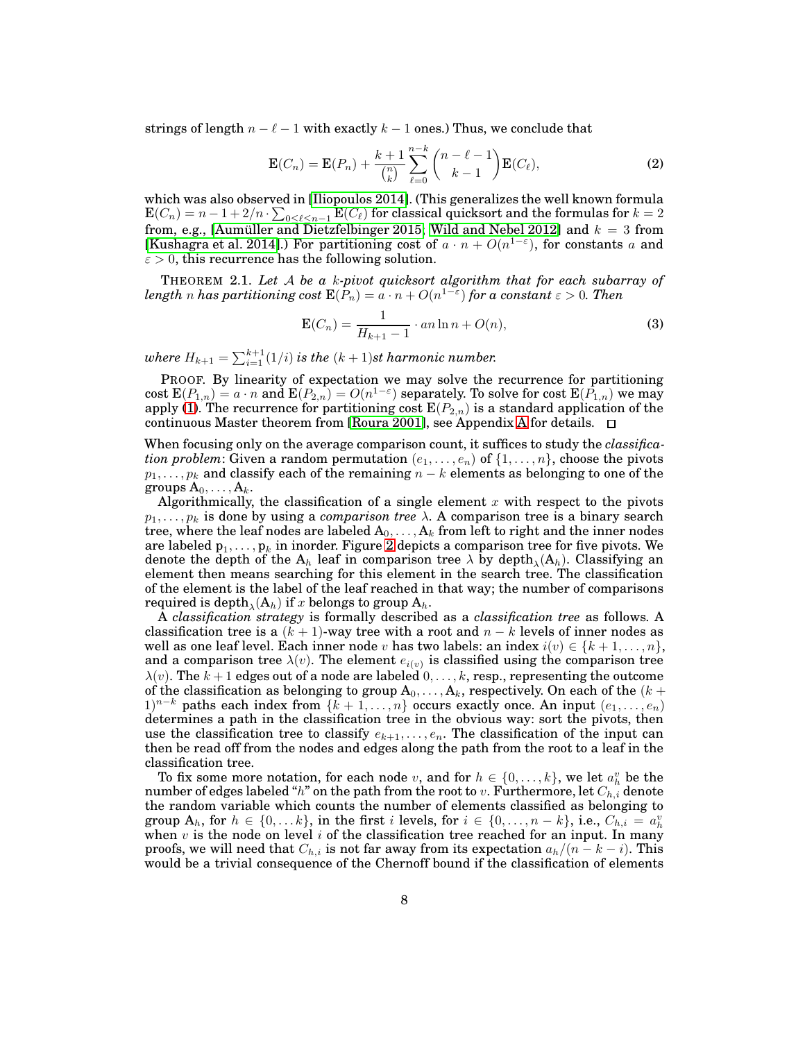strings of length $n - \ell - 1$ with exactly $k - 1$ ones.) Thus, we conclude that

$$\mathbf{E}(C_n) = \mathbf{E}(P_n) + \frac{k+1}{\binom{n}{k}} \sum_{\ell=0}^{n-k} \binom{n-\ell-1}{k-1} \mathbf{E}(C_\ell), \tag{2}$$

which was also observed in [Iliopoulos 2014]. (This generalizes the well known formula $\mathbf{E}(C_n) = n - 1 + 2/n \cdot \sum_{0 \le \ell < n-1} \mathbf{E}(C_\ell)$ for classical quicksort and the formulas for $k = 2$ from, e.g., [Aumüller and Dietzfelbinger 2015; Wild and Nebel 2012] and $k = 3$ from [Kushagra et al. 2014].) For partitioning cost of $a \cdot n + O(n^{1-\varepsilon})$, for constants $a$ and $\varepsilon > 0$, this recurrence has the following solution.

THEOREM 2.1. *Let $\mathcal{A}$ be a $k$-pivot quicksort algorithm that for each subarray of length $n$ has partitioning cost $\mathbf{E}(P_n) = a \cdot n + O(n^{1-\varepsilon})$ for a constant $\varepsilon > 0$. Then*

$$\mathbf{E}(C_n) = \frac{1}{H_{k+1} - 1} \cdot an \ln n + O(n), \tag{3}$$

*where $H_{k+1} = \sum_{i=1}^{k+1}(1/i)$ is the $(k+1)$st harmonic number.*

PROOF. By linearity of expectation we may solve the recurrence for partitioning cost $\mathbf{E}(P_{1,n}) = a \cdot n$ and $\mathbf{E}(P_{2,n}) = O(n^{1-\varepsilon})$ separately. To solve for cost $\mathbf{E}(P_{1,n})$ we may apply (1). The recurrence for partitioning cost $\mathbf{E}(P_{2,n})$ is a standard application of the continuous Master theorem from [Roura 2001], see Appendix A for details. □

When focusing only on the average comparison count, it suffices to study the *classification problem*: Given a random permutation $(e_1, \ldots, e_n)$ of $\{1, \ldots, n\}$, choose the pivots $p_1, \ldots, p_k$ and classify each of the remaining $n - k$ elements as belonging to one of the groups $\mathrm{A}_0, \ldots, \mathrm{A}_k$.

Algorithmically, the classification of a single element $x$ with respect to the pivots $p_1, \ldots, p_k$ is done by using a *comparison tree* $\lambda$. A comparison tree is a binary search tree, where the leaf nodes are labeled $\mathrm{A}_0, \ldots, \mathrm{A}_k$ from left to right and the inner nodes are labeled $\mathrm{p}_1, \ldots, \mathrm{p}_k$ in inorder. Figure 2 depicts a comparison tree for five pivots. We denote the depth of the $\mathrm{A}_h$ leaf in comparison tree $\lambda$ by $\mathrm{depth}_\lambda(\mathrm{A}_h)$. Classifying an element then means searching for this element in the search tree. The classification of the element is the label of the leaf reached in that way; the number of comparisons required is $\mathrm{depth}_\lambda(\mathrm{A}_h)$ if $x$ belongs to group $\mathrm{A}_h$.

A *classification strategy* is formally described as a *classification tree* as follows. A classification tree is a $(k+1)$-way tree with a root and $n - k$ levels of inner nodes as well as one leaf level. Each inner node $v$ has two labels: an index $i(v) \in \{k+1, \ldots, n\}$, and a comparison tree $\lambda(v)$. The element $e_{i(v)}$ is classified using the comparison tree $\lambda(v)$. The $k + 1$ edges out of a node are labeled $0, \ldots, k$, resp., representing the outcome of the classification as belonging to group $\mathrm{A}_0, \ldots, \mathrm{A}_k$, respectively. On each of the $(k+1)^{n-k}$ paths each index from $\{k+1, \ldots, n\}$ occurs exactly once. An input $(e_1, \ldots, e_n)$ determines a path in the classification tree in the obvious way: sort the pivots, then use the classification tree to classify $e_{k+1}, \ldots, e_n$. The classification of the input can then be read off from the nodes and edges along the path from the root to a leaf in the classification tree.

To fix some more notation, for each node $v$, and for $h \in \{0, \ldots, k\}$, we let $a_h^v$ be the number of edges labeled "$h$" on the path from the root to $v$. Furthermore, let $C_{h,i}$ denote the random variable which counts the number of elements classified as belonging to group $\mathrm{A}_h$, for $h \in \{0, \ldots k\}$, in the first $i$ levels, for $i \in \{0, \ldots, n-k\}$, i.e., $C_{h,i} = a_h^v$ when $v$ is the node on level $i$ of the classification tree reached for an input. In many proofs, we will need that $C_{h,i}$ is not far away from its expectation $a_h/(n-k-i)$. This would be a trivial consequence of the Chernoff bound if the classification of elements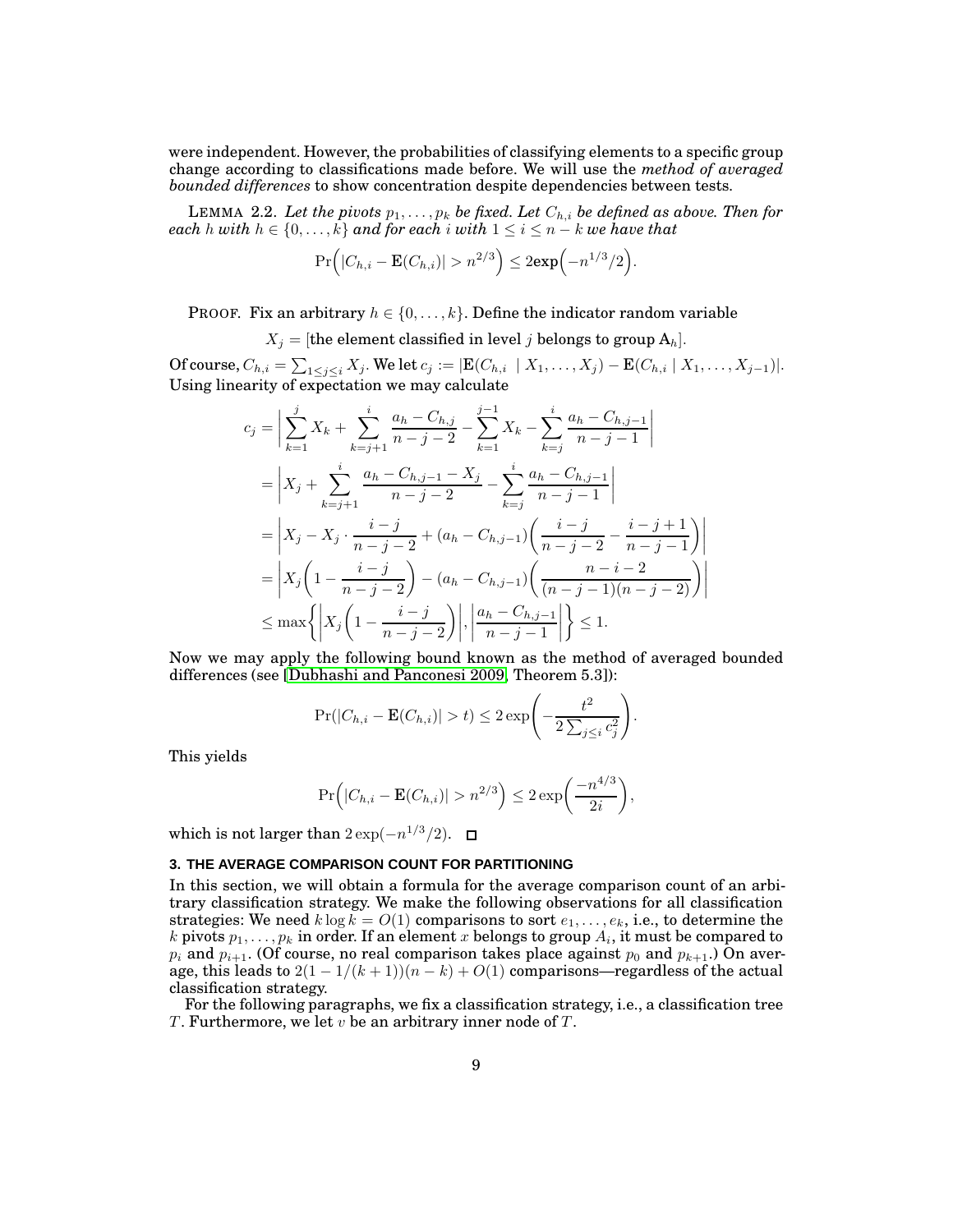were independent. However, the probabilities of classifying elements to a specific group change according to classifications made before. We will use the *method of averaged bounded differences* to show concentration despite dependencies between tests.

LEMMA 2.2. *Let the pivots $p_1, \ldots, p_k$ be fixed. Let $C_{h,i}$ be defined as above. Then for each $h$ with $h \in \{0, \ldots, k\}$ and for each $i$ with $1 \le i \le n-k$ we have that*

$$\Pr\Big(|C_{h,i} - \mathbf{E}(C_{h,i})| > n^{2/3}\Big) \le 2\mathbf{exp}\Big(-n^{1/3}/2\Big).$$

PROOF. Fix an arbitrary $h \in \{0, \ldots, k\}$. Define the indicator random variable

$$X_j = [\text{the element classified in level } j \text{ belongs to group } \mathrm{A}_h].$$

Of course, $C_{h,i} = \sum_{1 \le j \le i} X_j$. We let $c_j := |\mathbf{E}(C_{h,i} \mid X_1, \ldots, X_j) - \mathbf{E}(C_{h,i} \mid X_1, \ldots, X_{j-1})|$. Using linearity of expectation we may calculate

$$
\begin{aligned}
c_j &= \left| \sum_{k=1}^{j} X_k + \sum_{k=j+1}^{i} \frac{a_h - C_{h,j}}{n-j-2} - \sum_{k=1}^{j-1} X_k - \sum_{k=j}^{i} \frac{a_h - C_{h,j-1}}{n-j-1} \right| \\
&= \left| X_j + \sum_{k=j+1}^{i} \frac{a_h - C_{h,j-1} - X_j}{n-j-2} - \sum_{k=j}^{i} \frac{a_h - C_{h,j-1}}{n-j-1} \right| \\
&= \left| X_j - X_j \cdot \frac{i-j}{n-j-2} + (a_h - C_{h,j-1})\left( \frac{i-j}{n-j-2} - \frac{i-j+1}{n-j-1} \right) \right| \\
&= \left| X_j\left(1 - \frac{i-j}{n-j-2}\right) - (a_h - C_{h,j-1})\left( \frac{n-i-2}{(n-j-1)(n-j-2)} \right) \right| \\
&\le \max\left\{ \left| X_j\left(1 - \frac{i-j}{n-j-2}\right) \right|, \left| \frac{a_h - C_{h,j-1}}{n-j-1} \right| \right\} \le 1.
\end{aligned}
$$

Now we may apply the following bound known as the method of averaged bounded differences (see [Dubhashi and Panconesi 2009, Theorem 5.3]):

$$\Pr(|C_{h,i} - \mathbf{E}(C_{h,i})| > t) \le 2\exp\left( -\frac{t^2}{2\sum_{j \le i} c_j^2} \right).$$

This yields

$$\Pr\Big(|C_{h,i} - \mathbf{E}(C_{h,i})| > n^{2/3}\Big) \le 2\exp\left( \frac{-n^{4/3}}{2i} \right),$$

which is not larger than $2\exp(-n^{1/3}/2)$. $\square$

## 3. THE AVERAGE COMPARISON COUNT FOR PARTITIONING

In this section, we will obtain a formula for the average comparison count of an arbitrary classification strategy. We make the following observations for all classification strategies: We need $k \log k = O(1)$ comparisons to sort $e_1, \ldots, e_k$, i.e., to determine the $k$ pivots $p_1, \ldots, p_k$ in order. If an element $x$ belongs to group $A_i$, it must be compared to $p_i$ and $p_{i+1}$. (Of course, no real comparison takes place against $p_0$ and $p_{k+1}$.) On average, this leads to $2(1 - 1/(k+1))(n-k) + O(1)$ comparisons—regardless of the actual classification strategy.

For the following paragraphs, we fix a classification strategy, i.e., a classification tree $T$. Furthermore, we let $v$ be an arbitrary inner node of $T$.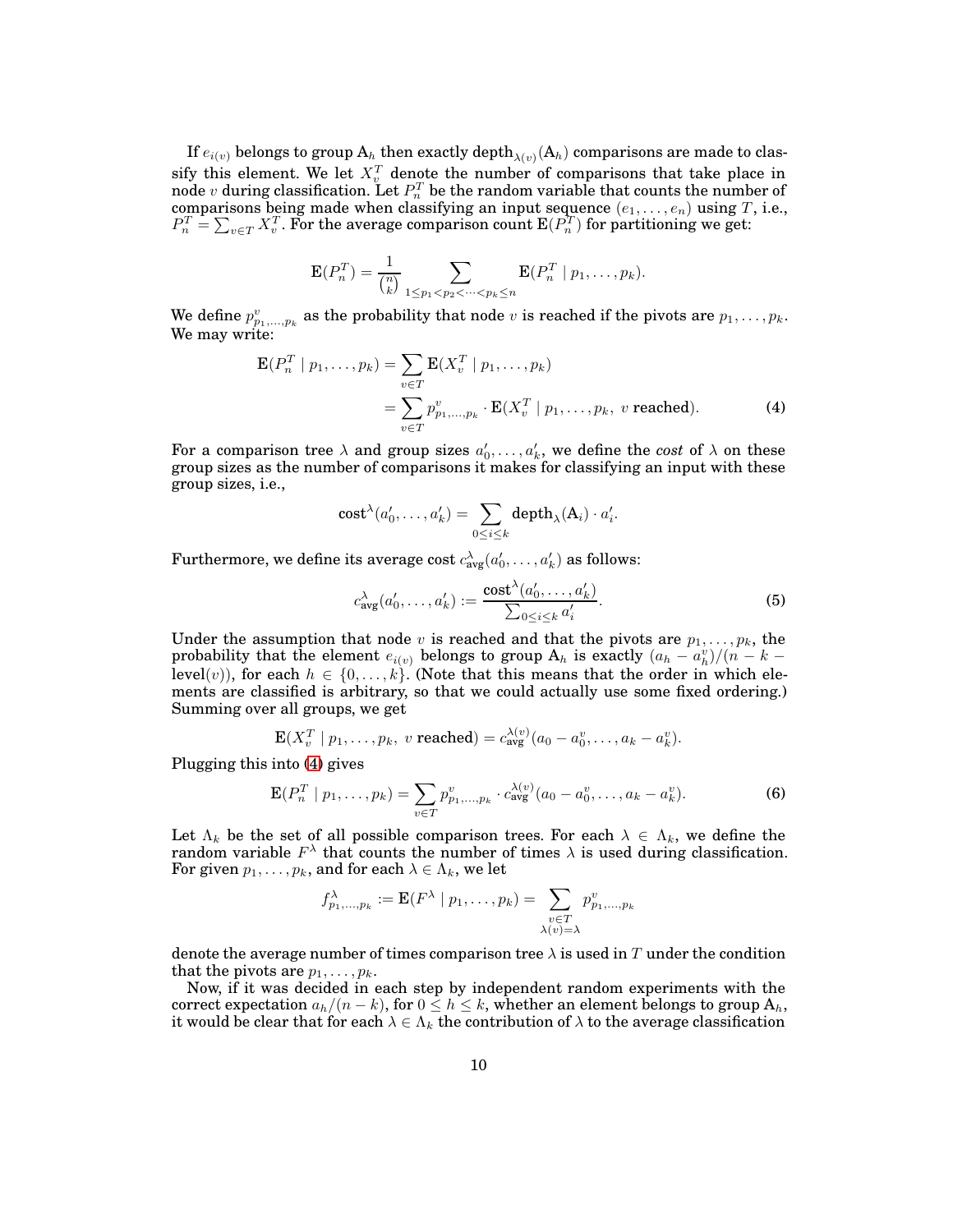If $e_{i(v)}$ belongs to group $\text{A}_h$ then exactly $\text{depth}_{\lambda(v)}(\text{A}_h)$ comparisons are made to classify this element. We let $X_v^T$ denote the number of comparisons that take place in node $v$ during classification. Let $P_n^T$ be the random variable that counts the number of comparisons being made when classifying an input sequence $(e_1, \ldots, e_n)$ using $T$, i.e., $P_n^T = \sum_{v \in T} X_v^T$. For the average comparison count $\mathbf{E}(P_n^T)$ for partitioning we get:

$$\mathbf{E}(P_n^T) = \frac{1}{\binom{n}{k}} \sum_{1 \le p_1 < p_2 < \cdots < p_k \le n} \mathbf{E}(P_n^T \mid p_1, \ldots, p_k).$$

We define $p^v_{p_1,\ldots,p_k}$ as the probability that node $v$ is reached if the pivots are $p_1, \ldots, p_k$. We may write:

$$\begin{aligned}
\mathbf{E}(P_n^T \mid p_1, \ldots, p_k) &= \sum_{v \in T} \mathbf{E}(X_v^T \mid p_1, \ldots, p_k) \\
&= \sum_{v \in T} p^v_{p_1,\ldots,p_k} \cdot \mathbf{E}(X_v^T \mid p_1, \ldots, p_k,\ v \text{ reached}). \qquad (4)
\end{aligned}$$

For a comparison tree $\lambda$ and group sizes $a'_0, \ldots, a'_k$, we define the *cost* of $\lambda$ on these group sizes as the number of comparisons it makes for classifying an input with these group sizes, i.e.,

$$\text{cost}^\lambda(a'_0, \ldots, a'_k) = \sum_{0 \le i \le k} \text{depth}_\lambda(\text{A}_i) \cdot a'_i.$$

Furthermore, we define its average cost $c^\lambda_{\text{avg}}(a'_0, \ldots, a'_k)$ as follows:

$$c^\lambda_{\text{avg}}(a'_0, \ldots, a'_k) := \frac{\text{cost}^\lambda(a'_0, \ldots, a'_k)}{\sum_{0 \le i \le k} a'_i}. \qquad (5)$$

Under the assumption that node $v$ is reached and that the pivots are $p_1, \ldots, p_k$, the probability that the element $e_{i(v)}$ belongs to group $\text{A}_h$ is exactly $(a_h - a_h^v)/(n - k - \text{level}(v))$, for each $h \in \{0, \ldots, k\}$. (Note that this means that the order in which elements are classified is arbitrary, so that we could actually use some fixed ordering.) Summing over all groups, we get

$$\mathbf{E}(X_v^T \mid p_1, \ldots, p_k,\ v \text{ reached}) = c^{\lambda(v)}_{\text{avg}}(a_0 - a_0^v, \ldots, a_k - a_k^v).$$

Plugging this into (4) gives

$$\mathbf{E}(P_n^T \mid p_1, \ldots, p_k) = \sum_{v \in T} p^v_{p_1,\ldots,p_k} \cdot c^{\lambda(v)}_{\text{avg}}(a_0 - a_0^v, \ldots, a_k - a_k^v). \qquad (6)$$

Let $\Lambda_k$ be the set of all possible comparison trees. For each $\lambda \in \Lambda_k$, we define the random variable $F^\lambda$ that counts the number of times $\lambda$ is used during classification. For given $p_1, \ldots, p_k$, and for each $\lambda \in \Lambda_k$, we let

$$f^\lambda_{p_1,\ldots,p_k} := \mathbf{E}(F^\lambda \mid p_1, \ldots, p_k) = \sum_{\substack{v \in T \\ \lambda(v) = \lambda}} p^v_{p_1,\ldots,p_k}$$

denote the average number of times comparison tree $\lambda$ is used in $T$ under the condition that the pivots are $p_1, \ldots, p_k$.

Now, if it was decided in each step by independent random experiments with the correct expectation $a_h/(n-k)$, for $0 \le h \le k$, whether an element belongs to group $\text{A}_h$, it would be clear that for each $\lambda \in \Lambda_k$ the contribution of $\lambda$ to the average classification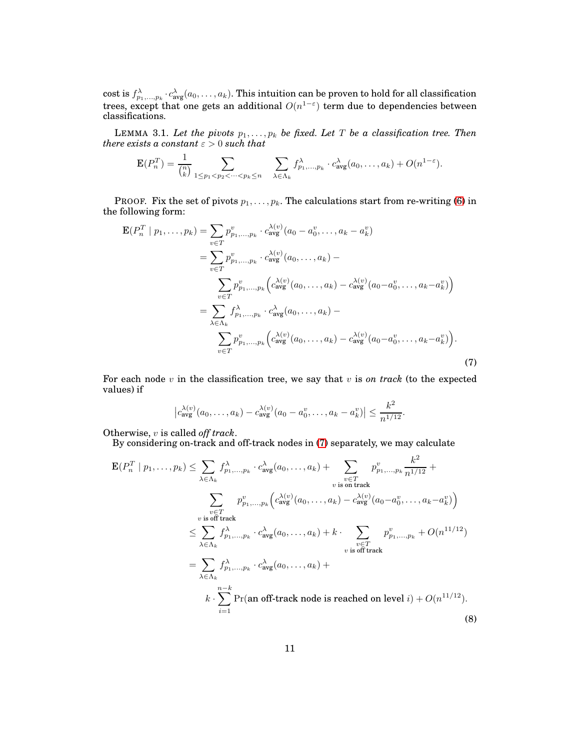cost is $f^{\lambda}_{p_1,\ldots,p_k} \cdot c^{\lambda}_{\text{avg}}(a_0,\ldots,a_k)$. This intuition can be proven to hold for all classification trees, except that one gets an additional $O(n^{1-\varepsilon})$ term due to dependencies between classifications.

LEMMA 3.1. *Let the pivots $p_1,\ldots,p_k$ be fixed. Let $T$ be a classification tree. Then there exists a constant $\varepsilon > 0$ such that*

$$\mathbf{E}(P_n^T) = \frac{1}{\binom{n}{k}} \sum_{1\le p_1<p_2<\cdots<p_k\le n} \; \sum_{\lambda\in\Lambda_k} f^{\lambda}_{p_1,\ldots,p_k} \cdot c^{\lambda}_{\text{avg}}(a_0,\ldots,a_k) + O(n^{1-\varepsilon}).$$

PROOF. Fix the set of pivots $p_1,\ldots,p_k$. The calculations start from re-writing (6) in the following form:

$$\begin{aligned}
\mathbf{E}(P_n^T \mid p_1,\ldots,p_k) &= \sum_{v\in T} p^{v}_{p_1,\ldots,p_k} \cdot c^{\lambda(v)}_{\text{avg}}(a_0 - a_0^v,\ldots,a_k - a_k^v) \\
&= \sum_{v\in T} p^{v}_{p_1,\ldots,p_k} \cdot c^{\lambda(v)}_{\text{avg}}(a_0,\ldots,a_k) - \\
&\qquad \sum_{v\in T} p^{v}_{p_1,\ldots,p_k} \Big( c^{\lambda(v)}_{\text{avg}}(a_0,\ldots,a_k) - c^{\lambda(v)}_{\text{avg}}(a_0 - a_0^v,\ldots,a_k - a_k^v) \Big) \\
&= \sum_{\lambda\in\Lambda_k} f^{\lambda}_{p_1,\ldots,p_k} \cdot c^{\lambda}_{\text{avg}}(a_0,\ldots,a_k) - \\
&\qquad \sum_{v\in T} p^{v}_{p_1,\ldots,p_k} \Big( c^{\lambda(v)}_{\text{avg}}(a_0,\ldots,a_k) - c^{\lambda(v)}_{\text{avg}}(a_0 - a_0^v,\ldots,a_k - a_k^v) \Big).
\end{aligned} \tag{7}$$

For each node $v$ in the classification tree, we say that $v$ is *on track* (to the expected values) if

$$\left| c^{\lambda(v)}_{\text{avg}}(a_0,\ldots,a_k) - c^{\lambda(v)}_{\text{avg}}(a_0 - a_0^v,\ldots,a_k - a_k^v) \right| \le \frac{k^2}{n^{1/12}}.$$

Otherwise, $v$ is called *off track*.

By considering on-track and off-track nodes in (7) separately, we may calculate

$$\begin{aligned}
\mathbf{E}(P_n^T \mid p_1,\ldots,p_k) &\le \sum_{\lambda\in\Lambda_k} f^{\lambda}_{p_1,\ldots,p_k} \cdot c^{\lambda}_{\text{avg}}(a_0,\ldots,a_k) + \sum_{\substack{v\in T \\ v \text{ is on track}}} p^{v}_{p_1,\ldots,p_k} \frac{k^2}{n^{1/12}} + \\
&\qquad \sum_{\substack{v\in T \\ v \text{ is off track}}} p^{v}_{p_1,\ldots,p_k} \Big( c^{\lambda(v)}_{\text{avg}}(a_0,\ldots,a_k) - c^{\lambda(v)}_{\text{avg}}(a_0 - a_0^v,\ldots,a_k - a_k^v) \Big) \\
&\le \sum_{\lambda\in\Lambda_k} f^{\lambda}_{p_1,\ldots,p_k} \cdot c^{\lambda}_{\text{avg}}(a_0,\ldots,a_k) + k \cdot \sum_{\substack{v\in T \\ v \text{ is off track}}} p^{v}_{p_1,\ldots,p_k} + O(n^{11/12}) \\
&= \sum_{\lambda\in\Lambda_k} f^{\lambda}_{p_1,\ldots,p_k} \cdot c^{\lambda}_{\text{avg}}(a_0,\ldots,a_k) + \\
&\qquad k \cdot \sum_{i=1}^{n-k} \Pr(\text{an off-track node is reached on level } i) + O(n^{11/12}).
\end{aligned} \tag{8}$$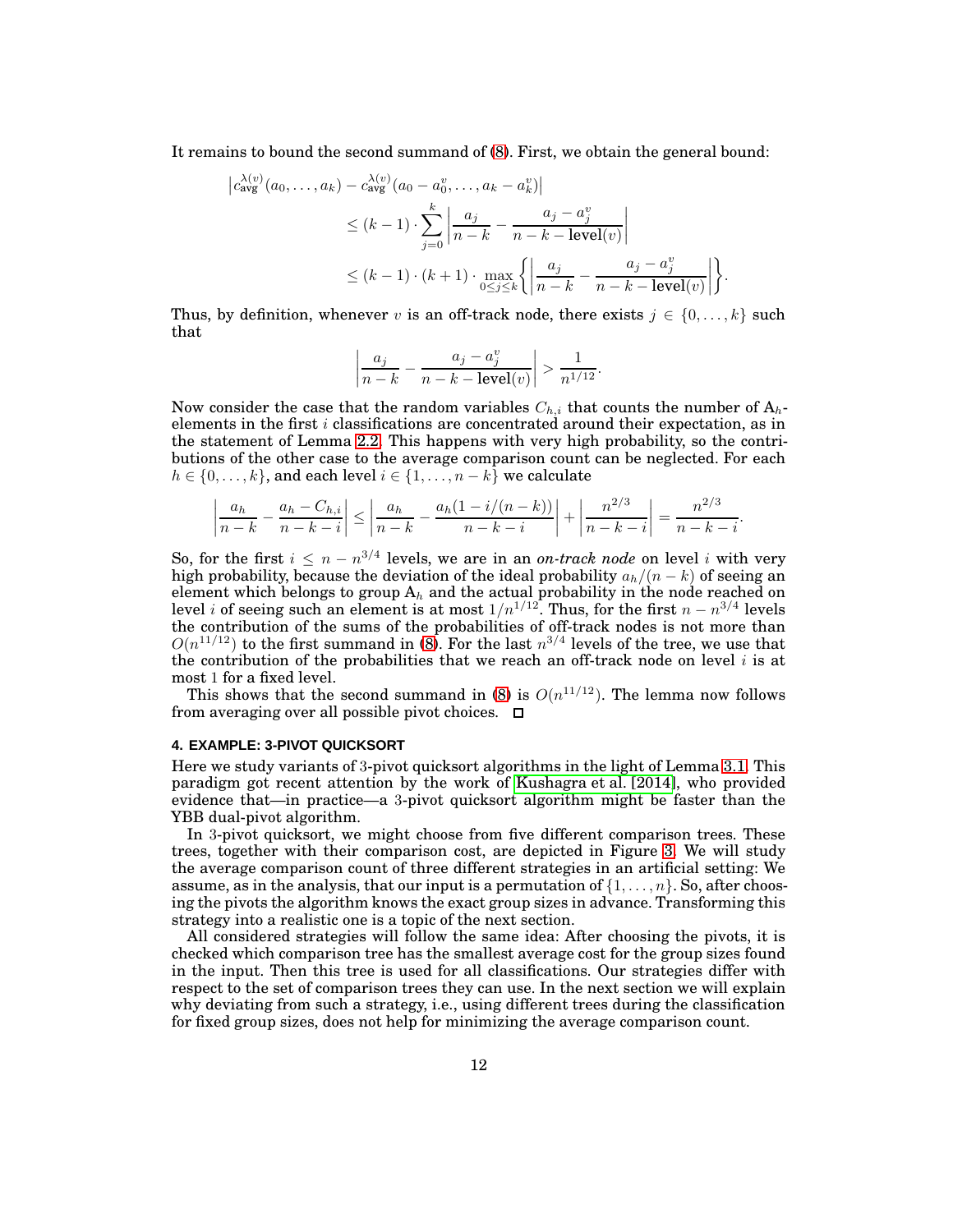It remains to bound the second summand of (8). First, we obtain the general bound:

$$
\begin{aligned}
\left|c_{\text{avg}}^{\lambda(v)}(a_0,\ldots,a_k) - c_{\text{avg}}^{\lambda(v)}(a_0 - a_0^v,\ldots,a_k - a_k^v)\right| \\
&\leq (k-1)\cdot\sum_{j=0}^{k}\left|\frac{a_j}{n-k} - \frac{a_j - a_j^v}{n-k-\textbf{level}(v)}\right| \\
&\leq (k-1)\cdot(k+1)\cdot\max_{0\leq j\leq k}\left\{\left|\frac{a_j}{n-k} - \frac{a_j - a_j^v}{n-k-\textbf{level}(v)}\right|\right\}.
\end{aligned}
$$

Thus, by definition, whenever $v$ is an off-track node, there exists $j \in \{0,\ldots,k\}$ such that

$$
\left|\frac{a_j}{n-k} - \frac{a_j - a_j^v}{n-k-\textbf{level}(v)}\right| > \frac{1}{n^{1/12}}.
$$

Now consider the case that the random variables $C_{h,i}$ that counts the number of $\text{A}_h$-elements in the first $i$ classifications are concentrated around their expectation, as in the statement of Lemma 2.2. This happens with very high probability, so the contributions of the other case to the average comparison count can be neglected. For each $h \in \{0,\ldots,k\}$, and each level $i \in \{1,\ldots,n-k\}$ we calculate

$$
\left|\frac{a_h}{n-k} - \frac{a_h - C_{h,i}}{n-k-i}\right| \leq \left|\frac{a_h}{n-k} - \frac{a_h(1-i/(n-k))}{n-k-i}\right| + \left|\frac{n^{2/3}}{n-k-i}\right| = \frac{n^{2/3}}{n-k-i}.
$$

So, for the first $i \leq n - n^{3/4}$ levels, we are in an *on-track node* on level $i$ with very high probability, because the deviation of the ideal probability $a_h/(n-k)$ of seeing an element which belongs to group $\text{A}_h$ and the actual probability in the node reached on level $i$ of seeing such an element is at most $1/n^{1/12}$. Thus, for the first $n - n^{3/4}$ levels the contribution of the sums of the probabilities of off-track nodes is not more than $O(n^{11/12})$ to the first summand in (8). For the last $n^{3/4}$ levels of the tree, we use that the contribution of the probabilities that we reach an off-track node on level $i$ is at most 1 for a fixed level.

This shows that the second summand in (8) is $O(n^{11/12})$. The lemma now follows from averaging over all possible pivot choices. □

## 4. EXAMPLE: 3-PIVOT QUICKSORT

Here we study variants of 3-pivot quicksort algorithms in the light of Lemma 3.1. This paradigm got recent attention by the work of Kushagra et al. [2014], who provided evidence that—in practice—a 3-pivot quicksort algorithm might be faster than the YBB dual-pivot algorithm.

In 3-pivot quicksort, we might choose from five different comparison trees. These trees, together with their comparison cost, are depicted in Figure 3. We will study the average comparison count of three different strategies in an artificial setting: We assume, as in the analysis, that our input is a permutation of $\{1,\ldots,n\}$. So, after choosing the pivots the algorithm knows the exact group sizes in advance. Transforming this strategy into a realistic one is a topic of the next section.

All considered strategies will follow the same idea: After choosing the pivots, it is checked which comparison tree has the smallest average cost for the group sizes found in the input. Then this tree is used for all classifications. Our strategies differ with respect to the set of comparison trees they can use. In the next section we will explain why deviating from such a strategy, i.e., using different trees during the classification for fixed group sizes, does not help for minimizing the average comparison count.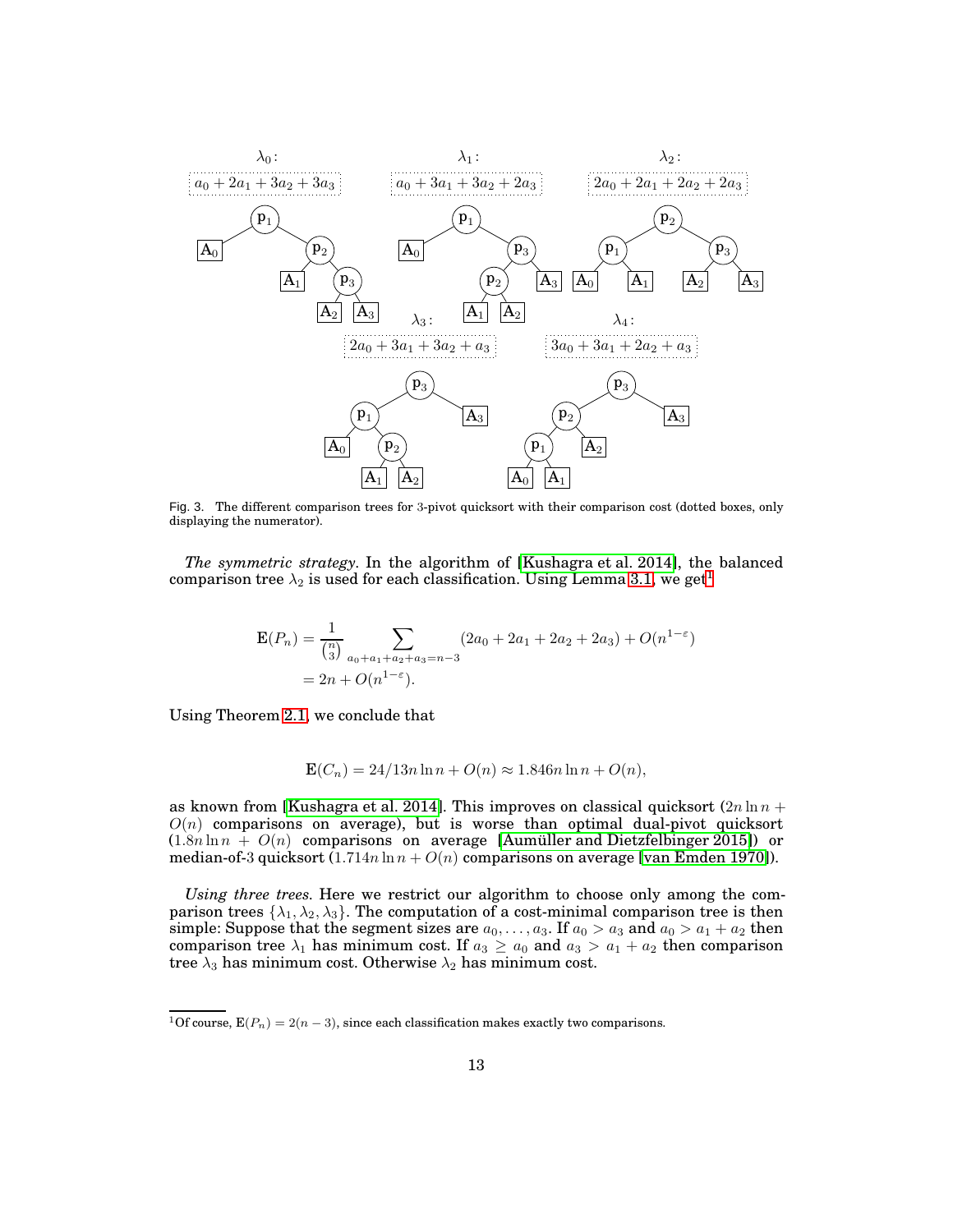Fig. 3. The different comparison trees for 3-pivot quicksort with their comparison cost (dotted boxes, only displaying the numerator).

*The symmetric strategy.* In the algorithm of [Kushagra et al. 2014], the balanced comparison tree $\lambda_2$ is used for each classification. Using Lemma 3.1, we get[1]

$$\mathbf{E}(P_n) = \frac{1}{\binom{n}{3}} \sum_{a_0+a_1+a_2+a_3=n-3} (2a_0 + 2a_1 + 2a_2 + 2a_3) + O(n^{1-\varepsilon})$$
$$= 2n + O(n^{1-\varepsilon}).$$

Using Theorem 2.1, we conclude that

$$\mathbf{E}(C_n) = 24/13 n \ln n + O(n) \approx 1.846 n \ln n + O(n),$$

as known from [Kushagra et al. 2014]. This improves on classical quicksort ($2n \ln n + O(n)$ comparisons on average), but is worse than optimal dual-pivot quicksort ($1.8 n \ln n + O(n)$ comparisons on average [Aumüller and Dietzfelbinger 2015]) or median-of-3 quicksort ($1.714 n \ln n + O(n)$ comparisons on average [van Emden 1970]).

*Using three trees.* Here we restrict our algorithm to choose only among the comparison trees $\{\lambda_1, \lambda_2, \lambda_3\}$. The computation of a cost-minimal comparison tree is then simple: Suppose that the segment sizes are $a_0, \ldots, a_3$. If $a_0 > a_3$ and $a_0 > a_1 + a_2$ then comparison tree $\lambda_1$ has minimum cost. If $a_3 \geq a_0$ and $a_3 > a_1 + a_2$ then comparison tree $\lambda_3$ has minimum cost. Otherwise $\lambda_2$ has minimum cost.

[1] Of course, $\mathbf{E}(P_n) = 2(n-3)$, since each classification makes exactly two comparisons.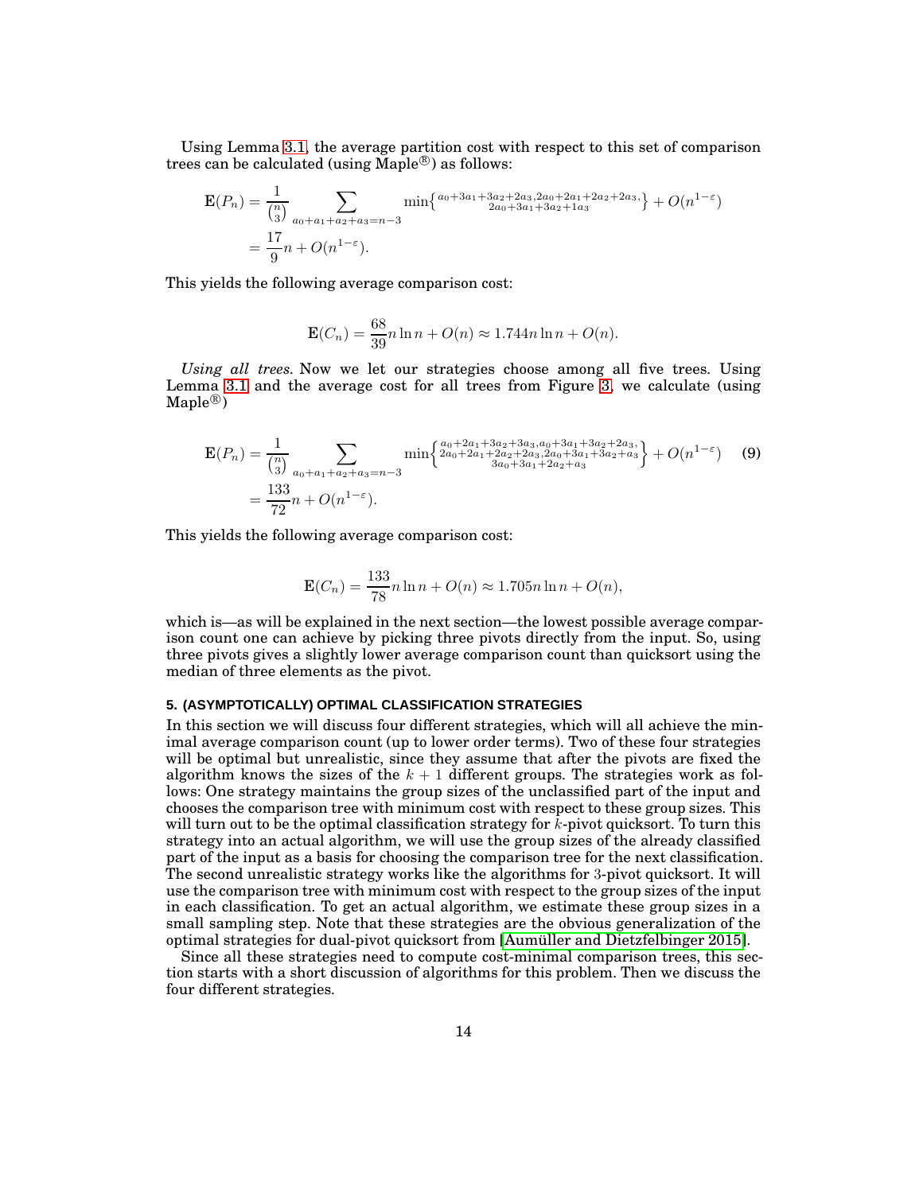Using Lemma 3.1, the average partition cost with respect to this set of comparison trees can be calculated (using Maple®) as follows:

$$\mathbf{E}(P_n) = \frac{1}{\binom{n}{3}} \sum_{a_0+a_1+a_2+a_3=n-3} \min\left\{ \substack{a_0+3a_1+3a_2+2a_3, 2a_0+2a_1+2a_2+2a_3, \\ 2a_0+3a_1+3a_2+1a_3} \right\} + O(n^{1-\varepsilon})$$
$$= \frac{17}{9}n + O(n^{1-\varepsilon}).$$

This yields the following average comparison cost:

$$\mathbf{E}(C_n) = \frac{68}{39} n \ln n + O(n) \approx 1.744 n \ln n + O(n).$$

*Using all trees.* Now we let our strategies choose among all five trees. Using Lemma 3.1 and the average cost for all trees from Figure 3, we calculate (using Maple®)

$$\mathbf{E}(P_n) = \frac{1}{\binom{n}{3}} \sum_{a_0+a_1+a_2+a_3=n-3} \min\left\{ \substack{a_0+2a_1+3a_2+3a_3, a_0+3a_1+3a_2+2a_3, \\ 2a_0+2a_1+2a_2+2a_3, 2a_0+3a_1+3a_2+a_3 \\ 3a_0+3a_1+2a_2+a_3} \right\} + O(n^{1-\varepsilon}) \tag{9}$$
$$= \frac{133}{72}n + O(n^{1-\varepsilon}).$$

This yields the following average comparison cost:

$$\mathbf{E}(C_n) = \frac{133}{78} n \ln n + O(n) \approx 1.705 n \ln n + O(n),$$

which is—as will be explained in the next section—the lowest possible average comparison count one can achieve by picking three pivots directly from the input. So, using three pivots gives a slightly lower average comparison count than quicksort using the median of three elements as the pivot.

## 5. (ASYMPTOTICALLY) OPTIMAL CLASSIFICATION STRATEGIES

In this section we will discuss four different strategies, which will all achieve the minimal average comparison count (up to lower order terms). Two of these four strategies will be optimal but unrealistic, since they assume that after the pivots are fixed the algorithm knows the sizes of the $k + 1$ different groups. The strategies work as follows: One strategy maintains the group sizes of the unclassified part of the input and chooses the comparison tree with minimum cost with respect to these group sizes. This will turn out to be the optimal classification strategy for $k$-pivot quicksort. To turn this strategy into an actual algorithm, we will use the group sizes of the already classified part of the input as a basis for choosing the comparison tree for the next classification. The second unrealistic strategy works like the algorithms for 3-pivot quicksort. It will use the comparison tree with minimum cost with respect to the group sizes of the input in each classification. To get an actual algorithm, we estimate these group sizes in a small sampling step. Note that these strategies are the obvious generalization of the optimal strategies for dual-pivot quicksort from [Aumüller and Dietzfelbinger 2015].

Since all these strategies need to compute cost-minimal comparison trees, this section starts with a short discussion of algorithms for this problem. Then we discuss the four different strategies.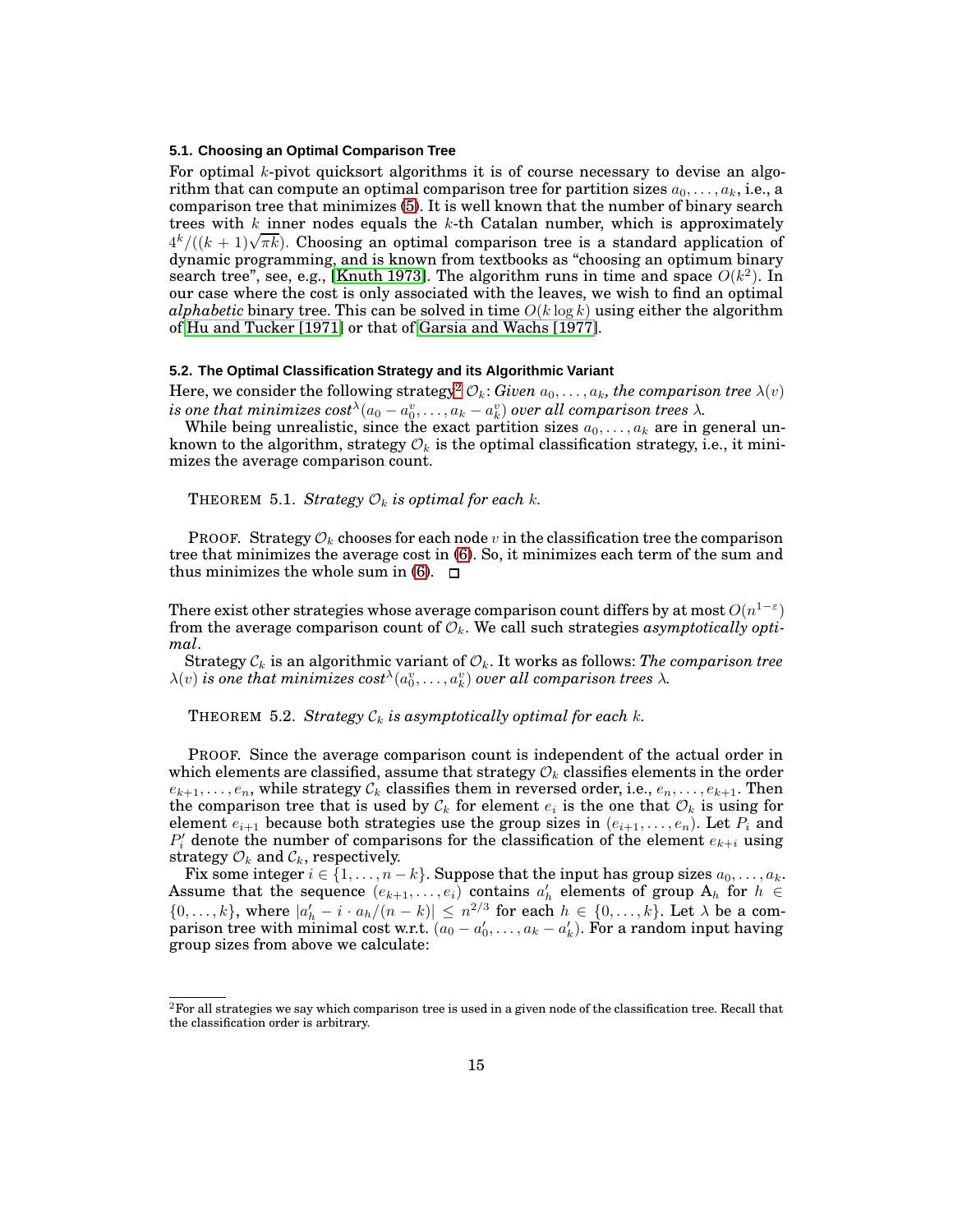### 5.1. Choosing an Optimal Comparison Tree

For optimal $k$-pivot quicksort algorithms it is of course necessary to devise an algorithm that can compute an optimal comparison tree for partition sizes $a_0, \ldots, a_k$, i.e., a comparison tree that minimizes (5). It is well known that the number of binary search trees with $k$ inner nodes equals the $k$-th Catalan number, which is approximately $4^k/((k+1)\sqrt{\pi k})$. Choosing an optimal comparison tree is a standard application of dynamic programming, and is known from textbooks as "choosing an optimum binary search tree", see, e.g., [Knuth 1973]. The algorithm runs in time and space $O(k^2)$. In our case where the cost is only associated with the leaves, we wish to find an optimal *alphabetic* binary tree. This can be solved in time $O(k \log k)$ using either the algorithm of Hu and Tucker [1971] or that of Garsia and Wachs [1977].

### 5.2. The Optimal Classification Strategy and its Algorithmic Variant

Here, we consider the following strategy[2] $\mathcal{O}_k$: *Given $a_0, \ldots, a_k$, the comparison tree $\lambda(v)$ is one that minimizes $\text{cost}^\lambda(a_0 - a_0^v, \ldots, a_k - a_k^v)$ over all comparison trees $\lambda$.*

While being unrealistic, since the exact partition sizes $a_0, \ldots, a_k$ are in general unknown to the algorithm, strategy $\mathcal{O}_k$ is the optimal classification strategy, i.e., it minimizes the average comparison count.

THEOREM 5.1. *Strategy $\mathcal{O}_k$ is optimal for each $k$.*

PROOF. Strategy $\mathcal{O}_k$ chooses for each node $v$ in the classification tree the comparison tree that minimizes the average cost in (6). So, it minimizes each term of the sum and thus minimizes the whole sum in (6). $\square$

There exist other strategies whose average comparison count differs by at most $O(n^{1-\varepsilon})$ from the average comparison count of $\mathcal{O}_k$. We call such strategies *asymptotically optimal*.

Strategy $\mathcal{C}_k$ is an algorithmic variant of $\mathcal{O}_k$. It works as follows: *The comparison tree $\lambda(v)$ is one that minimizes $\text{cost}^\lambda(a_0^v, \ldots, a_k^v)$ over all comparison trees $\lambda$.*

THEOREM 5.2. *Strategy $\mathcal{C}_k$ is asymptotically optimal for each $k$.*

PROOF. Since the average comparison count is independent of the actual order in which elements are classified, assume that strategy $\mathcal{O}_k$ classifies elements in the order $e_{k+1}, \ldots, e_n$, while strategy $\mathcal{C}_k$ classifies them in reversed order, i.e., $e_n, \ldots, e_{k+1}$. Then the comparison tree that is used by $\mathcal{C}_k$ for element $e_i$ is the one that $\mathcal{O}_k$ is using for element $e_{i+1}$ because both strategies use the group sizes in $(e_{i+1}, \ldots, e_n)$. Let $P_i$ and $P_i'$ denote the number of comparisons for the classification of the element $e_{k+i}$ using strategy $\mathcal{O}_k$ and $\mathcal{C}_k$, respectively.

Fix some integer $i \in \{1, \ldots, n-k\}$. Suppose that the input has group sizes $a_0, \ldots, a_k$. Assume that the sequence $(e_{k+1}, \ldots, e_i)$ contains $a_h'$ elements of group $\text{A}_h$ for $h \in \{0, \ldots, k\}$, where $|a_h' - i \cdot a_h/(n-k)| \leq n^{2/3}$ for each $h \in \{0, \ldots, k\}$. Let $\lambda$ be a comparison tree with minimal cost w.r.t. $(a_0 - a_0', \ldots, a_k - a_k')$. For a random input having group sizes from above we calculate:

[2] For all strategies we say which comparison tree is used in a given node of the classification tree. Recall that the classification order is arbitrary.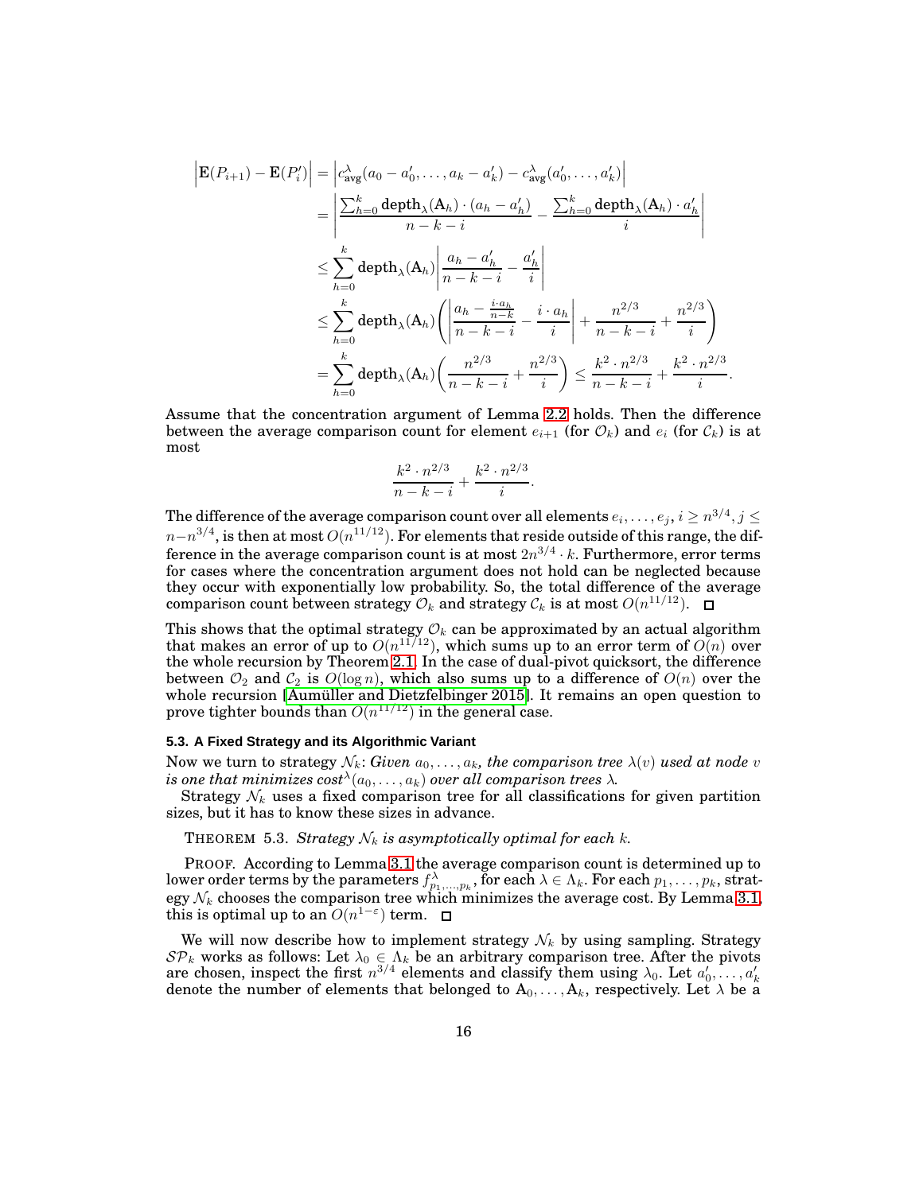$$
\begin{aligned}
\left|\mathbf{E}(P_{i+1}) - \mathbf{E}(P'_i)\right| &= \left|c^{\lambda}_{\text{avg}}(a_0 - a'_0, \ldots, a_k - a'_k) - c^{\lambda}_{\text{avg}}(a'_0, \ldots, a'_k)\right| \\
&= \left|\frac{\sum_{h=0}^{k} \text{depth}_\lambda(\mathrm{A}_h) \cdot (a_h - a'_h)}{n-k-i} - \frac{\sum_{h=0}^{k} \text{depth}_\lambda(\mathrm{A}_h) \cdot a'_h}{i}\right| \\
&\leq \sum_{h=0}^{k} \text{depth}_\lambda(\mathrm{A}_h) \left|\frac{a_h - a'_h}{n-k-i} - \frac{a'_h}{i}\right| \\
&\leq \sum_{h=0}^{k} \text{depth}_\lambda(\mathrm{A}_h) \left(\left|\frac{a_h - \frac{i \cdot a_h}{n-k}}{n-k-i} - \frac{i \cdot a_h}{i}\right| + \frac{n^{2/3}}{n-k-i} + \frac{n^{2/3}}{i}\right) \\
&= \sum_{h=0}^{k} \text{depth}_\lambda(\mathrm{A}_h) \left(\frac{n^{2/3}}{n-k-i} + \frac{n^{2/3}}{i}\right) \leq \frac{k^2 \cdot n^{2/3}}{n-k-i} + \frac{k^2 \cdot n^{2/3}}{i}.
\end{aligned}
$$

Assume that the concentration argument of Lemma 2.2 holds. Then the difference between the average comparison count for element $e_{i+1}$ (for $\mathcal{O}_k$) and $e_i$ (for $\mathcal{C}_k$) is at most

$$
\frac{k^2 \cdot n^{2/3}}{n-k-i} + \frac{k^2 \cdot n^{2/3}}{i}.
$$

The difference of the average comparison count over all elements $e_i, \ldots, e_j$, $i \geq n^{3/4}$, $j \leq n - n^{3/4}$, is then at most $O(n^{11/12})$. For elements that reside outside of this range, the difference in the average comparison count is at most $2n^{3/4} \cdot k$. Furthermore, error terms for cases where the concentration argument does not hold can be neglected because they occur with exponentially low probability. So, the total difference of the average comparison count between strategy $\mathcal{O}_k$ and strategy $\mathcal{C}_k$ is at most $O(n^{11/12})$. □

This shows that the optimal strategy $\mathcal{O}_k$ can be approximated by an actual algorithm that makes an error of up to $O(n^{11/12})$, which sums up to an error term of $O(n)$ over the whole recursion by Theorem 2.1. In the case of dual-pivot quicksort, the difference between $\mathcal{O}_2$ and $\mathcal{C}_2$ is $O(\log n)$, which also sums up to a difference of $O(n)$ over the whole recursion [Aumüller and Dietzfelbinger 2015]. It remains an open question to prove tighter bounds than $O(n^{11/12})$ in the general case.

### 5.3. A Fixed Strategy and its Algorithmic Variant

Now we turn to strategy $\mathcal{N}_k$: *Given $a_0, \ldots, a_k$, the comparison tree $\lambda(v)$ used at node $v$ is one that minimizes cost$^{\lambda}(a_0, \ldots, a_k)$ over all comparison trees $\lambda$.*

Strategy $\mathcal{N}_k$ uses a fixed comparison tree for all classifications for given partition sizes, but it has to know these sizes in advance.

THEOREM 5.3. *Strategy $\mathcal{N}_k$ is asymptotically optimal for each $k$.*

PROOF. According to Lemma 3.1 the average comparison count is determined up to lower order terms by the parameters $f^{\lambda}_{p_1,\ldots,p_k}$, for each $\lambda \in \Lambda_k$. For each $p_1, \ldots, p_k$, strategy $\mathcal{N}_k$ chooses the comparison tree which minimizes the average cost. By Lemma 3.1, this is optimal up to an $O(n^{1-\varepsilon})$ term. □

We will now describe how to implement strategy $\mathcal{N}_k$ by using sampling. Strategy $\mathcal{SP}_k$ works as follows: Let $\lambda_0 \in \Lambda_k$ be an arbitrary comparison tree. After the pivots are chosen, inspect the first $n^{3/4}$ elements and classify them using $\lambda_0$. Let $a'_0, \ldots, a'_k$ denote the number of elements that belonged to $\mathrm{A}_0, \ldots, \mathrm{A}_k$, respectively. Let $\lambda$ be a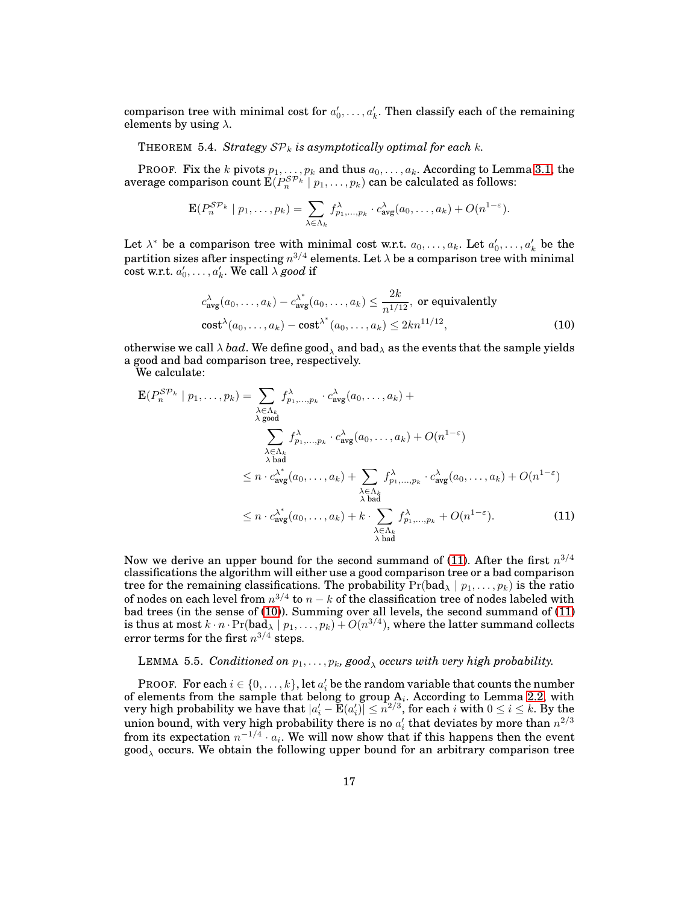comparison tree with minimal cost for $a'_0, \ldots, a'_k$. Then classify each of the remaining elements by using $\lambda$.

THEOREM 5.4. *Strategy $\mathcal{SP}_k$ is asymptotically optimal for each $k$.*

PROOF. Fix the $k$ pivots $p_1, \ldots, p_k$ and thus $a_0, \ldots, a_k$. According to Lemma 3.1, the average comparison count $\mathrm{E}(P_n^{\mathcal{SP}_k} \mid p_1, \ldots, p_k)$ can be calculated as follows:

$$\mathrm{E}(P_n^{\mathcal{SP}_k} \mid p_1, \ldots, p_k) = \sum_{\lambda \in \Lambda_k} f^{\lambda}_{p_1,\ldots,p_k} \cdot c^{\lambda}_{\text{avg}}(a_0, \ldots, a_k) + O(n^{1-\varepsilon}).$$

Let $\lambda^*$ be a comparison tree with minimal cost w.r.t. $a_0, \ldots, a_k$. Let $a'_0, \ldots, a'_k$ be the partition sizes after inspecting $n^{3/4}$ elements. Let $\lambda$ be a comparison tree with minimal cost w.r.t. $a'_0, \ldots, a'_k$. We call $\lambda$ *good* if

$$\begin{aligned} c^{\lambda}_{\text{avg}}(a_0, \ldots, a_k) - c^{\lambda^*}_{\text{avg}}(a_0, \ldots, a_k) &\leq \frac{2k}{n^{1/12}}, \text{ or equivalently} \\ \text{cost}^{\lambda}(a_0, \ldots, a_k) - \text{cost}^{\lambda^*}(a_0, \ldots, a_k) &\leq 2kn^{11/12}, \end{aligned} \tag{10}$$

otherwise we call $\lambda$ *bad*. We define $\text{good}_\lambda$ and $\text{bad}_\lambda$ as the events that the sample yields a good and bad comparison tree, respectively.

We calculate:

$$\begin{aligned} \mathrm{E}(P_n^{\mathcal{SP}_k} \mid p_1, \ldots, p_k) &= \sum_{\substack{\lambda \in \Lambda_k \\ \lambda \text{ good}}} f^{\lambda}_{p_1,\ldots,p_k} \cdot c^{\lambda}_{\text{avg}}(a_0, \ldots, a_k) + \\ &\qquad \sum_{\substack{\lambda \in \Lambda_k \\ \lambda \text{ bad}}} f^{\lambda}_{p_1,\ldots,p_k} \cdot c^{\lambda}_{\text{avg}}(a_0, \ldots, a_k) + O(n^{1-\varepsilon}) \\ &\leq n \cdot c^{\lambda^*}_{\text{avg}}(a_0, \ldots, a_k) + \sum_{\substack{\lambda \in \Lambda_k \\ \lambda \text{ bad}}} f^{\lambda}_{p_1,\ldots,p_k} \cdot c^{\lambda}_{\text{avg}}(a_0, \ldots, a_k) + O(n^{1-\varepsilon}) \\ &\leq n \cdot c^{\lambda^*}_{\text{avg}}(a_0, \ldots, a_k) + k \cdot \sum_{\substack{\lambda \in \Lambda_k \\ \lambda \text{ bad}}} f^{\lambda}_{p_1,\ldots,p_k} + O(n^{1-\varepsilon}). \end{aligned} \tag{11}$$

Now we derive an upper bound for the second summand of (11). After the first $n^{3/4}$ classifications the algorithm will either use a good comparison tree or a bad comparison tree for the remaining classifications. The probability $\Pr(\text{bad}_\lambda \mid p_1, \ldots, p_k)$ is the ratio of nodes on each level from $n^{3/4}$ to $n - k$ of the classification tree of nodes labeled with bad trees (in the sense of (10)). Summing over all levels, the second summand of (11) is thus at most $k \cdot n \cdot \Pr(\text{bad}_\lambda \mid p_1, \ldots, p_k) + O(n^{3/4})$, where the latter summand collects error terms for the first $n^{3/4}$ steps.

LEMMA 5.5. *Conditioned on $p_1, \ldots, p_k$, $\text{good}_\lambda$ occurs with very high probability.*

PROOF. For each $i \in \{0, \ldots, k\}$, let $a'_i$ be the random variable that counts the number of elements from the sample that belong to group $\text{A}_i$. According to Lemma 2.2, with very high probability we have that $|a'_i - \mathrm{E}(a'_i)| \leq n^{2/3}$, for each $i$ with $0 \leq i \leq k$. By the union bound, with very high probability there is no $a'_i$ that deviates by more than $n^{2/3}$ from its expectation $n^{-1/4} \cdot a_i$. We will now show that if this happens then the event $\text{good}_\lambda$ occurs. We obtain the following upper bound for an arbitrary comparison tree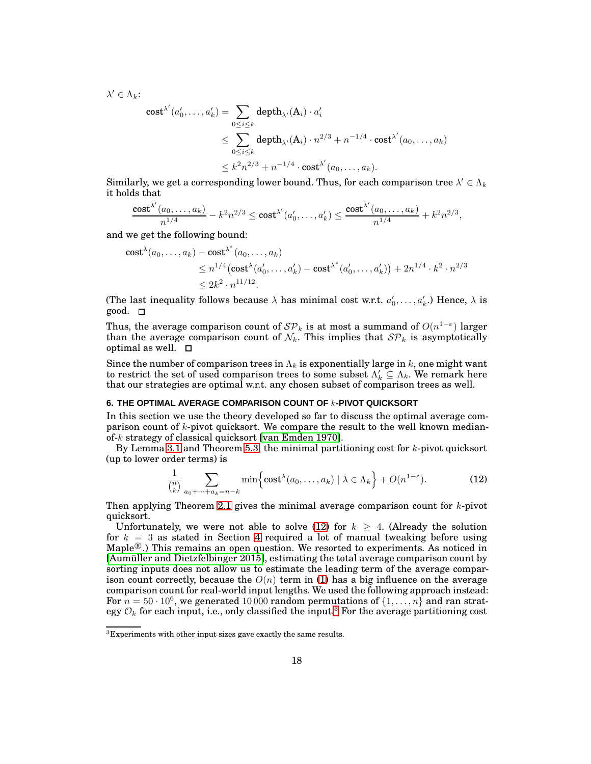$\lambda' \in \Lambda_k$:

$$
\begin{aligned}
\mathbf{cost}^{\lambda'}(a'_0, \ldots, a'_k) &= \sum_{0 \le i \le k} \mathbf{depth}_{\lambda'}(\mathrm{A}_i) \cdot a'_i \\
&\le \sum_{0 \le i \le k} \mathbf{depth}_{\lambda'}(\mathrm{A}_i) \cdot n^{2/3} + n^{-1/4} \cdot \mathbf{cost}^{\lambda'}(a_0, \ldots, a_k) \\
&\le k^2 n^{2/3} + n^{-1/4} \cdot \mathbf{cost}^{\lambda'}(a_0, \ldots, a_k).
\end{aligned}
$$

Similarly, we get a corresponding lower bound. Thus, for each comparison tree $\lambda' \in \Lambda_k$ it holds that

$$
\frac{\mathbf{cost}^{\lambda'}(a_0, \ldots, a_k)}{n^{1/4}} - k^2 n^{2/3} \le \mathbf{cost}^{\lambda'}(a'_0, \ldots, a'_k) \le \frac{\mathbf{cost}^{\lambda'}(a_0, \ldots, a_k)}{n^{1/4}} + k^2 n^{2/3},
$$

and we get the following bound:

$$
\begin{aligned}
\mathbf{cost}^{\lambda}&(a_0, \ldots, a_k) - \mathbf{cost}^{\lambda^*}(a_0, \ldots, a_k) \\
&\le n^{1/4}\big(\mathbf{cost}^{\lambda}(a'_0, \ldots, a'_k) - \mathbf{cost}^{\lambda^*}(a'_0, \ldots, a'_k)\big) + 2n^{1/4} \cdot k^2 \cdot n^{2/3} \\
&\le 2k^2 \cdot n^{11/12}.
\end{aligned}
$$

(The last inequality follows because $\lambda$ has minimal cost w.r.t. $a'_0, \ldots, a'_k$.) Hence, $\lambda$ is good. □

Thus, the average comparison count of $\mathcal{SP}_k$ is at most a summand of $O(n^{1-\varepsilon})$ larger than the average comparison count of $\mathcal{N}_k$. This implies that $\mathcal{SP}_k$ is asymptotically optimal as well. □

Since the number of comparison trees in $\Lambda_k$ is exponentially large in $k$, one might want to restrict the set of used comparison trees to some subset $\Lambda'_k \subseteq \Lambda_k$. We remark here that our strategies are optimal w.r.t. any chosen subset of comparison trees as well.

## 6. THE OPTIMAL AVERAGE COMPARISON COUNT OF $k$-PIVOT QUICKSORT

In this section we use the theory developed so far to discuss the optimal average comparison count of $k$-pivot quicksort. We compare the result to the well known median-of-$k$ strategy of classical quicksort [van Emden 1970].

By Lemma 3.1 and Theorem 5.3, the minimal partitioning cost for $k$-pivot quicksort (up to lower order terms) is

$$
\frac{1}{\binom{n}{k}} \sum_{a_0 + \cdots + a_k = n-k} \min\Big\{\mathbf{cost}^{\lambda}(a_0, \ldots, a_k) \mid \lambda \in \Lambda_k\Big\} + O(n^{1-\varepsilon}). \tag{12}
$$

Then applying Theorem 2.1 gives the minimal average comparison count for $k$-pivot quicksort.

Unfortunately, we were not able to solve (12) for $k \ge 4$. (Already the solution for $k = 3$ as stated in Section 4 required a lot of manual tweaking before using Maple®.) This remains an open question. We resorted to experiments. As noticed in [Aumüller and Dietzfelbinger 2015], estimating the total average comparison count by sorting inputs does not allow us to estimate the leading term of the average comparison count correctly, because the $O(n)$ term in (1) has a big influence on the average comparison count for real-world input lengths. We used the following approach instead: For $n = 50 \cdot 10^6$, we generated 10 000 random permutations of $\{1, \ldots, n\}$ and ran strategy $\mathcal{O}_k$ for each input, i.e., only classified the input.[3] For the average partitioning cost

[3]Experiments with other input sizes gave exactly the same results.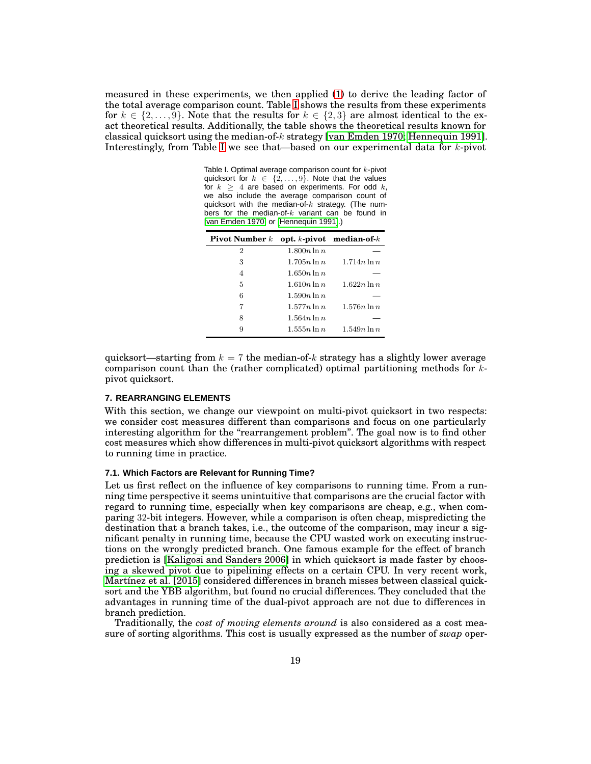measured in these experiments, we then applied (1) to derive the leading factor of the total average comparison count. Table I shows the results from these experiments for $k \in \{2, \ldots, 9\}$. Note that the results for $k \in \{2, 3\}$ are almost identical to the exact theoretical results. Additionally, the table shows the theoretical results known for classical quicksort using the median-of-$k$ strategy [van Emden 1970; Hennequin 1991]. Interestingly, from Table I we see that—based on our experimental data for $k$-pivot quicksort—starting from $k = 7$ the median-of-$k$ strategy has a slightly lower average comparison count than the (rather complicated) optimal partitioning methods for $k$-pivot quicksort.

Table I. Optimal average comparison count for $k$-pivot quicksort for $k \in \{2, \ldots, 9\}$. Note that the values for $k \geq 4$ are based on experiments. For odd $k$, we also include the average comparison count of quicksort with the median-of-$k$ strategy. (The numbers for the median-of-$k$ variant can be found in [van Emden 1970] or [Hennequin 1991].)

| **Pivot Number $k$** | **opt. $k$-pivot** | **median-of-$k$** |
|---|---|---|
| 2 | $1.800n \ln n$ | — |
| 3 | $1.705n \ln n$ | $1.714n \ln n$ |
| 4 | $1.650n \ln n$ | — |
| 5 | $1.610n \ln n$ | $1.622n \ln n$ |
| 6 | $1.590n \ln n$ | — |
| 7 | $1.577n \ln n$ | $1.576n \ln n$ |
| 8 | $1.564n \ln n$ | — |
| 9 | $1.555n \ln n$ | $1.549n \ln n$ |

## 7. REARRANGING ELEMENTS

With this section, we change our viewpoint on multi-pivot quicksort in two respects: we consider cost measures different than comparisons and focus on one particularly interesting algorithm for the "rearrangement problem". The goal now is to find other cost measures which show differences in multi-pivot quicksort algorithms with respect to running time in practice.

### 7.1. Which Factors are Relevant for Running Time?

Let us first reflect on the influence of key comparisons to running time. From a running time perspective it seems unintuitive that comparisons are the crucial factor with regard to running time, especially when key comparisons are cheap, e.g., when comparing 32-bit integers. However, while a comparison is often cheap, mispredicting the destination that a branch takes, i.e., the outcome of the comparison, may incur a significant penalty in running time, because the CPU wasted work on executing instructions on the wrongly predicted branch. One famous example for the effect of branch prediction is [Kaligosi and Sanders 2006] in which quicksort is made faster by choosing a skewed pivot due to pipelining effects on a certain CPU. In very recent work, Martínez et al. [2015] considered differences in branch misses between classical quicksort and the YBB algorithm, but found no crucial differences. They concluded that the advantages in running time of the dual-pivot approach are not due to differences in branch prediction.

Traditionally, the *cost of moving elements around* is also considered as a cost measure of sorting algorithms. This cost is usually expressed as the number of *swap* oper-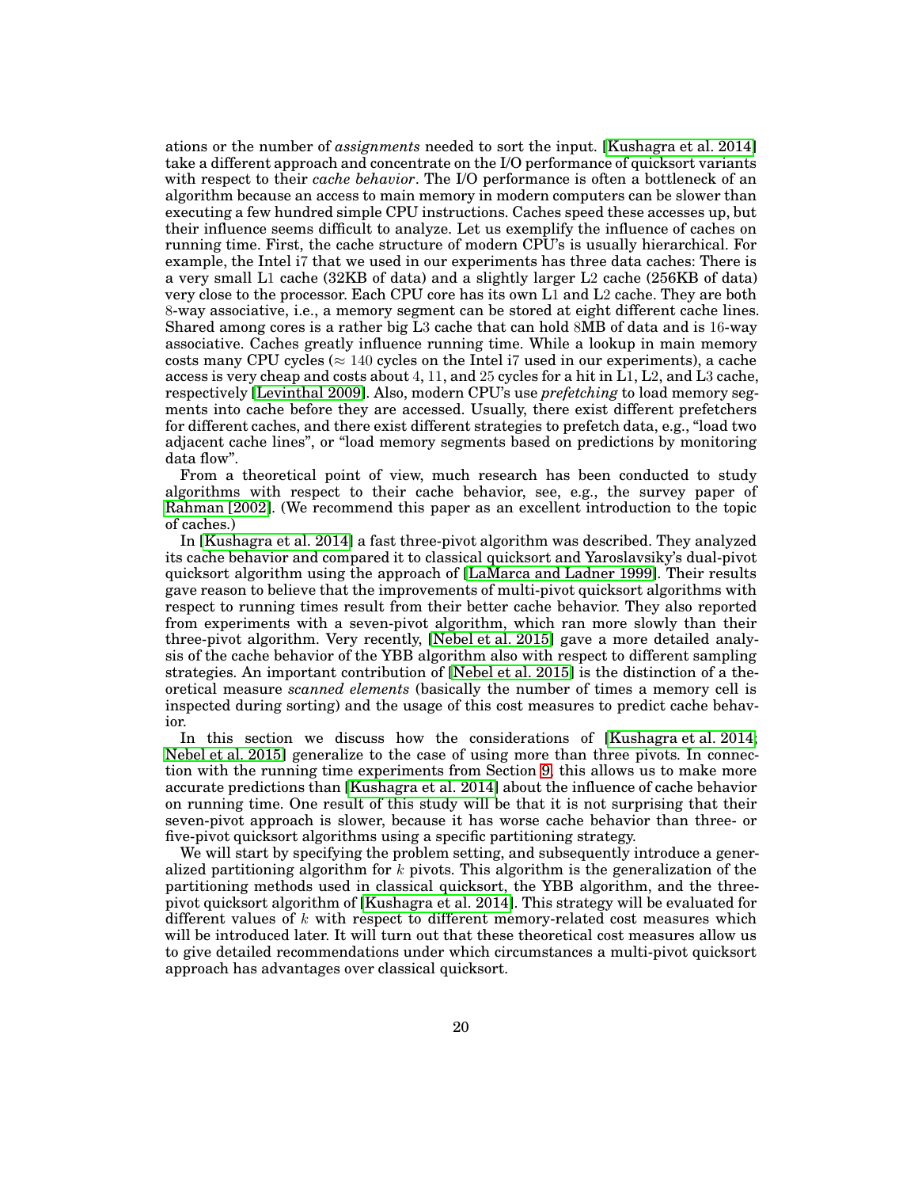ations or the number of *assignments* needed to sort the input. [Kushagra et al. 2014] take a different approach and concentrate on the I/O performance of quicksort variants with respect to their *cache behavior*. The I/O performance is often a bottleneck of an algorithm because an access to main memory in modern computers can be slower than executing a few hundred simple CPU instructions. Caches speed these accesses up, but their influence seems difficult to analyze. Let us exemplify the influence of caches on running time. First, the cache structure of modern CPU's is usually hierarchical. For example, the Intel i7 that we used in our experiments has three data caches: There is a very small L1 cache (32KB of data) and a slightly larger L2 cache (256KB of data) very close to the processor. Each CPU core has its own L1 and L2 cache. They are both 8-way associative, i.e., a memory segment can be stored at eight different cache lines. Shared among cores is a rather big L3 cache that can hold 8MB of data and is 16-way associative. Caches greatly influence running time. While a lookup in main memory costs many CPU cycles ($\approx 140$ cycles on the Intel i7 used in our experiments), a cache access is very cheap and costs about 4, 11, and 25 cycles for a hit in L1, L2, and L3 cache, respectively [Levinthal 2009]. Also, modern CPU's use *prefetching* to load memory segments into cache before they are accessed. Usually, there exist different prefetchers for different caches, and there exist different strategies to prefetch data, e.g., "load two adjacent cache lines", or "load memory segments based on predictions by monitoring data flow".

From a theoretical point of view, much research has been conducted to study algorithms with respect to their cache behavior, see, e.g., the survey paper of Rahman [2002]. (We recommend this paper as an excellent introduction to the topic of caches.)

In [Kushagra et al. 2014] a fast three-pivot algorithm was described. They analyzed its cache behavior and compared it to classical quicksort and Yaroslavsiky's dual-pivot quicksort algorithm using the approach of [LaMarca and Ladner 1999]. Their results gave reason to believe that the improvements of multi-pivot quicksort algorithms with respect to running times result from their better cache behavior. They also reported from experiments with a seven-pivot algorithm, which ran more slowly than their three-pivot algorithm. Very recently, [Nebel et al. 2015] gave a more detailed analysis of the cache behavior of the YBB algorithm also with respect to different sampling strategies. An important contribution of [Nebel et al. 2015] is the distinction of a theoretical measure *scanned elements* (basically the number of times a memory cell is inspected during sorting) and the usage of this cost measures to predict cache behavior.

In this section we discuss how the considerations of [Kushagra et al. 2014; Nebel et al. 2015] generalize to the case of using more than three pivots. In connection with the running time experiments from Section 9, this allows us to make more accurate predictions than [Kushagra et al. 2014] about the influence of cache behavior on running time. One result of this study will be that it is not surprising that their seven-pivot approach is slower, because it has worse cache behavior than three- or five-pivot quicksort algorithms using a specific partitioning strategy.

We will start by specifying the problem setting, and subsequently introduce a generalized partitioning algorithm for $k$ pivots. This algorithm is the generalization of the partitioning methods used in classical quicksort, the YBB algorithm, and the three-pivot quicksort algorithm of [Kushagra et al. 2014]. This strategy will be evaluated for different values of $k$ with respect to different memory-related cost measures which will be introduced later. It will turn out that these theoretical cost measures allow us to give detailed recommendations under which circumstances a multi-pivot quicksort approach has advantages over classical quicksort.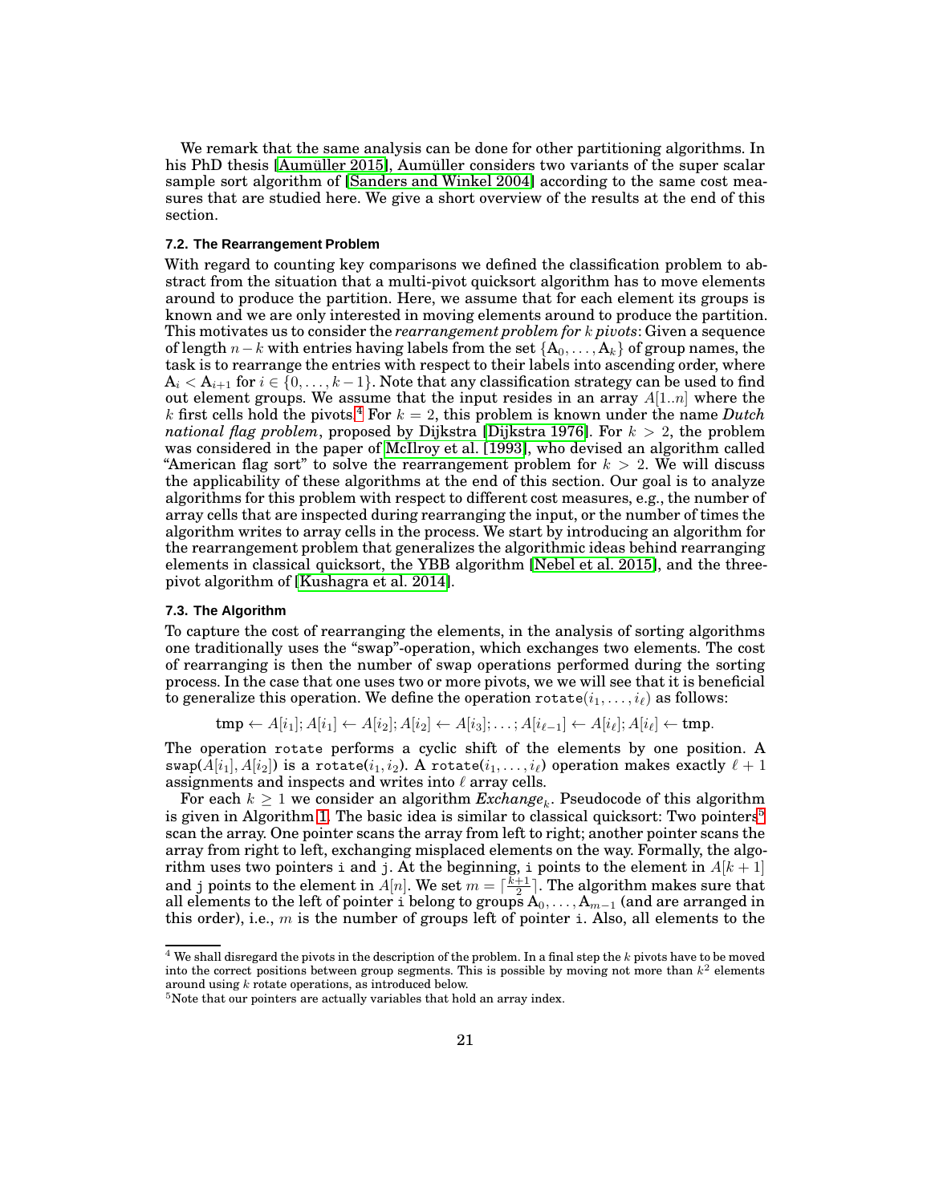We remark that the same analysis can be done for other partitioning algorithms. In his PhD thesis [Aumüller 2015], Aumüller considers two variants of the super scalar sample sort algorithm of [Sanders and Winkel 2004] according to the same cost measures that are studied here. We give a short overview of the results at the end of this section.

### 7.2. The Rearrangement Problem

With regard to counting key comparisons we defined the classification problem to abstract from the situation that a multi-pivot quicksort algorithm has to move elements around to produce the partition. Here, we assume that for each element its groups is known and we are only interested in moving elements around to produce the partition. This motivates us to consider the *rearrangement problem for $k$ pivots*: Given a sequence of length $n-k$ with entries having labels from the set $\{\mathrm{A}_0, \ldots, \mathrm{A}_k\}$ of group names, the task is to rearrange the entries with respect to their labels into ascending order, where $\mathrm{A}_i < \mathrm{A}_{i+1}$ for $i \in \{0, \ldots, k-1\}$. Note that any classification strategy can be used to find out element groups. We assume that the input resides in an array $A[1..n]$ where the $k$ first cells hold the pivots.[4] For $k = 2$, this problem is known under the name *Dutch national flag problem*, proposed by Dijkstra [Dijkstra 1976]. For $k > 2$, the problem was considered in the paper of McIlroy et al. [1993], who devised an algorithm called "American flag sort" to solve the rearrangement problem for $k > 2$. We will discuss the applicability of these algorithms at the end of this section. Our goal is to analyze algorithms for this problem with respect to different cost measures, e.g., the number of array cells that are inspected during rearranging the input, or the number of times the algorithm writes to array cells in the process. We start by introducing an algorithm for the rearrangement problem that generalizes the algorithmic ideas behind rearranging elements in classical quicksort, the YBB algorithm [Nebel et al. 2015], and the three-pivot algorithm of [Kushagra et al. 2014].

### 7.3. The Algorithm

To capture the cost of rearranging the elements, in the analysis of sorting algorithms one traditionally uses the "swap"-operation, which exchanges two elements. The cost of rearranging is then the number of swap operations performed during the sorting process. In the case that one uses two or more pivots, we we will see that it is beneficial to generalize this operation. We define the operation $\texttt{rotate}(i_1, \ldots, i_\ell)$ as follows:

$$\mathrm{tmp} \leftarrow A[i_1]; A[i_1] \leftarrow A[i_2]; A[i_2] \leftarrow A[i_3]; \ldots; A[i_{\ell-1}] \leftarrow A[i_\ell]; A[i_\ell] \leftarrow \mathrm{tmp}.$$

The operation rotate performs a cyclic shift of the elements by one position. A $\texttt{swap}(A[i_1], A[i_2])$ is a $\texttt{rotate}(i_1, i_2)$. A $\texttt{rotate}(i_1, \ldots, i_\ell)$ operation makes exactly $\ell + 1$ assignments and inspects and writes into $\ell$ array cells.

For each $k \geq 1$ we consider an algorithm *Exchange*$_k$. Pseudocode of this algorithm is given in Algorithm 1. The basic idea is similar to classical quicksort: Two pointers[5] scan the array. One pointer scans the array from left to right; another pointer scans the array from right to left, exchanging misplaced elements on the way. Formally, the algorithm uses two pointers i and j. At the beginning, i points to the element in $A[k+1]$ and j points to the element in $A[n]$. We set $m = \lceil \frac{k+1}{2} \rceil$. The algorithm makes sure that all elements to the left of pointer i belong to groups $\mathrm{A}_0, \ldots, \mathrm{A}_{m-1}$ (and are arranged in this order), i.e., $m$ is the number of groups left of pointer i. Also, all elements to the

[4] We shall disregard the pivots in the description of the problem. In a final step the $k$ pivots have to be moved into the correct positions between group segments. This is possible by moving not more than $k^2$ elements around using $k$ rotate operations, as introduced below.

[5] Note that our pointers are actually variables that hold an array index.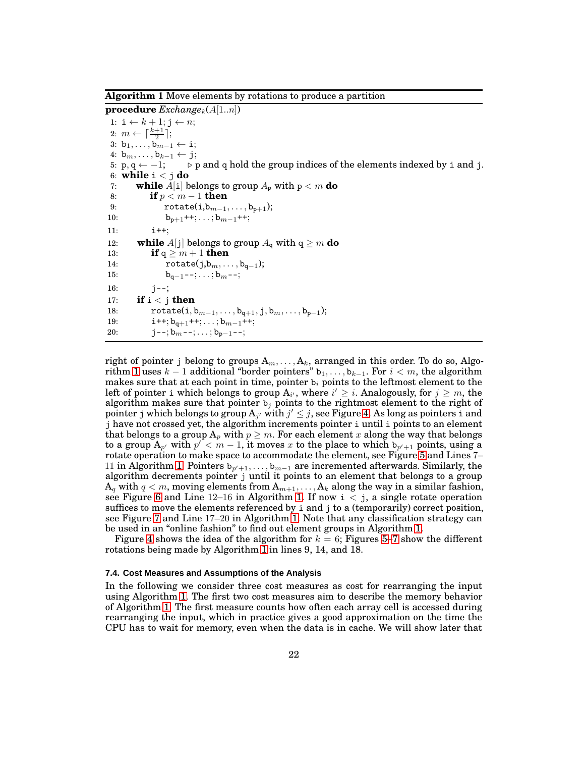**Algorithm 1** Move elements by rotations to produce a partition

```
procedure Exchange_k(A[1..n])
 1: i ← k + 1; j ← n;
 2: m ← ⌈(k+1)/2⌉;
 3: b_1, ..., b_{m−1} ← i;
 4: b_m, ..., b_{k−1} ← j;
 5: p, q ← −1;        ▷ p and q hold the group indices of the elements indexed by i and j.
 6: while i < j do
 7:     while A[i] belongs to group A_p with p < m do
 8:         if p < m − 1 then
 9:             rotate(i, b_{m−1}, ..., b_{p+1});
10:             b_{p+1}++; ...; b_{m−1}++;
11:         i++;
12:     while A[j] belongs to group A_q with q ≥ m do
13:         if q ≥ m + 1 then
14:             rotate(j, b_m, ..., b_{q−1});
15:             b_{q−1}--; ...; b_m--;
16:         j--;
17:     if i < j then
18:         rotate(i, b_{m−1}, ..., b_{q+1}, j, b_m, ..., b_{p−1});
19:         i++; b_{q+1}++; ...; b_{m−1}++;
20:         j--; b_m--; ...; b_{p−1}--;
```

right of pointer j belong to groups $A_m, \ldots, A_k$, arranged in this order. To do so, Algorithm 1 uses $k-1$ additional "border pointers" $b_1, \ldots, b_{k-1}$. For $i < m$, the algorithm makes sure that at each point in time, pointer $b_i$ points to the leftmost element to the left of pointer i which belongs to group $A_{i'}$, where $i' \geq i$. Analogously, for $j \geq m$, the algorithm makes sure that pointer $b_j$ points to the rightmost element to the right of pointer j which belongs to group $A_{j'}$ with $j' \leq j$, see Figure 4. As long as pointers i and j have not crossed yet, the algorithm increments pointer i until i points to an element that belongs to a group $A_p$ with $p \geq m$. For each element $x$ along the way that belongs to a group $A_{p'}$ with $p' < m-1$, it moves $x$ to the place to which $b_{p'+1}$ points, using a rotate operation to make space to accommodate the element, see Figure 5 and Lines 7–11 in Algorithm 1. Pointers $b_{p'+1}, \ldots, b_{m-1}$ are incremented afterwards. Similarly, the algorithm decrements pointer j until it points to an element that belongs to a group $A_q$ with $q < m$, moving elements from $A_{m+1}, \ldots, A_k$ along the way in a similar fashion, see Figure 6 and Line 12–16 in Algorithm 1. If now i < j, a single rotate operation suffices to move the elements referenced by i and j to a (temporarily) correct position, see Figure 7 and Line 17–20 in Algorithm 1. Note that any classification strategy can be used in an "online fashion" to find out element groups in Algorithm 1.

Figure 4 shows the idea of the algorithm for $k = 6$; Figures 5–7 show the different rotations being made by Algorithm 1 in lines 9, 14, and 18.

### 7.4. Cost Measures and Assumptions of the Analysis

In the following we consider three cost measures as cost for rearranging the input using Algorithm 1. The first two cost measures aim to describe the memory behavior of Algorithm 1. The first measure counts how often each array cell is accessed during rearranging the input, which in practice gives a good approximation on the time the CPU has to wait for memory, even when the data is in cache. We will show later that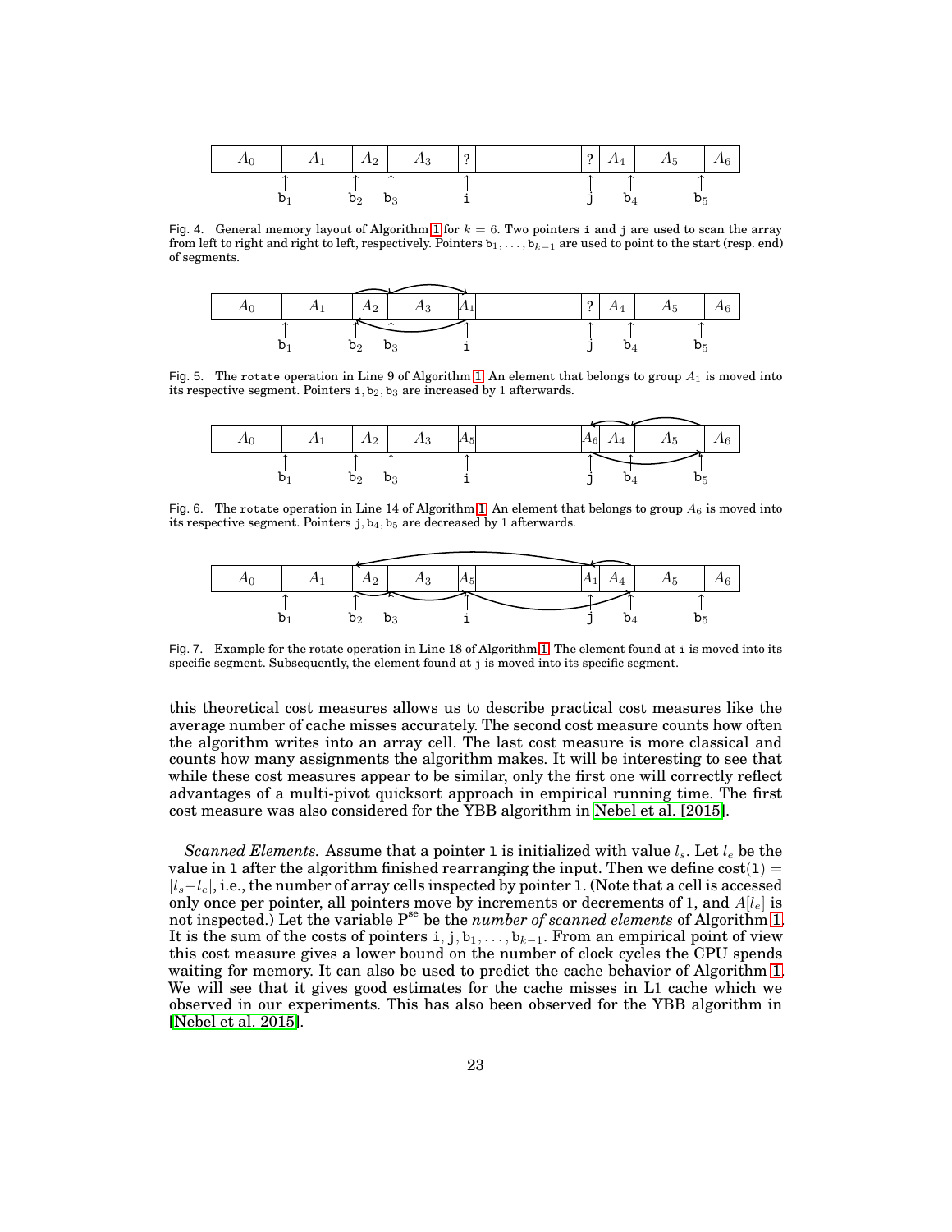Fig. 4. General memory layout of Algorithm 1 for $k = 6$. Two pointers i and j are used to scan the array from left to right and right to left, respectively. Pointers $b_1, \ldots, b_{k-1}$ are used to point to the start (resp. end) of segments.

Fig. 5. The rotate operation in Line 9 of Algorithm 1. An element that belongs to group $A_1$ is moved into its respective segment. Pointers $i, b_2, b_3$ are increased by 1 afterwards.

Fig. 6. The rotate operation in Line 14 of Algorithm 1. An element that belongs to group $A_6$ is moved into its respective segment. Pointers $j, b_4, b_5$ are decreased by 1 afterwards.

Fig. 7. Example for the rotate operation in Line 18 of Algorithm 1. The element found at i is moved into its specific segment. Subsequently, the element found at j is moved into its specific segment.

this theoretical cost measures allows us to describe practical cost measures like the average number of cache misses accurately. The second cost measure counts how often the algorithm writes into an array cell. The last cost measure is more classical and counts how many assignments the algorithm makes. It will be interesting to see that while these cost measures appear to be similar, only the first one will correctly reflect advantages of a multi-pivot quicksort approach in empirical running time. The first cost measure was also considered for the YBB algorithm in Nebel et al. [2015].

*Scanned Elements.* Assume that a pointer l is initialized with value $l_s$. Let $l_e$ be the value in l after the algorithm finished rearranging the input. Then we define $\text{cost}(\texttt{l}) = |l_s - l_e|$, i.e., the number of array cells inspected by pointer l. (Note that a cell is accessed only once per pointer, all pointers move by increments or decrements of 1, and $A[l_e]$ is not inspected.) Let the variable $\text{P}^{\text{se}}$ be the *number of scanned elements* of Algorithm 1. It is the sum of the costs of pointers $\texttt{i}, \texttt{j}, \texttt{b}_1, \ldots, \texttt{b}_{k-1}$. From an empirical point of view this cost measure gives a lower bound on the number of clock cycles the CPU spends waiting for memory. It can also be used to predict the cache behavior of Algorithm 1. We will see that it gives good estimates for the cache misses in L1 cache which we observed in our experiments. This has also been observed for the YBB algorithm in [Nebel et al. 2015].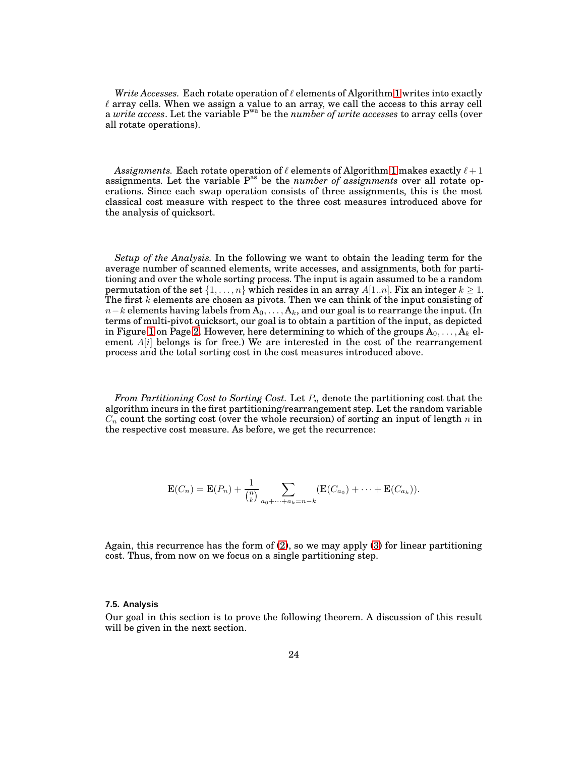*Write Accesses.* Each rotate operation of $\ell$ elements of Algorithm 1 writes into exactly $\ell$ array cells. When we assign a value to an array, we call the access to this array cell a *write access*. Let the variable $\text{P}^{\text{wa}}$ be the *number of write accesses* to array cells (over all rotate operations).

*Assignments.* Each rotate operation of $\ell$ elements of Algorithm 1 makes exactly $\ell + 1$ assignments. Let the variable $\text{P}^{\text{as}}$ be the *number of assignments* over all rotate operations. Since each swap operation consists of three assignments, this is the most classical cost measure with respect to the three cost measures introduced above for the analysis of quicksort.

*Setup of the Analysis.* In the following we want to obtain the leading term for the average number of scanned elements, write accesses, and assignments, both for partitioning and over the whole sorting process. The input is again assumed to be a random permutation of the set $\{1, \ldots, n\}$ which resides in an array $A[1..n]$. Fix an integer $k \geq 1$. The first $k$ elements are chosen as pivots. Then we can think of the input consisting of $n-k$ elements having labels from $\text{A}_0, \ldots, \text{A}_k$, and our goal is to rearrange the input. (In terms of multi-pivot quicksort, our goal is to obtain a partition of the input, as depicted in Figure 1 on Page 2. However, here determining to which of the groups $\text{A}_0, \ldots, \text{A}_k$ element $A[i]$ belongs is for free.) We are interested in the cost of the rearrangement process and the total sorting cost in the cost measures introduced above.

*From Partitioning Cost to Sorting Cost.* Let $P_n$ denote the partitioning cost that the algorithm incurs in the first partitioning/rearrangement step. Let the random variable $C_n$ count the sorting cost (over the whole recursion) of sorting an input of length $n$ in the respective cost measure. As before, we get the recurrence:

$$\mathbf{E}(C_n) = \mathbf{E}(P_n) + \frac{1}{\binom{n}{k}} \sum_{a_0+\cdots+a_k=n-k} (\mathbf{E}(C_{a_0}) + \cdots + \mathbf{E}(C_{a_k})).$$

Again, this recurrence has the form of (2), so we may apply (3) for linear partitioning cost. Thus, from now on we focus on a single partitioning step.

### 7.5. Analysis

Our goal in this section is to prove the following theorem. A discussion of this result will be given in the next section.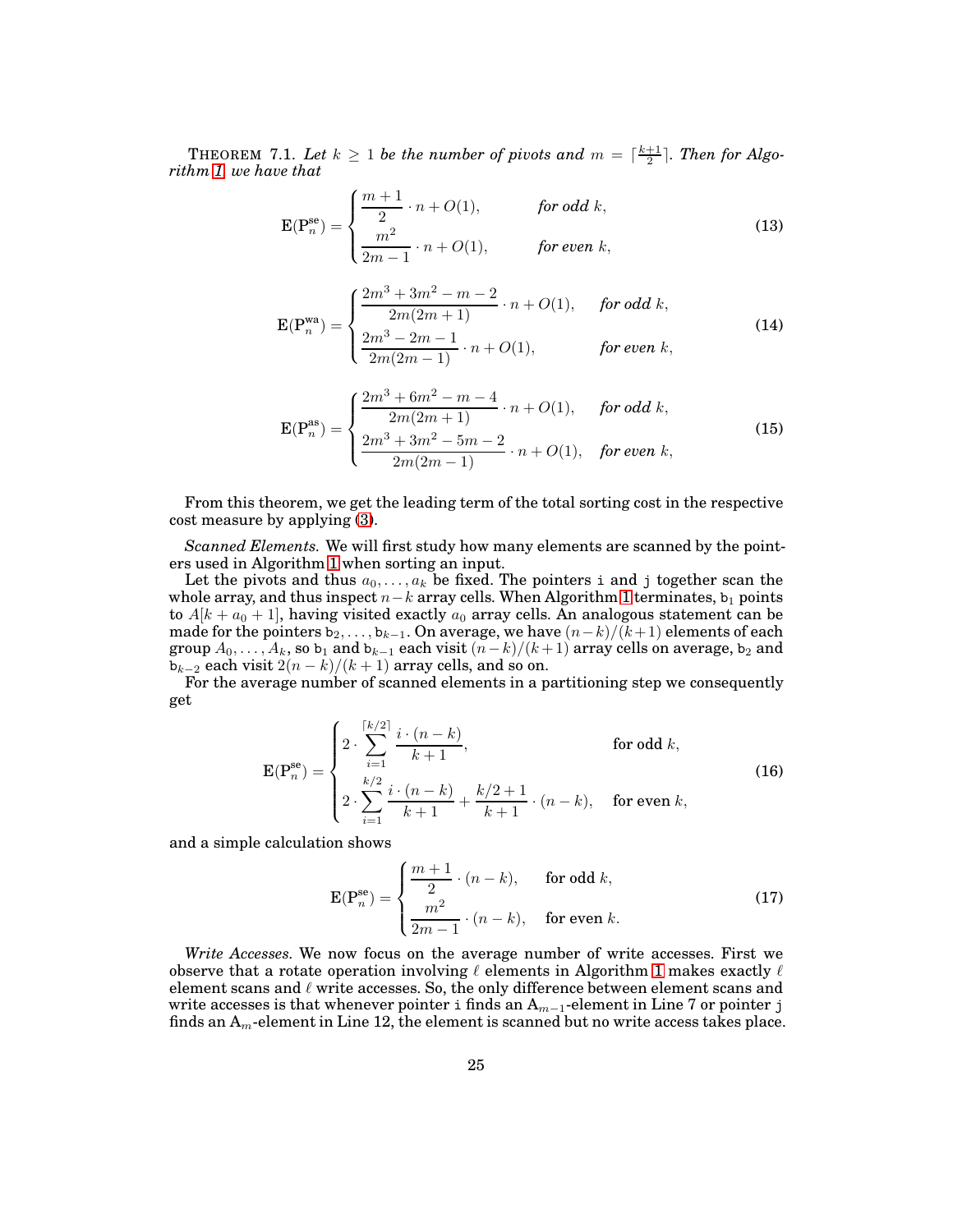THEOREM 7.1. *Let $k \geq 1$ be the number of pivots and $m = \lceil \frac{k+1}{2} \rceil$. Then for Algorithm 1 we have that*

$$
\mathrm{E}(\mathrm{P}_n^{\mathrm{se}}) = \begin{cases} \dfrac{m+1}{2} \cdot n + O(1), & \text{for odd } k, \\ \dfrac{m^2}{2m-1} \cdot n + O(1), & \text{for even } k, \end{cases} \tag{13}
$$

$$
\mathrm{E}(\mathrm{P}_n^{\mathrm{wa}}) = \begin{cases} \dfrac{2m^3 + 3m^2 - m - 2}{2m(2m+1)} \cdot n + O(1), & \text{for odd } k, \\ \dfrac{2m^3 - 2m - 1}{2m(2m-1)} \cdot n + O(1), & \text{for even } k, \end{cases} \tag{14}
$$

$$
\mathrm{E}(\mathrm{P}_n^{\mathrm{as}}) = \begin{cases} \dfrac{2m^3 + 6m^2 - m - 4}{2m(2m+1)} \cdot n + O(1), & \text{for odd } k, \\ \dfrac{2m^3 + 3m^2 - 5m - 2}{2m(2m-1)} \cdot n + O(1), & \text{for even } k, \end{cases} \tag{15}
$$

From this theorem, we get the leading term of the total sorting cost in the respective cost measure by applying (3).

*Scanned Elements.* We will first study how many elements are scanned by the pointers used in Algorithm 1 when sorting an input.

Let the pivots and thus $a_0, \ldots, a_k$ be fixed. The pointers i and j together scan the whole array, and thus inspect $n-k$ array cells. When Algorithm 1 terminates, $\mathtt{b}_1$ points to $A[k + a_0 + 1]$, having visited exactly $a_0$ array cells. An analogous statement can be made for the pointers $\mathtt{b}_2, \ldots, \mathtt{b}_{k-1}$. On average, we have $(n-k)/(k+1)$ elements of each group $A_0, \ldots, A_k$, so $\mathtt{b}_1$ and $\mathtt{b}_{k-1}$ each visit $(n-k)/(k+1)$ array cells on average, $\mathtt{b}_2$ and $\mathtt{b}_{k-2}$ each visit $2(n-k)/(k+1)$ array cells, and so on.

For the average number of scanned elements in a partitioning step we consequently get

$$
\mathrm{E}(\mathrm{P}_n^{\mathrm{se}}) = \begin{cases} 2 \cdot \displaystyle\sum_{i=1}^{\lceil k/2 \rceil} \frac{i \cdot (n-k)}{k+1}, & \text{for odd } k, \\ 2 \cdot \displaystyle\sum_{i=1}^{k/2} \frac{i \cdot (n-k)}{k+1} + \frac{k/2+1}{k+1} \cdot (n-k), & \text{for even } k, \end{cases} \tag{16}
$$

and a simple calculation shows

$$
\mathrm{E}(\mathrm{P}_n^{\mathrm{se}}) = \begin{cases} \dfrac{m+1}{2} \cdot (n-k), & \text{for odd } k, \\ \dfrac{m^2}{2m-1} \cdot (n-k), & \text{for even } k. \end{cases} \tag{17}
$$

*Write Accesses.* We now focus on the average number of write accesses. First we observe that a rotate operation involving $\ell$ elements in Algorithm 1 makes exactly $\ell$ element scans and $\ell$ write accesses. So, the only difference between element scans and write accesses is that whenever pointer i finds an $\mathrm{A}_{m-1}$-element in Line 7 or pointer j finds an $\mathrm{A}_m$-element in Line 12, the element is scanned but no write access takes place.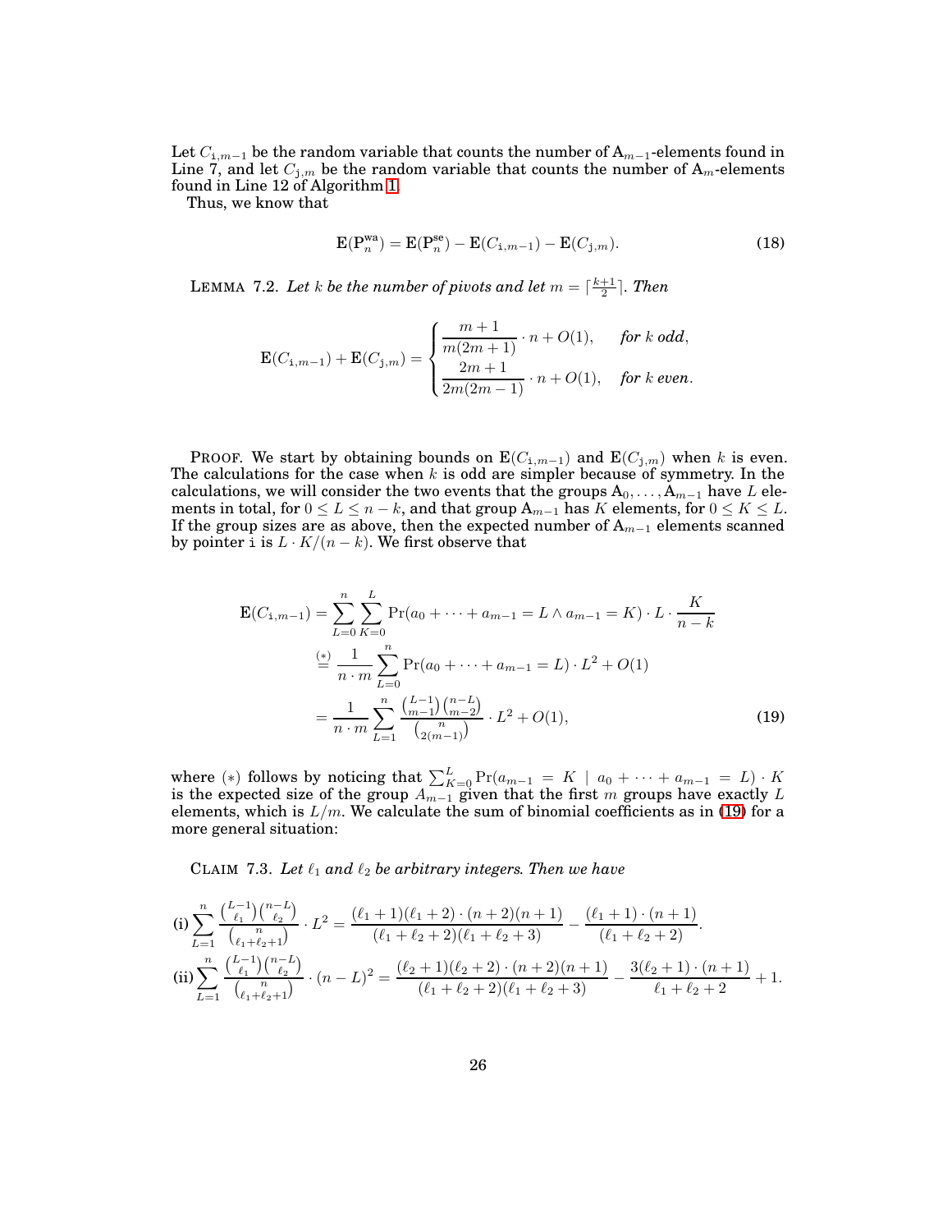Let $C_{\mathtt{i},m-1}$ be the random variable that counts the number of $\mathrm{A}_{m-1}$-elements found in Line 7, and let $C_{\mathtt{j},m}$ be the random variable that counts the number of $\mathrm{A}_m$-elements found in Line 12 of Algorithm 1.

Thus, we know that

$$\mathbf{E}(\mathrm{P}_n^{\mathrm{wa}}) = \mathbf{E}(\mathrm{P}_n^{\mathrm{se}}) - \mathbf{E}(C_{\mathtt{i},m-1}) - \mathbf{E}(C_{\mathtt{j},m}). \tag{18}$$

LEMMA 7.2. *Let $k$ be the number of pivots and let $m = \lceil \frac{k+1}{2} \rceil$. Then*

$$\mathbf{E}(C_{\mathtt{i},m-1}) + \mathbf{E}(C_{\mathtt{j},m}) = \begin{cases} \dfrac{m+1}{m(2m+1)} \cdot n + O(1), & \text{for } k \text{ odd}, \\[2ex] \dfrac{2m+1}{2m(2m-1)} \cdot n + O(1), & \text{for } k \text{ even}. \end{cases}$$

PROOF. We start by obtaining bounds on $\mathbf{E}(C_{\mathtt{i},m-1})$ and $\mathbf{E}(C_{\mathtt{j},m})$ when $k$ is even. The calculations for the case when $k$ is odd are simpler because of symmetry. In the calculations, we will consider the two events that the groups $\mathrm{A}_0, \ldots, \mathrm{A}_{m-1}$ have $L$ elements in total, for $0 \leq L \leq n-k$, and that group $\mathrm{A}_{m-1}$ has $K$ elements, for $0 \leq K \leq L$. If the group sizes are as above, then the expected number of $\mathrm{A}_{m-1}$ elements scanned by pointer $\mathtt{i}$ is $L \cdot K/(n-k)$. We first observe that

$$\begin{aligned}
\mathbf{E}(C_{\mathtt{i},m-1}) &= \sum_{L=0}^{n} \sum_{K=0}^{L} \Pr(a_0 + \cdots + a_{m-1} = L \wedge a_{m-1} = K) \cdot L \cdot \frac{K}{n-k} \\
&\overset{(*)}{=} \frac{1}{n \cdot m} \sum_{L=0}^{n} \Pr(a_0 + \cdots + a_{m-1} = L) \cdot L^2 + O(1) \\
&= \frac{1}{n \cdot m} \sum_{L=1}^{n} \frac{\binom{L-1}{m-1}\binom{n-L}{m-2}}{\binom{n}{2(m-1)}} \cdot L^2 + O(1),
\end{aligned} \tag{19}$$

where $(*)$ follows by noticing that $\sum_{K=0}^{L} \Pr(a_{m-1} = K \mid a_0 + \cdots + a_{m-1} = L) \cdot K$ is the expected size of the group $A_{m-1}$ given that the first $m$ groups have exactly $L$ elements, which is $L/m$. We calculate the sum of binomial coefficients as in (19) for a more general situation:

CLAIM 7.3. *Let $\ell_1$ and $\ell_2$ be arbitrary integers. Then we have*

(i) $$\sum_{L=1}^{n} \frac{\binom{L-1}{\ell_1}\binom{n-L}{\ell_2}}{\binom{n}{\ell_1+\ell_2+1}} \cdot L^2 = \frac{(\ell_1+1)(\ell_1+2) \cdot (n+2)(n+1)}{(\ell_1+\ell_2+2)(\ell_1+\ell_2+3)} - \frac{(\ell_1+1) \cdot (n+1)}{(\ell_1+\ell_2+2)}.$$

(ii) $$\sum_{L=1}^{n} \frac{\binom{L-1}{\ell_1}\binom{n-L}{\ell_2}}{\binom{n}{\ell_1+\ell_2+1}} \cdot (n-L)^2 = \frac{(\ell_2+1)(\ell_2+2) \cdot (n+2)(n+1)}{(\ell_1+\ell_2+2)(\ell_1+\ell_2+3)} - \frac{3(\ell_2+1) \cdot (n+1)}{\ell_1+\ell_2+2} + 1.$$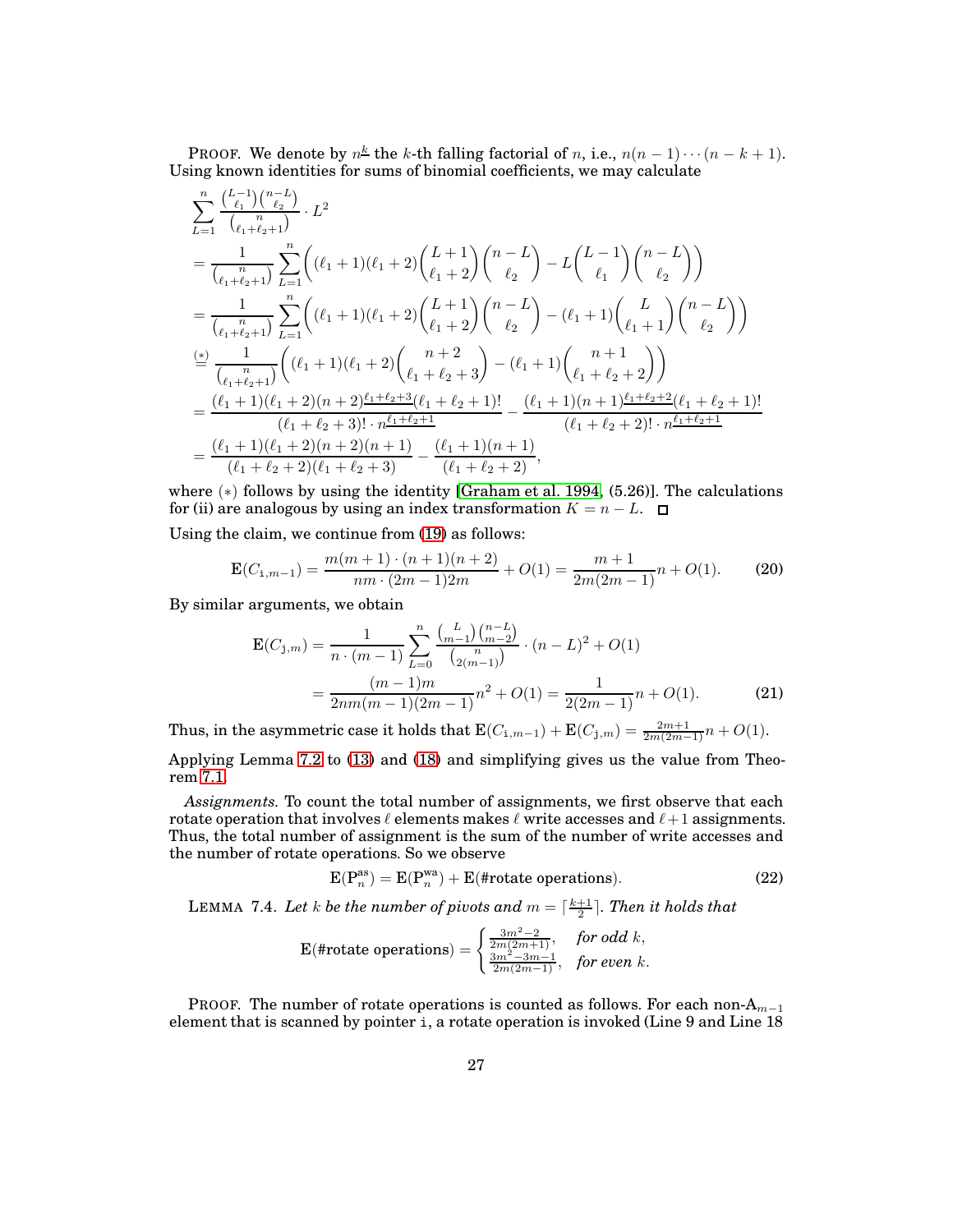PROOF. We denote by $n^{\underline{k}}$ the $k$-th falling factorial of $n$, i.e., $n(n-1)\cdots(n-k+1)$. Using known identities for sums of binomial coefficients, we may calculate

$$
\begin{aligned}
&\sum_{L=1}^{n} \frac{\binom{L-1}{\ell_1}\binom{n-L}{\ell_2}}{\binom{n}{\ell_1+\ell_2+1}} \cdot L^2 \\
&= \frac{1}{\binom{n}{\ell_1+\ell_2+1}} \sum_{L=1}^{n} \left( (\ell_1+1)(\ell_1+2)\binom{L+1}{\ell_1+2}\binom{n-L}{\ell_2} - L\binom{L-1}{\ell_1}\binom{n-L}{\ell_2} \right) \\
&= \frac{1}{\binom{n}{\ell_1+\ell_2+1}} \sum_{L=1}^{n} \left( (\ell_1+1)(\ell_1+2)\binom{L+1}{\ell_1+2}\binom{n-L}{\ell_2} - (\ell_1+1)\binom{L}{\ell_1+1}\binom{n-L}{\ell_2} \right) \\
&\overset{(*)}{=} \frac{1}{\binom{n}{\ell_1+\ell_2+1}} \left( (\ell_1+1)(\ell_1+2)\binom{n+2}{\ell_1+\ell_2+3} - (\ell_1+1)\binom{n+1}{\ell_1+\ell_2+2} \right) \\
&= \frac{(\ell_1+1)(\ell_1+2)(n+2)^{\underline{\ell_1+\ell_2+3}}(\ell_1+\ell_2+1)!}{(\ell_1+\ell_2+3)! \cdot n^{\underline{\ell_1+\ell_2+1}}} - \frac{(\ell_1+1)(n+1)^{\underline{\ell_1+\ell_2+2}}(\ell_1+\ell_2+1)!}{(\ell_1+\ell_2+2)! \cdot n^{\underline{\ell_1+\ell_2+1}}} \\
&= \frac{(\ell_1+1)(\ell_1+2)(n+2)(n+1)}{(\ell_1+\ell_2+2)(\ell_1+\ell_2+3)} - \frac{(\ell_1+1)(n+1)}{(\ell_1+\ell_2+2)},
\end{aligned}
$$

where $(*)$ follows by using the identity [Graham et al. 1994, (5.26)]. The calculations for (ii) are analogous by using an index transformation $K = n - L$. ◻

Using the claim, we continue from (19) as follows:

$$
\mathbf{E}(C_{\mathtt{i},m-1}) = \frac{m(m+1)\cdot(n+1)(n+2)}{nm\cdot(2m-1)2m} + O(1) = \frac{m+1}{2m(2m-1)}n + O(1). \tag{20}
$$

By similar arguments, we obtain

$$
\begin{aligned}
\mathbf{E}(C_{\mathtt{j},m}) &= \frac{1}{n\cdot(m-1)} \sum_{L=0}^{n} \frac{\binom{L}{m-1}\binom{n-L}{m-2}}{\binom{n}{2(m-1)}} \cdot (n-L)^2 + O(1) \\
&= \frac{(m-1)m}{2nm(m-1)(2m-1)}n^2 + O(1) = \frac{1}{2(2m-1)}n + O(1).
\end{aligned} \tag{21}
$$

Thus, in the asymmetric case it holds that $\mathbf{E}(C_{\mathtt{i},m-1}) + \mathbf{E}(C_{\mathtt{j},m}) = \frac{2m+1}{2m(2m-1)}n + O(1)$.

Applying Lemma 7.2 to (13) and (18) and simplifying gives us the value from Theorem 7.1.

*Assignments.* To count the total number of assignments, we first observe that each rotate operation that involves $\ell$ elements makes $\ell$ write accesses and $\ell+1$ assignments. Thus, the total number of assignment is the sum of the number of write accesses and the number of rotate operations. So we observe

$$
\mathbf{E}(\mathrm{P}_n^{\mathrm{as}}) = \mathbf{E}(\mathrm{P}_n^{\mathrm{wa}}) + \mathbf{E}(\#\text{rotate operations}). \tag{22}
$$

LEMMA 7.4. *Let $k$ be the number of pivots and $m = \lceil \frac{k+1}{2} \rceil$. Then it holds that*

$$
\mathbf{E}(\#\text{rotate operations}) = \begin{cases} \frac{3m^2-2}{2m(2m+1)}, & \text{for odd } k, \\ \frac{3m^2-3m-1}{2m(2m-1)}, & \text{for even } k. \end{cases}
$$

PROOF. The number of rotate operations is counted as follows. For each non-$\mathrm{A}_{m-1}$ element that is scanned by pointer $\mathtt{i}$, a rotate operation is invoked (Line 9 and Line 18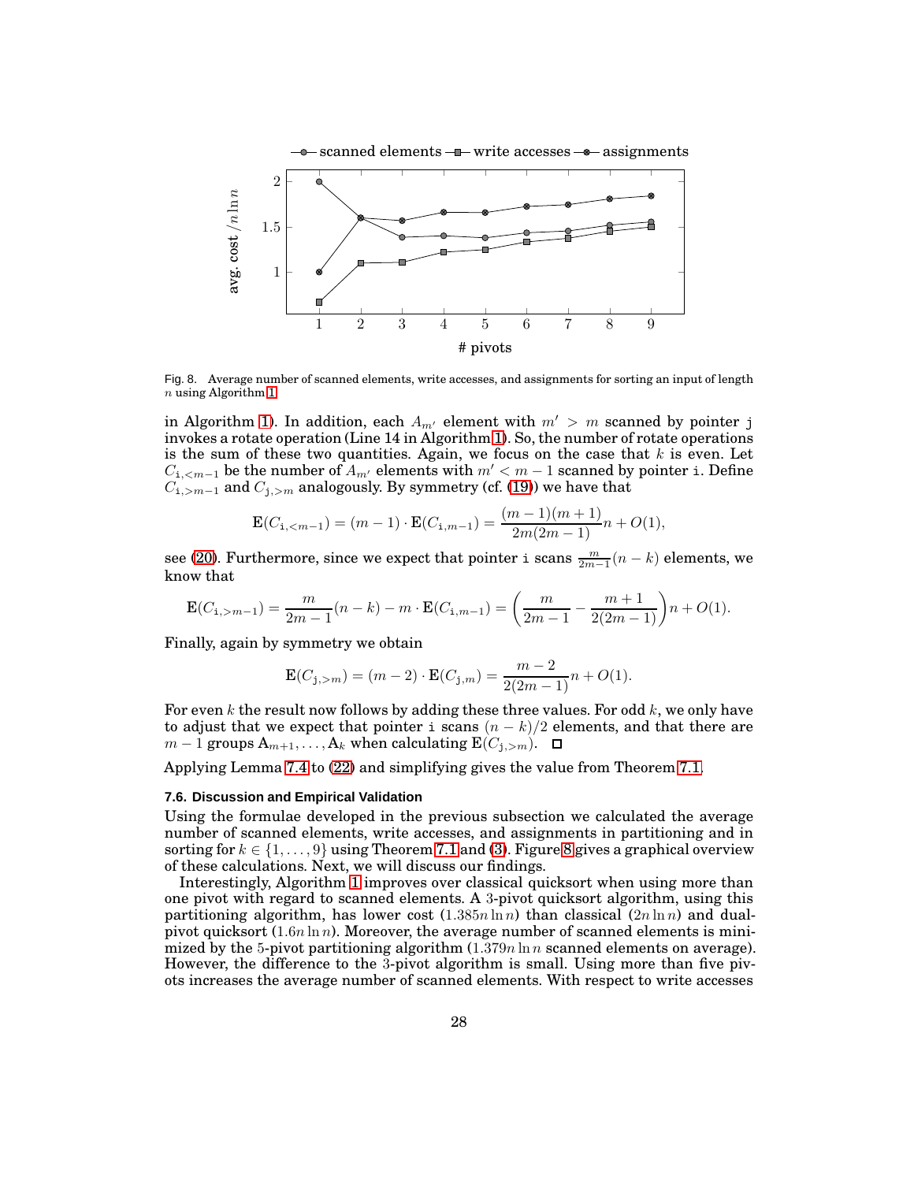Fig. 8. Average number of scanned elements, write accesses, and assignments for sorting an input of length $n$ using Algorithm 1.

in Algorithm 1). In addition, each $A_{m'}$ element with $m' > m$ scanned by pointer j invokes a rotate operation (Line 14 in Algorithm 1). So, the number of rotate operations is the sum of these two quantities. Again, we focus on the case that $k$ is even. Let $C_{\mathtt{i},<m-1}$ be the number of $A_{m'}$ elements with $m' < m-1$ scanned by pointer i. Define $C_{\mathtt{i},>m-1}$ and $C_{\mathtt{j},>m}$ analogously. By symmetry (cf. (19)) we have that

$$\mathrm{E}(C_{\mathtt{i},<m-1}) = (m-1) \cdot \mathrm{E}(C_{\mathtt{i},m-1}) = \frac{(m-1)(m+1)}{2m(2m-1)} n + O(1),$$

see (20). Furthermore, since we expect that pointer i scans $\frac{m}{2m-1}(n-k)$ elements, we know that

$$\mathrm{E}(C_{\mathtt{i},>m-1}) = \frac{m}{2m-1}(n-k) - m \cdot \mathrm{E}(C_{\mathtt{i},m-1}) = \left(\frac{m}{2m-1} - \frac{m+1}{2(2m-1)}\right) n + O(1).$$

Finally, again by symmetry we obtain

$$\mathrm{E}(C_{\mathtt{j},>m}) = (m-2) \cdot \mathrm{E}(C_{\mathtt{j},m}) = \frac{m-2}{2(2m-1)} n + O(1).$$

For even $k$ the result now follows by adding these three values. For odd $k$, we only have to adjust that we expect that pointer i scans $(n-k)/2$ elements, and that there are $m-1$ groups $\mathrm{A}_{m+1}, \ldots, \mathrm{A}_k$ when calculating $\mathrm{E}(C_{\mathtt{j},>m})$. □

Applying Lemma 7.4 to (22) and simplifying gives the value from Theorem 7.1.

### 7.6. Discussion and Empirical Validation

Using the formulae developed in the previous subsection we calculated the average number of scanned elements, write accesses, and assignments in partitioning and in sorting for $k \in \{1, \ldots, 9\}$ using Theorem 7.1 and (3). Figure 8 gives a graphical overview of these calculations. Next, we will discuss our findings.

Interestingly, Algorithm 1 improves over classical quicksort when using more than one pivot with regard to scanned elements. A 3-pivot quicksort algorithm, using this partitioning algorithm, has lower cost ($1.385 n \ln n$) than classical ($2 n \ln n$) and dual-pivot quicksort ($1.6 n \ln n$). Moreover, the average number of scanned elements is minimized by the 5-pivot partitioning algorithm ($1.379 n \ln n$ scanned elements on average). However, the difference to the 3-pivot algorithm is small. Using more than five pivots increases the average number of scanned elements. With respect to write accesses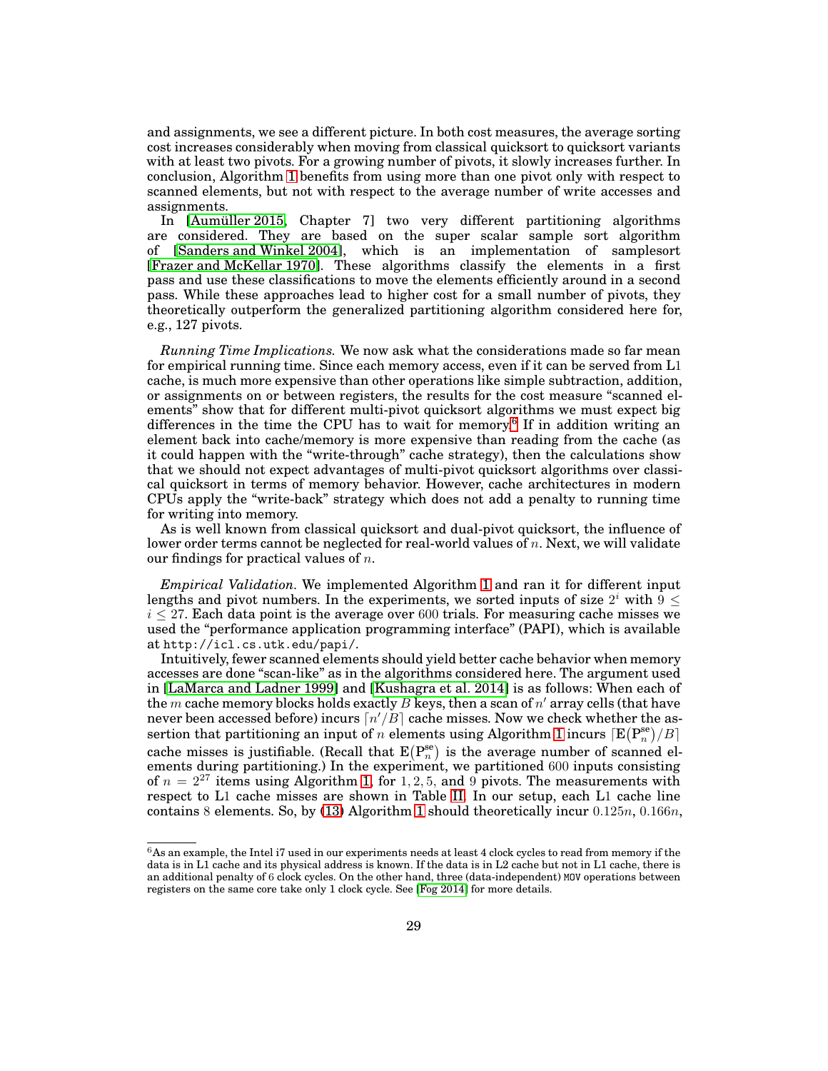and assignments, we see a different picture. In both cost measures, the average sorting cost increases considerably when moving from classical quicksort to quicksort variants with at least two pivots. For a growing number of pivots, it slowly increases further. In conclusion, Algorithm 1 benefits from using more than one pivot only with respect to scanned elements, but not with respect to the average number of write accesses and assignments.

In [Aumüller 2015, Chapter 7] two very different partitioning algorithms are considered. They are based on the super scalar sample sort algorithm of [Sanders and Winkel 2004], which is an implementation of samplesort [Frazer and McKellar 1970]. These algorithms classify the elements in a first pass and use these classifications to move the elements efficiently around in a second pass. While these approaches lead to higher cost for a small number of pivots, they theoretically outperform the generalized partitioning algorithm considered here for, e.g., 127 pivots.

*Running Time Implications.* We now ask what the considerations made so far mean for empirical running time. Since each memory access, even if it can be served from L1 cache, is much more expensive than other operations like simple subtraction, addition, or assignments on or between registers, the results for the cost measure "scanned elements" show that for different multi-pivot quicksort algorithms we must expect big differences in the time the CPU has to wait for memory.[6] If in addition writing an element back into cache/memory is more expensive than reading from the cache (as it could happen with the "write-through" cache strategy), then the calculations show that we should not expect advantages of multi-pivot quicksort algorithms over classical quicksort in terms of memory behavior. However, cache architectures in modern CPUs apply the "write-back" strategy which does not add a penalty to running time for writing into memory.

As is well known from classical quicksort and dual-pivot quicksort, the influence of lower order terms cannot be neglected for real-world values of $n$. Next, we will validate our findings for practical values of $n$.

*Empirical Validation.* We implemented Algorithm 1 and ran it for different input lengths and pivot numbers. In the experiments, we sorted inputs of size $2^i$ with $9 \leq i \leq 27$. Each data point is the average over 600 trials. For measuring cache misses we used the "performance application programming interface" (PAPI), which is available at http://icl.cs.utk.edu/papi/.

Intuitively, fewer scanned elements should yield better cache behavior when memory accesses are done "scan-like" as in the algorithms considered here. The argument used in [LaMarca and Ladner 1999] and [Kushagra et al. 2014] is as follows: When each of the $m$ cache memory blocks holds exactly $B$ keys, then a scan of $n'$ array cells (that have never been accessed before) incurs $\lceil n'/B \rceil$ cache misses. Now we check whether the assertion that partitioning an input of $n$ elements using Algorithm 1 incurs $\lceil \mathrm{E}(\mathrm{P}^{\mathrm{se}}_n)/B \rceil$ cache misses is justifiable. (Recall that $\mathrm{E}(\mathrm{P}^{\mathrm{se}}_n)$ is the average number of scanned elements during partitioning.) In the experiment, we partitioned 600 inputs consisting of $n = 2^{27}$ items using Algorithm 1, for $1, 2, 5,$ and $9$ pivots. The measurements with respect to L1 cache misses are shown in Table II. In our setup, each L1 cache line contains 8 elements. So, by (13) Algorithm 1 should theoretically incur $0.125n$, $0.166n$,

[6] As an example, the Intel i7 used in our experiments needs at least 4 clock cycles to read from memory if the data is in L1 cache and its physical address is known. If the data is in L2 cache but not in L1 cache, there is an additional penalty of 6 clock cycles. On the other hand, three (data-independent) MOV operations between registers on the same core take only 1 clock cycle. See [Fog 2014] for more details.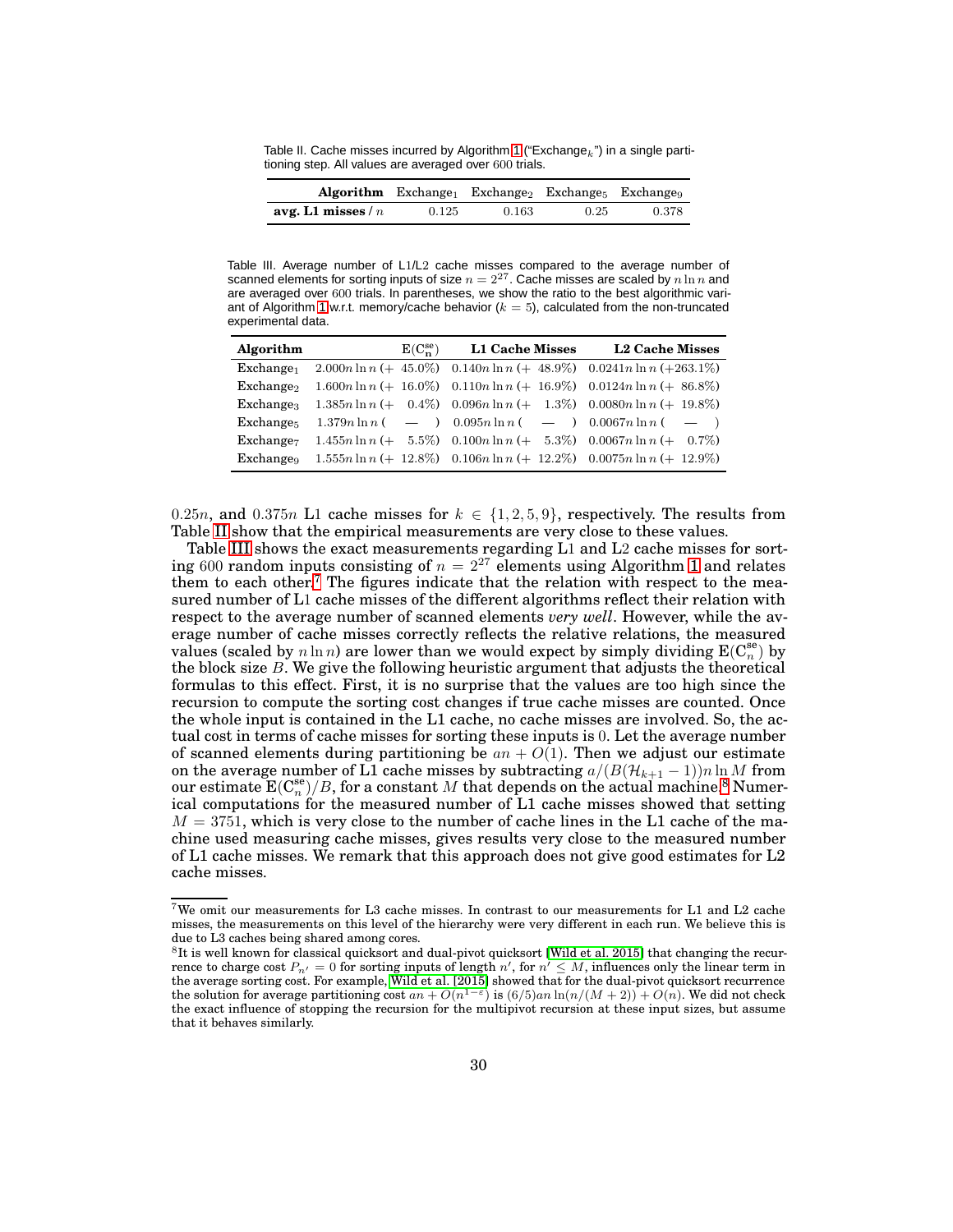Table II. Cache misses incurred by Algorithm 1 ("Exchange$_k$") in a single partitioning step. All values are averaged over 600 trials.

| **Algorithm** | Exchange$_1$ | Exchange$_2$ | Exchange$_5$ | Exchange$_9$ |
|---|---|---|---|---|
| **avg. L1 misses** / $n$ | 0.125 | 0.163 | 0.25 | 0.378 |

Table III. Average number of L1/L2 cache misses compared to the average number of scanned elements for sorting inputs of size $n = 2^{27}$. Cache misses are scaled by $n \ln n$ and are averaged over 600 trials. In parentheses, we show the ratio to the best algorithmic variant of Algorithm 1 w.r.t. memory/cache behavior ($k = 5$), calculated from the non-truncated experimental data.

| **Algorithm** | $\mathrm{E}(\mathrm{C}_n^{\mathrm{se}})$ | **L1 Cache Misses** | **L2 Cache Misses** |
|---|---|---|---|
| Exchange$_1$ | $2.000 n \ln n$ (+ 45.0%) | $0.140 n \ln n$ (+ 48.9%) | $0.0241 n \ln n$ (+263.1%) |
| Exchange$_2$ | $1.600 n \ln n$ (+ 16.0%) | $0.110 n \ln n$ (+ 16.9%) | $0.0124 n \ln n$ (+ 86.8%) |
| Exchange$_3$ | $1.385 n \ln n$ (+ 0.4%) | $0.096 n \ln n$ (+ 1.3%) | $0.0080 n \ln n$ (+ 19.8%) |
| Exchange$_5$ | $1.379 n \ln n$ ( — ) | $0.095 n \ln n$ ( — ) | $0.0067 n \ln n$ ( — ) |
| Exchange$_7$ | $1.455 n \ln n$ (+ 5.5%) | $0.100 n \ln n$ (+ 5.3%) | $0.0067 n \ln n$ (+ 0.7%) |
| Exchange$_9$ | $1.555 n \ln n$ (+ 12.8%) | $0.106 n \ln n$ (+ 12.2%) | $0.0075 n \ln n$ (+ 12.9%) |

$0.25n$, and $0.375n$ L1 cache misses for $k \in \{1, 2, 5, 9\}$, respectively. The results from Table II show that the empirical measurements are very close to these values.

Table III shows the exact measurements regarding L1 and L2 cache misses for sorting 600 random inputs consisting of $n = 2^{27}$ elements using Algorithm 1 and relates them to each other.[7] The figures indicate that the relation with respect to the measured number of L1 cache misses of the different algorithms reflect their relation with respect to the average number of scanned elements *very well*. However, while the average number of cache misses correctly reflects the relative relations, the measured values (scaled by $n \ln n$) are lower than we would expect by simply dividing $\mathrm{E}(\mathrm{C}_n^{\mathrm{se}})$ by the block size $B$. We give the following heuristic argument that adjusts the theoretical formulas to this effect. First, it is no surprise that the values are too high since the recursion to compute the sorting cost changes if true cache misses are counted. Once the whole input is contained in the L1 cache, no cache misses are involved. So, the actual cost in terms of cache misses for sorting these inputs is 0. Let the average number of scanned elements during partitioning be $an + O(1)$. Then we adjust our estimate on the average number of L1 cache misses by subtracting $a/(B(\mathcal{H}_{k+1} - 1)) n \ln M$ from our estimate $\mathrm{E}(\mathrm{C}_n^{\mathrm{se}})/B$, for a constant $M$ that depends on the actual machine.[8] Numerical computations for the measured number of L1 cache misses showed that setting $M = 3751$, which is very close to the number of cache lines in the L1 cache of the machine used measuring cache misses, gives results very close to the measured number of L1 cache misses. We remark that this approach does not give good estimates for L2 cache misses.

[7] We omit our measurements for L3 cache misses. In contrast to our measurements for L1 and L2 cache misses, the measurements on this level of the hierarchy were very different in each run. We believe this is due to L3 caches being shared among cores.

[8] It is well known for classical quicksort and dual-pivot quicksort [Wild et al. 2015] that changing the recurrence to charge cost $P_{n'} = 0$ for sorting inputs of length $n'$, for $n' \leq M$, influences only the linear term in the average sorting cost. For example, Wild et al. [2015] showed that for the dual-pivot quicksort recurrence the solution for average partitioning cost $an + O(n^{1-\varepsilon})$ is $(6/5)an \ln(n/(M+2)) + O(n)$. We did not check the exact influence of stopping the recursion for the multipivot recursion at these input sizes, but assume that it behaves similarly.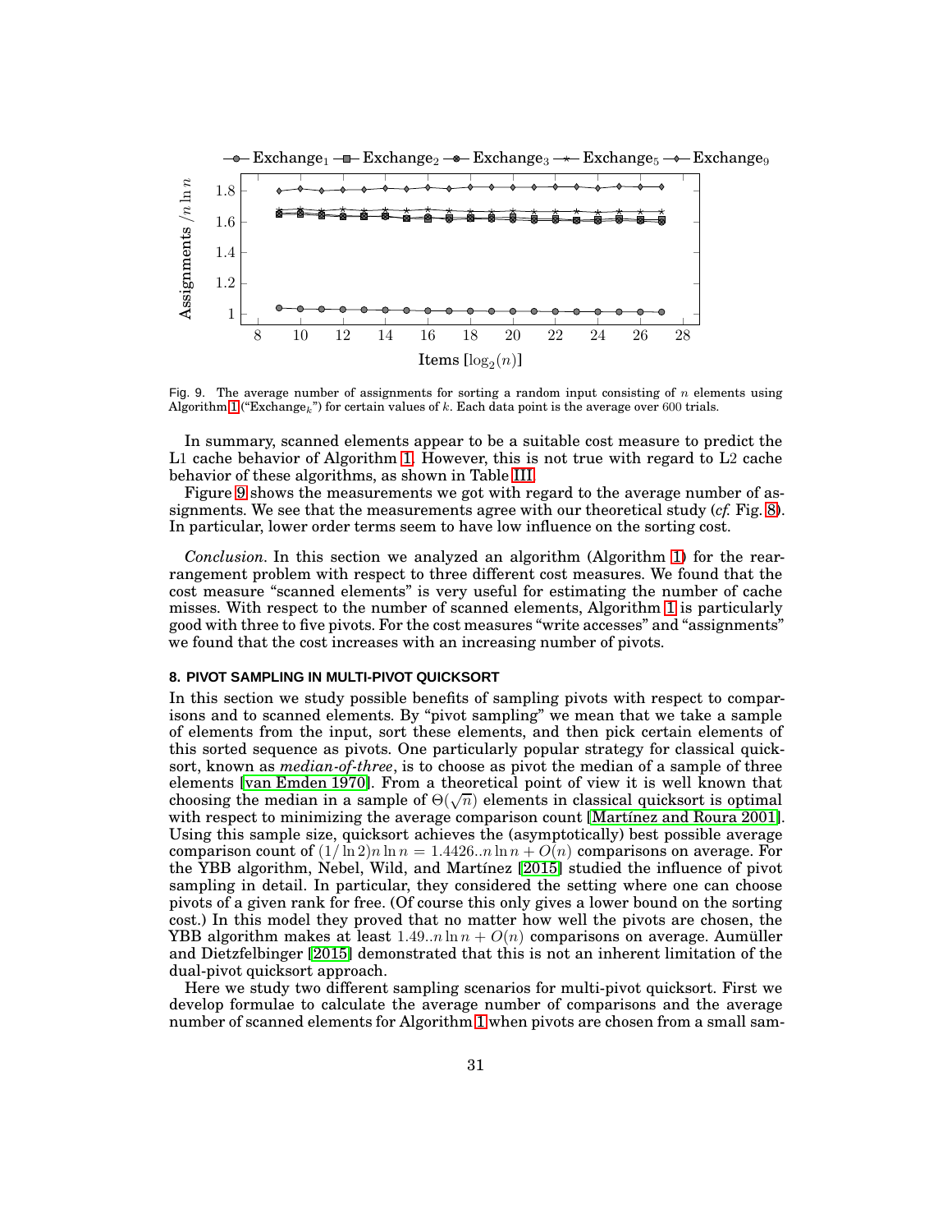Fig. 9. The average number of assignments for sorting a random input consisting of $n$ elements using Algorithm 1 ("Exchange$_k$") for certain values of $k$. Each data point is the average over 600 trials.

In summary, scanned elements appear to be a suitable cost measure to predict the L1 cache behavior of Algorithm 1. However, this is not true with regard to L2 cache behavior of these algorithms, as shown in Table III.

Figure 9 shows the measurements we got with regard to the average number of assignments. We see that the measurements agree with our theoretical study (*cf.* Fig. 8). In particular, lower order terms seem to have low influence on the sorting cost.

*Conclusion.* In this section we analyzed an algorithm (Algorithm 1) for the rearrangement problem with respect to three different cost measures. We found that the cost measure "scanned elements" is very useful for estimating the number of cache misses. With respect to the number of scanned elements, Algorithm 1 is particularly good with three to five pivots. For the cost measures "write accesses" and "assignments" we found that the cost increases with an increasing number of pivots.

## 8. PIVOT SAMPLING IN MULTI-PIVOT QUICKSORT

In this section we study possible benefits of sampling pivots with respect to comparisons and to scanned elements. By "pivot sampling" we mean that we take a sample of elements from the input, sort these elements, and then pick certain elements of this sorted sequence as pivots. One particularly popular strategy for classical quicksort, known as *median-of-three*, is to choose as pivot the median of a sample of three elements [van Emden 1970]. From a theoretical point of view it is well known that choosing the median in a sample of $\Theta(\sqrt{n})$ elements in classical quicksort is optimal with respect to minimizing the average comparison count [Martínez and Roura 2001]. Using this sample size, quicksort achieves the (asymptotically) best possible average comparison count of $(1/\ln 2)n \ln n = 1.4426..n \ln n + O(n)$ comparisons on average. For the YBB algorithm, Nebel, Wild, and Martínez [2015] studied the influence of pivot sampling in detail. In particular, they considered the setting where one can choose pivots of a given rank for free. (Of course this only gives a lower bound on the sorting cost.) In this model they proved that no matter how well the pivots are chosen, the YBB algorithm makes at least $1.49..n \ln n + O(n)$ comparisons on average. Aumüller and Dietzfelbinger [2015] demonstrated that this is not an inherent limitation of the dual-pivot quicksort approach.

Here we study two different sampling scenarios for multi-pivot quicksort. First we develop formulae to calculate the average number of comparisons and the average number of scanned elements for Algorithm 1 when pivots are chosen from a small sam-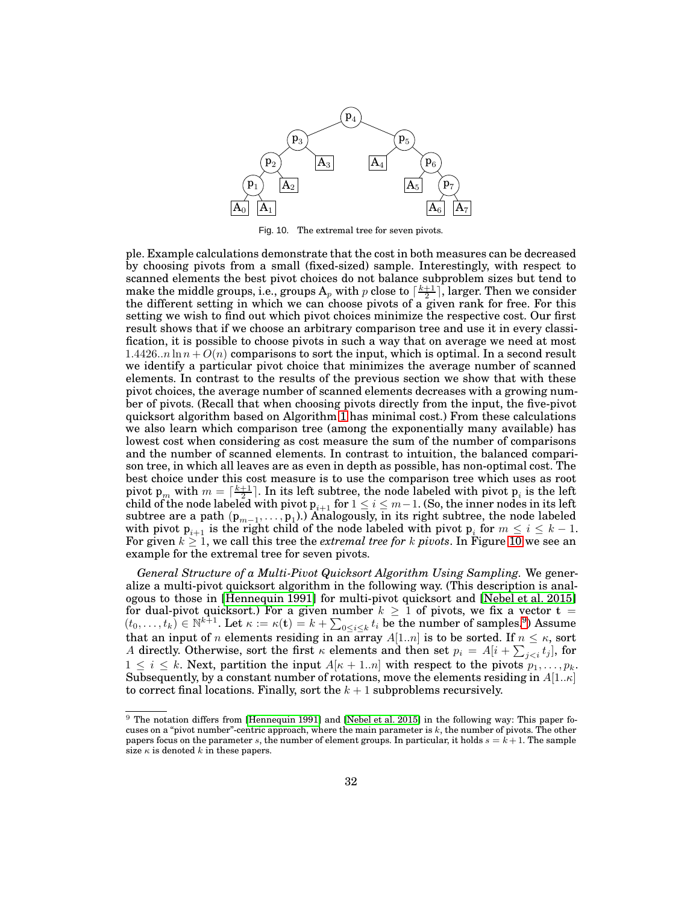Fig. 10. The extremal tree for seven pivots.

ple. Example calculations demonstrate that the cost in both measures can be decreased by choosing pivots from a small (fixed-sized) sample. Interestingly, with respect to scanned elements the best pivot choices do not balance subproblem sizes but tend to make the middle groups, i.e., groups $A_p$ with $p$ close to $\lceil \frac{k+1}{2} \rceil$, larger. Then we consider the different setting in which we can choose pivots of a given rank for free. For this setting we wish to find out which pivot choices minimize the respective cost. Our first result shows that if we choose an arbitrary comparison tree and use it in every classification, it is possible to choose pivots in such a way that on average we need at most $1.4426..n \ln n + O(n)$ comparisons to sort the input, which is optimal. In a second result we identify a particular pivot choice that minimizes the average number of scanned elements. In contrast to the results of the previous section we show that with these pivot choices, the average number of scanned elements decreases with a growing number of pivots. (Recall that when choosing pivots directly from the input, the five-pivot quicksort algorithm based on Algorithm 1 has minimal cost.) From these calculations we also learn which comparison tree (among the exponentially many available) has lowest cost when considering as cost measure the sum of the number of comparisons and the number of scanned elements. In contrast to intuition, the balanced comparison tree, in which all leaves are as even in depth as possible, has non-optimal cost. The best choice under this cost measure is to use the comparison tree which uses as root pivot $p_m$ with $m = \lceil \frac{k+1}{2} \rceil$. In its left subtree, the node labeled with pivot $p_i$ is the left child of the node labeled with pivot $p_{i+1}$ for $1 \leq i \leq m-1$. (So, the inner nodes in its left subtree are a path $(p_{m-1}, \ldots, p_1)$.) Analogously, in its right subtree, the node labeled with pivot $p_{i+1}$ is the right child of the node labeled with pivot $p_i$ for $m \leq i \leq k-1$. For given $k \geq 1$, we call this tree the *extremal tree for* $k$ *pivots*. In Figure 10 we see an example for the extremal tree for seven pivots.

*General Structure of a Multi-Pivot Quicksort Algorithm Using Sampling.* We generalize a multi-pivot quicksort algorithm in the following way. (This description is analogous to those in [Hennequin 1991] for multi-pivot quicksort and [Nebel et al. 2015] for dual-pivot quicksort.) For a given number $k \geq 1$ of pivots, we fix a vector $\mathbf{t} = (t_0, \ldots, t_k) \in \mathbb{N}^{k+1}$. Let $\kappa := \kappa(\mathbf{t}) = k + \sum_{0 \leq i \leq k} t_i$ be the number of samples.[9] Assume that an input of $n$ elements residing in an array $A[1..n]$ is to be sorted. If $n \leq \kappa$, sort $A$ directly. Otherwise, sort the first $\kappa$ elements and then set $p_i = A[i + \sum_{j<i} t_j]$, for $1 \leq i \leq k$. Next, partition the input $A[\kappa + 1..n]$ with respect to the pivots $p_1, \ldots, p_k$. Subsequently, by a constant number of rotations, move the elements residing in $A[1..\kappa]$ to correct final locations. Finally, sort the $k + 1$ subproblems recursively.

[9] The notation differs from [Hennequin 1991] and [Nebel et al. 2015] in the following way: This paper focuses on a "pivot number"-centric approach, where the main parameter is $k$, the number of pivots. The other papers focus on the parameter $s$, the number of element groups. In particular, it holds $s = k + 1$. The sample size $\kappa$ is denoted $k$ in these papers.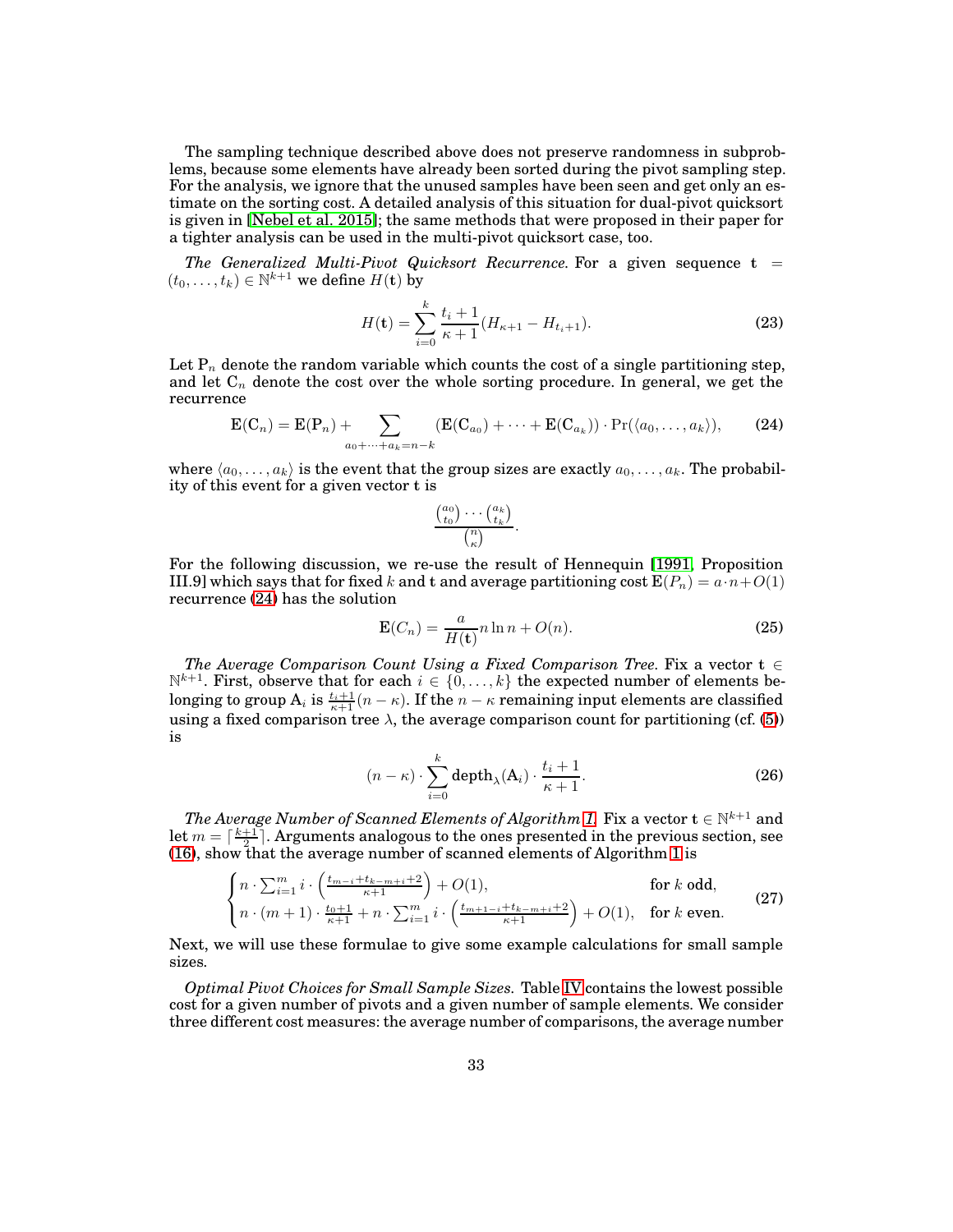The sampling technique described above does not preserve randomness in subproblems, because some elements have already been sorted during the pivot sampling step. For the analysis, we ignore that the unused samples have been seen and get only an estimate on the sorting cost. A detailed analysis of this situation for dual-pivot quicksort is given in [Nebel et al. 2015]; the same methods that were proposed in their paper for a tighter analysis can be used in the multi-pivot quicksort case, too.

*The Generalized Multi-Pivot Quicksort Recurrence.* For a given sequence $\mathbf{t} = (t_0, \ldots, t_k) \in \mathbb{N}^{k+1}$ we define $H(\mathbf{t})$ by

$$H(\mathbf{t}) = \sum_{i=0}^{k} \frac{t_i + 1}{\kappa + 1}(H_{\kappa+1} - H_{t_i+1}). \tag{23}$$

Let $\mathrm{P}_n$ denote the random variable which counts the cost of a single partitioning step, and let $\mathrm{C}_n$ denote the cost over the whole sorting procedure. In general, we get the recurrence

$$\mathbf{E}(\mathrm{C}_n) = \mathbf{E}(\mathrm{P}_n) + \sum_{a_0 + \cdots + a_k = n-k} (\mathbf{E}(\mathrm{C}_{a_0}) + \cdots + \mathbf{E}(\mathrm{C}_{a_k})) \cdot \Pr(\langle a_0, \ldots, a_k \rangle), \tag{24}$$

where $\langle a_0, \ldots, a_k \rangle$ is the event that the group sizes are exactly $a_0, \ldots, a_k$. The probability of this event for a given vector $\mathbf{t}$ is

$$\frac{\binom{a_0}{t_0} \cdots \binom{a_k}{t_k}}{\binom{n}{\kappa}}.$$

For the following discussion, we re-use the result of Hennequin [1991, Proposition III.9] which says that for fixed $k$ and $\mathbf{t}$ and average partitioning cost $\mathbf{E}(P_n) = a \cdot n + O(1)$ recurrence (24) has the solution

$$\mathbf{E}(C_n) = \frac{a}{H(\mathbf{t})} n \ln n + O(n). \tag{25}$$

*The Average Comparison Count Using a Fixed Comparison Tree.* Fix a vector $\mathbf{t} \in \mathbb{N}^{k+1}$. First, observe that for each $i \in \{0, \ldots, k\}$ the expected number of elements belonging to group $\mathrm{A}_i$ is $\frac{t_i+1}{\kappa+1}(n - \kappa)$. If the $n - \kappa$ remaining input elements are classified using a fixed comparison tree $\lambda$, the average comparison count for partitioning (cf. (5)) is

$$(n - \kappa) \cdot \sum_{i=0}^{k} \mathrm{depth}_\lambda(\mathrm{A}_i) \cdot \frac{t_i + 1}{\kappa + 1}. \tag{26}$$

*The Average Number of Scanned Elements of Algorithm 1.* Fix a vector $\mathbf{t} \in \mathbb{N}^{k+1}$ and let $m = \lceil \frac{k+1}{2} \rceil$. Arguments analogous to the ones presented in the previous section, see (16), show that the average number of scanned elements of Algorithm 1 is

$$\begin{cases} n \cdot \sum_{i=1}^{m} i \cdot \left( \frac{t_{m-i} + t_{k-m+i} + 2}{\kappa + 1} \right) + O(1), & \text{for } k \text{ odd}, \\ n \cdot (m+1) \cdot \frac{t_0 + 1}{\kappa + 1} + n \cdot \sum_{i=1}^{m} i \cdot \left( \frac{t_{m+1-i} + t_{k-m+i} + 2}{\kappa + 1} \right) + O(1), & \text{for } k \text{ even}. \end{cases} \tag{27}$$

Next, we will use these formulae to give some example calculations for small sample sizes.

*Optimal Pivot Choices for Small Sample Sizes.* Table IV contains the lowest possible cost for a given number of pivots and a given number of sample elements. We consider three different cost measures: the average number of comparisons, the average number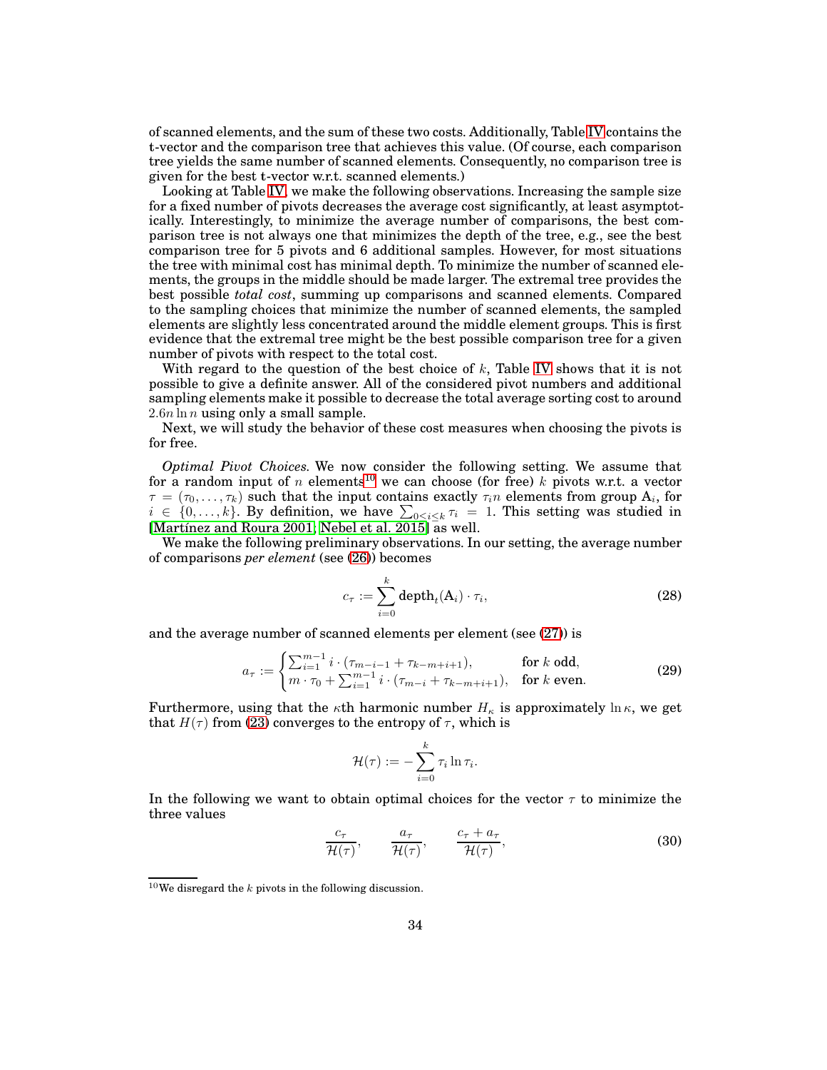of scanned elements, and the sum of these two costs. Additionally, Table IV contains the t-vector and the comparison tree that achieves this value. (Of course, each comparison tree yields the same number of scanned elements. Consequently, no comparison tree is given for the best t-vector w.r.t. scanned elements.)

Looking at Table IV, we make the following observations. Increasing the sample size for a fixed number of pivots decreases the average cost significantly, at least asymptotically. Interestingly, to minimize the average number of comparisons, the best comparison tree is not always one that minimizes the depth of the tree, e.g., see the best comparison tree for 5 pivots and 6 additional samples. However, for most situations the tree with minimal cost has minimal depth. To minimize the number of scanned elements, the groups in the middle should be made larger. The extremal tree provides the best possible *total cost*, summing up comparisons and scanned elements. Compared to the sampling choices that minimize the number of scanned elements, the sampled elements are slightly less concentrated around the middle element groups. This is first evidence that the extremal tree might be the best possible comparison tree for a given number of pivots with respect to the total cost.

With regard to the question of the best choice of $k$, Table IV shows that it is not possible to give a definite answer. All of the considered pivot numbers and additional sampling elements make it possible to decrease the total average sorting cost to around $2.6n \ln n$ using only a small sample.

Next, we will study the behavior of these cost measures when choosing the pivots is for free.

*Optimal Pivot Choices.* We now consider the following setting. We assume that for a random input of $n$ elements[10] we can choose (for free) $k$ pivots w.r.t. a vector $\tau = (\tau_0, \ldots, \tau_k)$ such that the input contains exactly $\tau_i n$ elements from group $\mathrm{A}_i$, for $i \in \{0, \ldots, k\}$. By definition, we have $\sum_{0 \leq i \leq k} \tau_i = 1$. This setting was studied in [Martínez and Roura 2001; Nebel et al. 2015] as well.

We make the following preliminary observations. In our setting, the average number of comparisons *per element* (see (26)) becomes

$$c_\tau := \sum_{i=0}^{k} \mathrm{depth}_t(\mathrm{A}_i) \cdot \tau_i, \tag{28}$$

and the average number of scanned elements per element (see (27)) is

$$a_\tau := \begin{cases} \sum_{i=1}^{m-1} i \cdot (\tau_{m-i-1} + \tau_{k-m+i+1}), & \text{for } k \text{ odd}, \\ m \cdot \tau_0 + \sum_{i=1}^{m-1} i \cdot (\tau_{m-i} + \tau_{k-m+i+1}), & \text{for } k \text{ even}. \end{cases} \tag{29}$$

Furthermore, using that the $\kappa$th harmonic number $H_\kappa$ is approximately $\ln \kappa$, we get that $H(\tau)$ from (23) converges to the entropy of $\tau$, which is

$$\mathcal{H}(\tau) := -\sum_{i=0}^{k} \tau_i \ln \tau_i.$$

In the following we want to obtain optimal choices for the vector $\tau$ to minimize the three values

$$\frac{c_\tau}{\mathcal{H}(\tau)}, \qquad \frac{a_\tau}{\mathcal{H}(\tau)}, \qquad \frac{c_\tau + a_\tau}{\mathcal{H}(\tau)}, \tag{30}$$

[10] We disregard the $k$ pivots in the following discussion.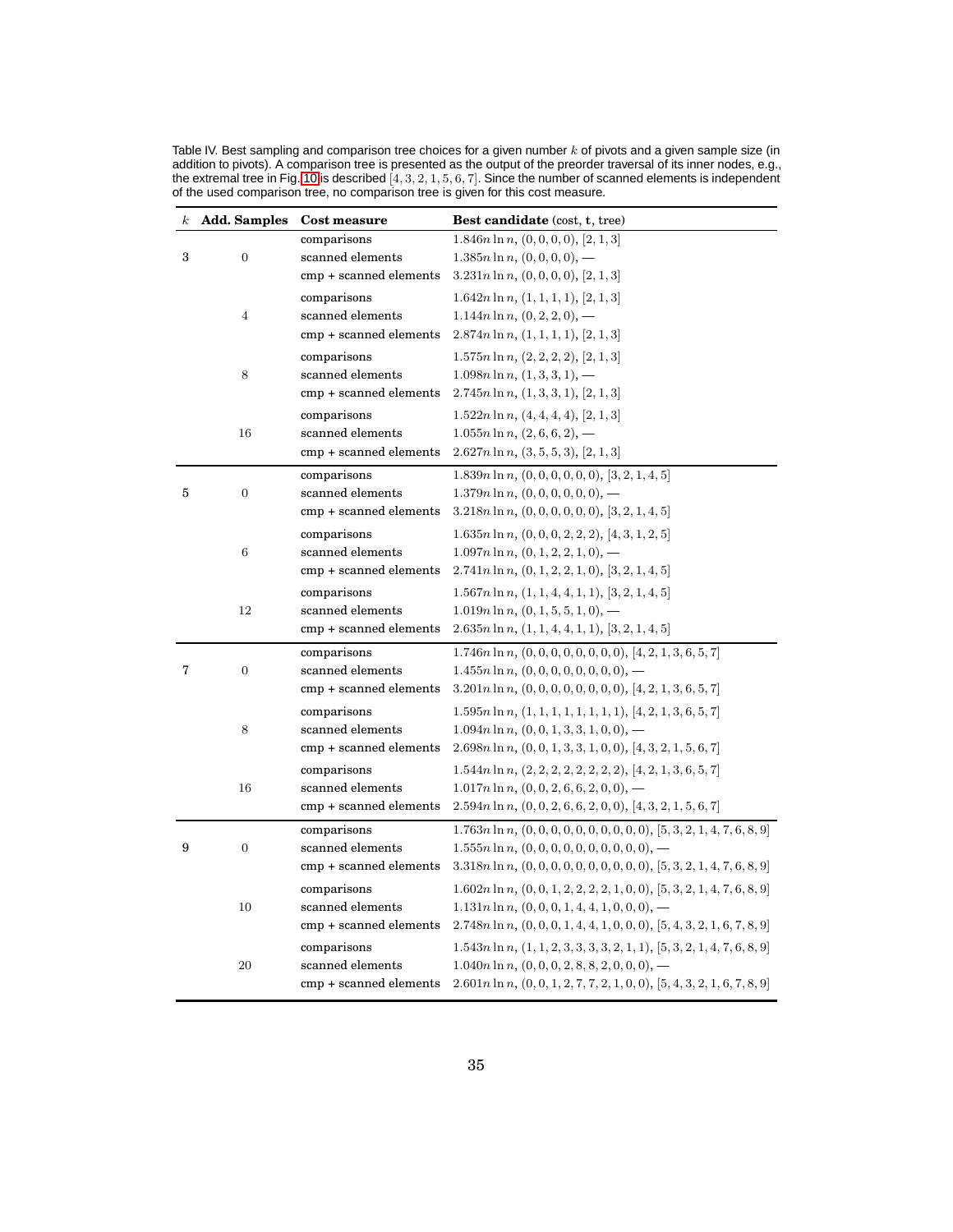Table IV. Best sampling and comparison tree choices for a given number $k$ of pivots and a given sample size (in addition to pivots). A comparison tree is presented as the output of the preorder traversal of its inner nodes, e.g., the extremal tree in Fig. 10 is described $[4, 3, 2, 1, 5, 6, 7]$. Since the number of scanned elements is independent of the used comparison tree, no comparison tree is given for this cost measure.

| $k$ | **Add. Samples** | **Cost measure** | **Best candidate** (cost, $\mathbf{t}$, tree) |
|---|---|---|---|
| 3 | 0 | comparisons | $1.846n \ln n$, $(0, 0, 0, 0)$, $[2, 1, 3]$ |
| | | scanned elements | $1.385n \ln n$, $(0, 0, 0, 0)$, — |
| | | cmp + scanned elements | $3.231n \ln n$, $(0, 0, 0, 0)$, $[2, 1, 3]$ |
| | 4 | comparisons | $1.642n \ln n$, $(1, 1, 1, 1)$, $[2, 1, 3]$ |
| | | scanned elements | $1.144n \ln n$, $(0, 2, 2, 0)$, — |
| | | cmp + scanned elements | $2.874n \ln n$, $(1, 1, 1, 1)$, $[2, 1, 3]$ |
| | 8 | comparisons | $1.575n \ln n$, $(2, 2, 2, 2)$, $[2, 1, 3]$ |
| | | scanned elements | $1.098n \ln n$, $(1, 3, 3, 1)$, — |
| | | cmp + scanned elements | $2.745n \ln n$, $(1, 3, 3, 1)$, $[2, 1, 3]$ |
| | 16 | comparisons | $1.522n \ln n$, $(4, 4, 4, 4)$, $[2, 1, 3]$ |
| | | scanned elements | $1.055n \ln n$, $(2, 6, 6, 2)$, — |
| | | cmp + scanned elements | $2.627n \ln n$, $(3, 5, 5, 3)$, $[2, 1, 3]$ |
| 5 | 0 | comparisons | $1.839n \ln n$, $(0, 0, 0, 0, 0, 0)$, $[3, 2, 1, 4, 5]$ |
| | | scanned elements | $1.379n \ln n$, $(0, 0, 0, 0, 0, 0)$, — |
| | | cmp + scanned elements | $3.218n \ln n$, $(0, 0, 0, 0, 0, 0)$, $[3, 2, 1, 4, 5]$ |
| | 6 | comparisons | $1.635n \ln n$, $(0, 0, 0, 2, 2, 2)$, $[4, 3, 1, 2, 5]$ |
| | | scanned elements | $1.097n \ln n$, $(0, 1, 2, 2, 1, 0)$, — |
| | | cmp + scanned elements | $2.741n \ln n$, $(0, 1, 2, 2, 1, 0)$, $[3, 2, 1, 4, 5]$ |
| | 12 | comparisons | $1.567n \ln n$, $(1, 1, 4, 4, 1, 1)$, $[3, 2, 1, 4, 5]$ |
| | | scanned elements | $1.019n \ln n$, $(0, 1, 5, 5, 1, 0)$, — |
| | | cmp + scanned elements | $2.635n \ln n$, $(1, 1, 4, 4, 1, 1)$, $[3, 2, 1, 4, 5]$ |
| 7 | 0 | comparisons | $1.746n \ln n$, $(0, 0, 0, 0, 0, 0, 0, 0)$, $[4, 2, 1, 3, 6, 5, 7]$ |
| | | scanned elements | $1.455n \ln n$, $(0, 0, 0, 0, 0, 0, 0, 0)$, — |
| | | cmp + scanned elements | $3.201n \ln n$, $(0, 0, 0, 0, 0, 0, 0, 0)$, $[4, 2, 1, 3, 6, 5, 7]$ |
| | 8 | comparisons | $1.595n \ln n$, $(1, 1, 1, 1, 1, 1, 1, 1)$, $[4, 2, 1, 3, 6, 5, 7]$ |
| | | scanned elements | $1.094n \ln n$, $(0, 0, 1, 3, 3, 1, 0, 0)$, — |
| | | cmp + scanned elements | $2.698n \ln n$, $(0, 0, 1, 3, 3, 1, 0, 0)$, $[4, 3, 2, 1, 5, 6, 7]$ |
| | 16 | comparisons | $1.544n \ln n$, $(2, 2, 2, 2, 2, 2, 2, 2)$, $[4, 2, 1, 3, 6, 5, 7]$ |
| | | scanned elements | $1.017n \ln n$, $(0, 0, 2, 6, 6, 2, 0, 0)$, — |
| | | cmp + scanned elements | $2.594n \ln n$, $(0, 0, 2, 6, 6, 2, 0, 0)$, $[4, 3, 2, 1, 5, 6, 7]$ |
| 9 | 0 | comparisons | $1.763n \ln n$, $(0, 0, 0, 0, 0, 0, 0, 0, 0, 0)$, $[5, 3, 2, 1, 4, 7, 6, 8, 9]$ |
| | | scanned elements | $1.555n \ln n$, $(0, 0, 0, 0, 0, 0, 0, 0, 0, 0)$, — |
| | | cmp + scanned elements | $3.318n \ln n$, $(0, 0, 0, 0, 0, 0, 0, 0, 0, 0)$, $[5, 3, 2, 1, 4, 7, 6, 8, 9]$ |
| | 10 | comparisons | $1.602n \ln n$, $(0, 0, 1, 2, 2, 2, 2, 1, 0, 0)$, $[5, 3, 2, 1, 4, 7, 6, 8, 9]$ |
| | | scanned elements | $1.131n \ln n$, $(0, 0, 0, 1, 4, 4, 1, 0, 0, 0)$, — |
| | | cmp + scanned elements | $2.748n \ln n$, $(0, 0, 0, 1, 4, 4, 1, 0, 0, 0)$, $[5, 4, 3, 2, 1, 6, 7, 8, 9]$ |
| | 20 | comparisons | $1.543n \ln n$, $(1, 1, 2, 3, 3, 3, 3, 2, 1, 1)$, $[5, 3, 2, 1, 4, 7, 6, 8, 9]$ |
| | | scanned elements | $1.040n \ln n$, $(0, 0, 0, 2, 8, 8, 2, 0, 0, 0)$, — |
| | | cmp + scanned elements | $2.601n \ln n$, $(0, 0, 1, 2, 7, 7, 2, 1, 0, 0)$, $[5, 4, 3, 2, 1, 6, 7, 8, 9]$ |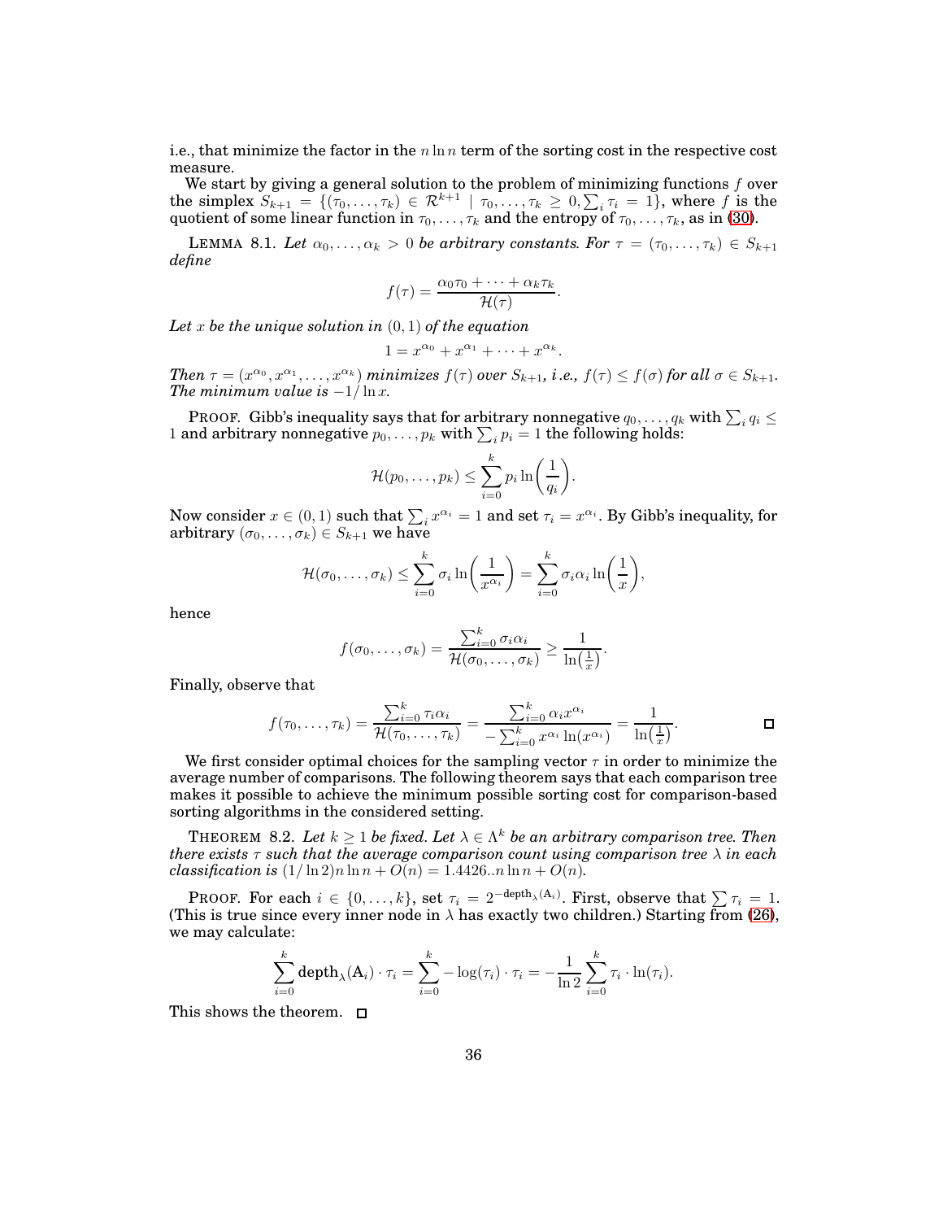i.e., that minimize the factor in the $n \ln n$ term of the sorting cost in the respective cost measure.

We start by giving a general solution to the problem of minimizing functions $f$ over the simplex $S_{k+1} = \{(\tau_0, \ldots, \tau_k) \in \mathcal{R}^{k+1} \mid \tau_0, \ldots, \tau_k \geq 0, \sum_i \tau_i = 1\}$, where $f$ is the quotient of some linear function in $\tau_0, \ldots, \tau_k$ and the entropy of $\tau_0, \ldots, \tau_k$, as in (30).

LEMMA 8.1. *Let $\alpha_0, \ldots, \alpha_k > 0$ be arbitrary constants. For $\tau = (\tau_0, \ldots, \tau_k) \in S_{k+1}$ define*

$$f(\tau) = \frac{\alpha_0 \tau_0 + \cdots + \alpha_k \tau_k}{\mathcal{H}(\tau)}.$$

*Let $x$ be the unique solution in $(0, 1)$ of the equation*

$$1 = x^{\alpha_0} + x^{\alpha_1} + \cdots + x^{\alpha_k}.$$

*Then $\tau = (x^{\alpha_0}, x^{\alpha_1}, \ldots, x^{\alpha_k})$ minimizes $f(\tau)$ over $S_{k+1}$, i.e., $f(\tau) \leq f(\sigma)$ for all $\sigma \in S_{k+1}$. The minimum value is $-1/\ln x$.*

PROOF. Gibb's inequality says that for arbitrary nonnegative $q_0, \ldots, q_k$ with $\sum_i q_i \leq 1$ and arbitrary nonnegative $p_0, \ldots, p_k$ with $\sum_i p_i = 1$ the following holds:

$$\mathcal{H}(p_0, \ldots, p_k) \leq \sum_{i=0}^{k} p_i \ln\left(\frac{1}{q_i}\right).$$

Now consider $x \in (0, 1)$ such that $\sum_i x^{\alpha_i} = 1$ and set $\tau_i = x^{\alpha_i}$. By Gibb's inequality, for arbitrary $(\sigma_0, \ldots, \sigma_k) \in S_{k+1}$ we have

$$\mathcal{H}(\sigma_0, \ldots, \sigma_k) \leq \sum_{i=0}^{k} \sigma_i \ln\left(\frac{1}{x^{\alpha_i}}\right) = \sum_{i=0}^{k} \sigma_i \alpha_i \ln\left(\frac{1}{x}\right),$$

hence

$$f(\sigma_0, \ldots, \sigma_k) = \frac{\sum_{i=0}^{k} \sigma_i \alpha_i}{\mathcal{H}(\sigma_0, \ldots, \sigma_k)} \geq \frac{1}{\ln\left(\frac{1}{x}\right)}.$$

Finally, observe that

$$f(\tau_0, \ldots, \tau_k) = \frac{\sum_{i=0}^{k} \tau_i \alpha_i}{\mathcal{H}(\tau_0, \ldots, \tau_k)} = \frac{\sum_{i=0}^{k} \alpha_i x^{\alpha_i}}{-\sum_{i=0}^{k} x^{\alpha_i} \ln(x^{\alpha_i})} = \frac{1}{\ln\left(\frac{1}{x}\right)}.$$ □

We first consider optimal choices for the sampling vector $\tau$ in order to minimize the average number of comparisons. The following theorem says that each comparison tree makes it possible to achieve the minimum possible sorting cost for comparison-based sorting algorithms in the considered setting.

THEOREM 8.2. *Let $k \geq 1$ be fixed. Let $\lambda \in \Lambda^k$ be an arbitrary comparison tree. Then there exists $\tau$ such that the average comparison count using comparison tree $\lambda$ in each classification is $(1/\ln 2) n \ln n + O(n) = 1.4426..n \ln n + O(n)$.*

PROOF. For each $i \in \{0, \ldots, k\}$, set $\tau_i = 2^{-\text{depth}_\lambda(\text{A}_i)}$. First, observe that $\sum \tau_i = 1$. (This is true since every inner node in $\lambda$ has exactly two children.) Starting from (26), we may calculate:

$$\sum_{i=0}^{k} \text{depth}_\lambda(\text{A}_i) \cdot \tau_i = \sum_{i=0}^{k} -\log(\tau_i) \cdot \tau_i = -\frac{1}{\ln 2} \sum_{i=0}^{k} \tau_i \cdot \ln(\tau_i).$$

This shows the theorem. □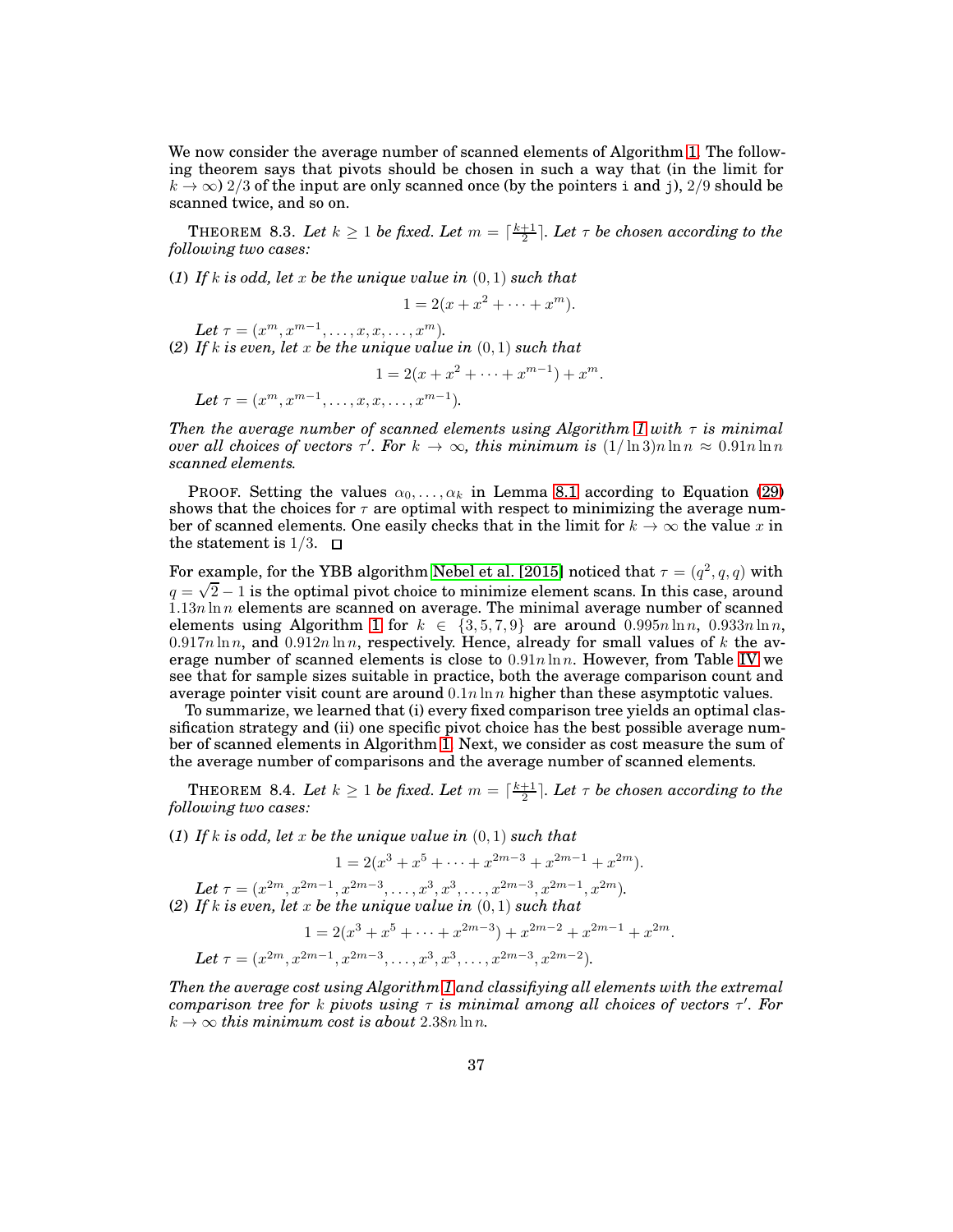We now consider the average number of scanned elements of Algorithm 1. The following theorem says that pivots should be chosen in such a way that (in the limit for $k \to \infty$) $2/3$ of the input are only scanned once (by the pointers `i` and `j`), $2/9$ should be scanned twice, and so on.

THEOREM 8.3. *Let $k \geq 1$ be fixed. Let $m = \lceil \frac{k+1}{2} \rceil$. Let $\tau$ be chosen according to the following two cases:*

(*1*) *If $k$ is odd, let $x$ be the unique value in $(0, 1)$ such that*

$$1 = 2(x + x^2 + \cdots + x^m).$$

*Let $\tau = (x^m, x^{m-1}, \ldots, x, x, \ldots, x^m)$.*

(*2*) *If $k$ is even, let $x$ be the unique value in $(0, 1)$ such that*

$$1 = 2(x + x^2 + \cdots + x^{m-1}) + x^m.$$

*Let $\tau = (x^m, x^{m-1}, \ldots, x, x, \ldots, x^{m-1})$.*

*Then the average number of scanned elements using Algorithm 1 with $\tau$ is minimal over all choices of vectors $\tau'$. For $k \to \infty$, this minimum is $(1/\ln 3)n \ln n \approx 0.91n \ln n$ scanned elements.*

PROOF. Setting the values $\alpha_0, \ldots, \alpha_k$ in Lemma 8.1 according to Equation (29) shows that the choices for $\tau$ are optimal with respect to minimizing the average number of scanned elements. One easily checks that in the limit for $k \to \infty$ the value $x$ in the statement is $1/3$. □

For example, for the YBB algorithm Nebel et al. [2015] noticed that $\tau = (q^2, q, q)$ with $q = \sqrt{2} - 1$ is the optimal pivot choice to minimize element scans. In this case, around $1.13n \ln n$ elements are scanned on average. The minimal average number of scanned elements using Algorithm 1 for $k \in \{3, 5, 7, 9\}$ are around $0.995n \ln n$, $0.933n \ln n$, $0.917n \ln n$, and $0.912n \ln n$, respectively. Hence, already for small values of $k$ the average number of scanned elements is close to $0.91n \ln n$. However, from Table IV we see that for sample sizes suitable in practice, both the average comparison count and average pointer visit count are around $0.1n \ln n$ higher than these asymptotic values.

To summarize, we learned that (i) every fixed comparison tree yields an optimal classification strategy and (ii) one specific pivot choice has the best possible average number of scanned elements in Algorithm 1. Next, we consider as cost measure the sum of the average number of comparisons and the average number of scanned elements.

THEOREM 8.4. *Let $k \geq 1$ be fixed. Let $m = \lceil \frac{k+1}{2} \rceil$. Let $\tau$ be chosen according to the following two cases:*

(*1*) *If $k$ is odd, let $x$ be the unique value in $(0, 1)$ such that*

$$1 = 2(x^3 + x^5 + \cdots + x^{2m-3} + x^{2m-1} + x^{2m}).$$

*Let $\tau = (x^{2m}, x^{2m-1}, x^{2m-3}, \ldots, x^3, x^3, \ldots, x^{2m-3}, x^{2m-1}, x^{2m})$.*

(*2*) *If $k$ is even, let $x$ be the unique value in $(0, 1)$ such that*

$$1 = 2(x^3 + x^5 + \cdots + x^{2m-3}) + x^{2m-2} + x^{2m-1} + x^{2m}.$$

*Let $\tau = (x^{2m}, x^{2m-1}, x^{2m-3}, \ldots, x^3, x^3, \ldots, x^{2m-3}, x^{2m-2})$.*

*Then the average cost using Algorithm 1 and classifiying all elements with the extremal comparison tree for $k$ pivots using $\tau$ is minimal among all choices of vectors $\tau'$. For $k \to \infty$ this minimum cost is about $2.38n \ln n$.*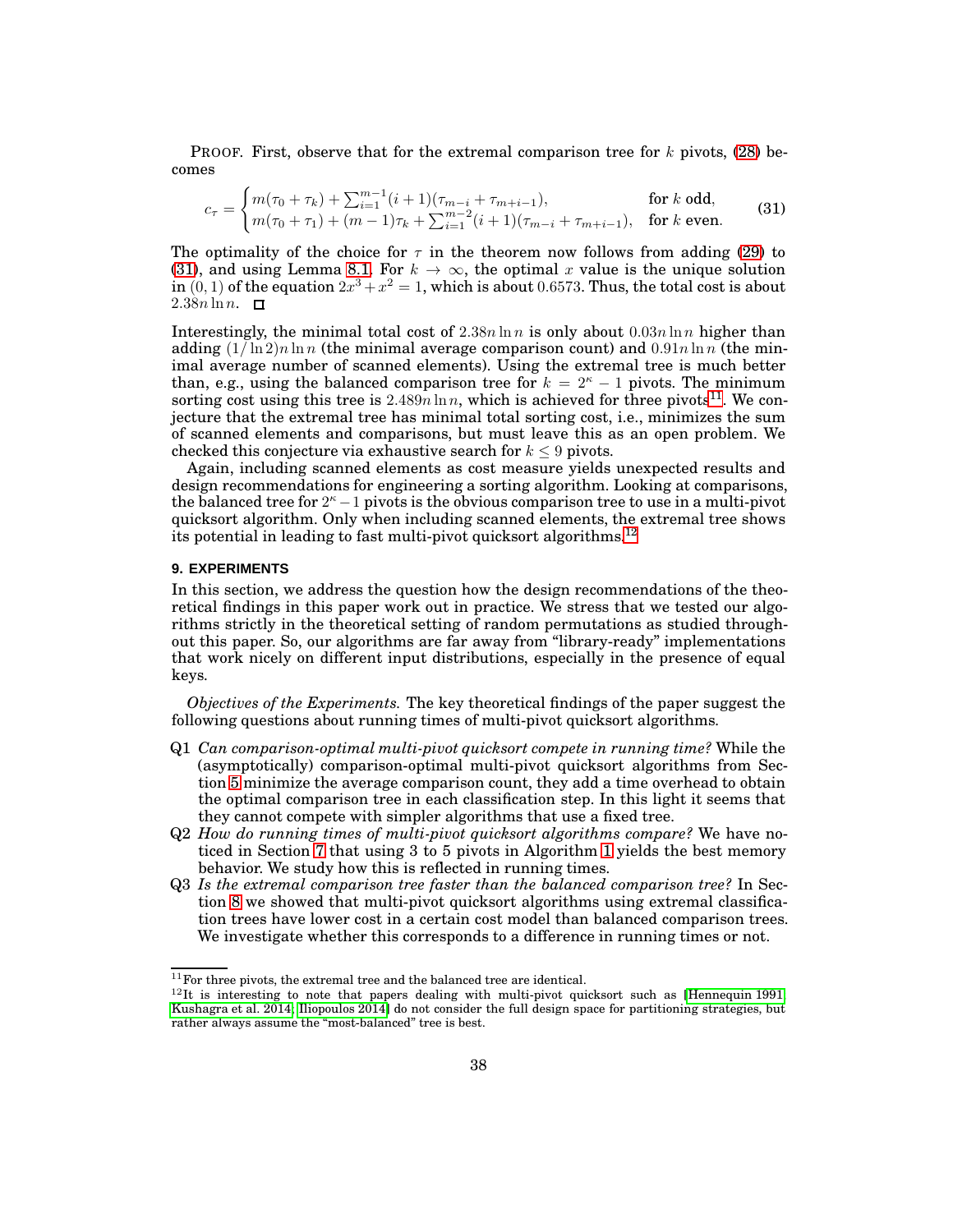PROOF. First, observe that for the extremal comparison tree for $k$ pivots, (28) becomes

$$c_\tau = \begin{cases} m(\tau_0 + \tau_k) + \sum_{i=1}^{m-1}(i+1)(\tau_{m-i} + \tau_{m+i-1}), & \text{for } k \text{ odd,} \\ m(\tau_0 + \tau_1) + (m-1)\tau_k + \sum_{i=1}^{m-2}(i+1)(\tau_{m-i} + \tau_{m+i-1}), & \text{for } k \text{ even.} \end{cases} \quad (31)$$

The optimality of the choice for $\tau$ in the theorem now follows from adding (29) to (31), and using Lemma 8.1. For $k \to \infty$, the optimal $x$ value is the unique solution in $(0,1)$ of the equation $2x^3 + x^2 = 1$, which is about $0.6573$. Thus, the total cost is about $2.38n \ln n$. □

Interestingly, the minimal total cost of $2.38n \ln n$ is only about $0.03n \ln n$ higher than adding $(1/\ln 2)n \ln n$ (the minimal average comparison count) and $0.91n \ln n$ (the minimal average number of scanned elements). Using the extremal tree is much better than, e.g., using the balanced comparison tree for $k = 2^\kappa - 1$ pivots. The minimum sorting cost using this tree is $2.489n \ln n$, which is achieved for three pivots[11]. We conjecture that the extremal tree has minimal total sorting cost, i.e., minimizes the sum of scanned elements and comparisons, but must leave this as an open problem. We checked this conjecture via exhaustive search for $k \leq 9$ pivots.

Again, including scanned elements as cost measure yields unexpected results and design recommendations for engineering a sorting algorithm. Looking at comparisons, the balanced tree for $2^\kappa - 1$ pivots is the obvious comparison tree to use in a multi-pivot quicksort algorithm. Only when including scanned elements, the extremal tree shows its potential in leading to fast multi-pivot quicksort algorithms.[12]

## 9. EXPERIMENTS

In this section, we address the question how the design recommendations of the theoretical findings in this paper work out in practice. We stress that we tested our algorithms strictly in the theoretical setting of random permutations as studied throughout this paper. So, our algorithms are far away from "library-ready" implementations that work nicely on different input distributions, especially in the presence of equal keys.

*Objectives of the Experiments.* The key theoretical findings of the paper suggest the following questions about running times of multi-pivot quicksort algorithms.

- Q1 *Can comparison-optimal multi-pivot quicksort compete in running time?* While the (asymptotically) comparison-optimal multi-pivot quicksort algorithms from Section 5 minimize the average comparison count, they add a time overhead to obtain the optimal comparison tree in each classification step. In this light it seems that they cannot compete with simpler algorithms that use a fixed tree.
- Q2 *How do running times of multi-pivot quicksort algorithms compare?* We have noticed in Section 7 that using 3 to 5 pivots in Algorithm 1 yields the best memory behavior. We study how this is reflected in running times.
- Q3 *Is the extremal comparison tree faster than the balanced comparison tree?* In Section 8 we showed that multi-pivot quicksort algorithms using extremal classification trees have lower cost in a certain cost model than balanced comparison trees. We investigate whether this corresponds to a difference in running times or not.

[11] For three pivots, the extremal tree and the balanced tree are identical.

[12] It is interesting to note that papers dealing with multi-pivot quicksort such as [Hennequin 1991; Kushagra et al. 2014; Iliopoulos 2014] do not consider the full design space for partitioning strategies, but rather always assume the "most-balanced" tree is best.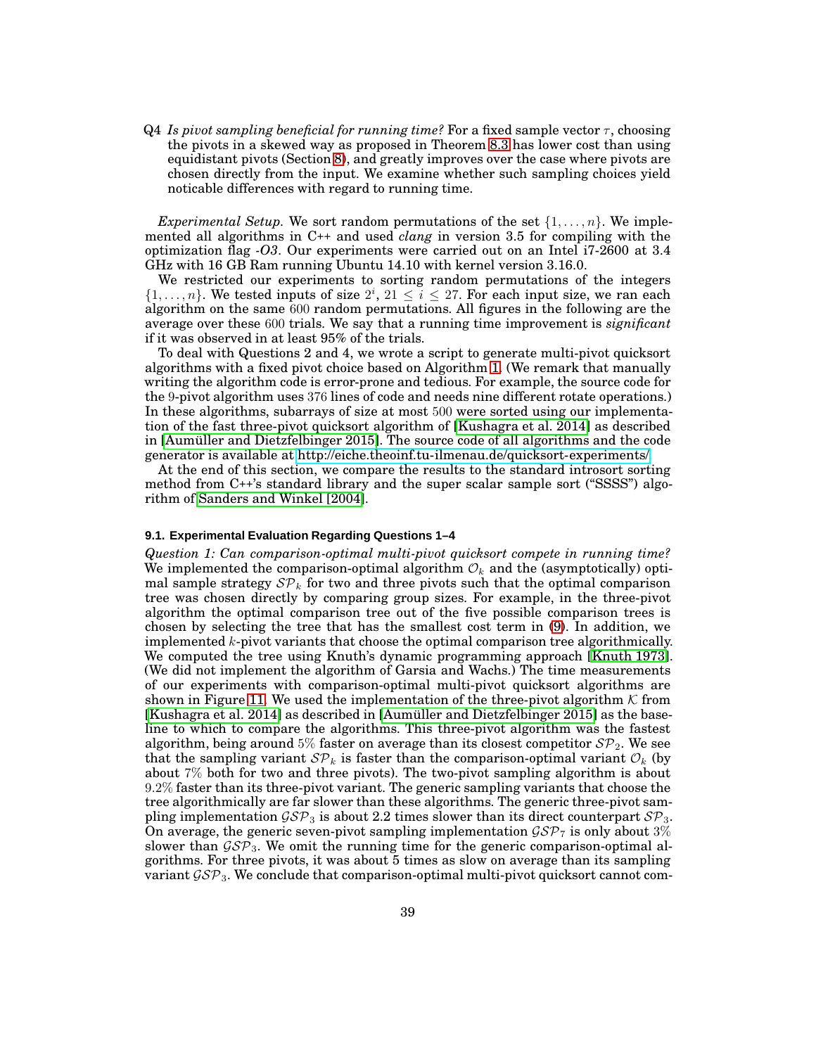Q4 *Is pivot sampling beneficial for running time?* For a fixed sample vector $\tau$, choosing the pivots in a skewed way as proposed in Theorem 8.3 has lower cost than using equidistant pivots (Section 8), and greatly improves over the case where pivots are chosen directly from the input. We examine whether such sampling choices yield noticable differences with regard to running time.

*Experimental Setup.* We sort random permutations of the set $\{1, \ldots, n\}$. We implemented all algorithms in C++ and used *clang* in version 3.5 for compiling with the optimization flag *-O3*. Our experiments were carried out on an Intel i7-2600 at 3.4 GHz with 16 GB Ram running Ubuntu 14.10 with kernel version 3.16.0.

We restricted our experiments to sorting random permutations of the integers $\{1, \ldots, n\}$. We tested inputs of size $2^i$, $21 \leq i \leq 27$. For each input size, we ran each algorithm on the same 600 random permutations. All figures in the following are the average over these 600 trials. We say that a running time improvement is *significant* if it was observed in at least 95% of the trials.

To deal with Questions 2 and 4, we wrote a script to generate multi-pivot quicksort algorithms with a fixed pivot choice based on Algorithm 1. (We remark that manually writing the algorithm code is error-prone and tedious. For example, the source code for the 9-pivot algorithm uses 376 lines of code and needs nine different rotate operations.) In these algorithms, subarrays of size at most 500 were sorted using our implementation of the fast three-pivot quicksort algorithm of [Kushagra et al. 2014] as described in [Aumüller and Dietzfelbinger 2015]. The source code of all algorithms and the code generator is available at http://eiche.theoinf.tu-ilmenau.de/quicksort-experiments/.

At the end of this section, we compare the results to the standard introsort sorting method from C++'s standard library and the super scalar sample sort ("SSSS") algorithm of Sanders and Winkel [2004].

### 9.1. Experimental Evaluation Regarding Questions 1–4

*Question 1: Can comparison-optimal multi-pivot quicksort compete in running time?* We implemented the comparison-optimal algorithm $\mathcal{O}_k$ and the (asymptotically) optimal sample strategy $\mathcal{SP}_k$ for two and three pivots such that the optimal comparison tree was chosen directly by comparing group sizes. For example, in the three-pivot algorithm the optimal comparison tree out of the five possible comparison trees is chosen by selecting the tree that has the smallest cost term in (9). In addition, we implemented $k$-pivot variants that choose the optimal comparison tree algorithmically. We computed the tree using Knuth's dynamic programming approach [Knuth 1973]. (We did not implement the algorithm of Garsia and Wachs.) The time measurements of our experiments with comparison-optimal multi-pivot quicksort algorithms are shown in Figure 11. We used the implementation of the three-pivot algorithm $\mathcal{K}$ from [Kushagra et al. 2014] as described in [Aumüller and Dietzfelbinger 2015] as the baseline to which to compare the algorithms. This three-pivot algorithm was the fastest algorithm, being around 5% faster on average than its closest competitor $\mathcal{SP}_2$. We see that the sampling variant $\mathcal{SP}_k$ is faster than the comparison-optimal variant $\mathcal{O}_k$ (by about 7% both for two and three pivots). The two-pivot sampling algorithm is about 9.2% faster than its three-pivot variant. The generic sampling variants that choose the tree algorithmically are far slower than these algorithms. The generic three-pivot sampling implementation $\mathcal{GSP}_3$ is about 2.2 times slower than its direct counterpart $\mathcal{SP}_3$. On average, the generic seven-pivot sampling implementation $\mathcal{GSP}_7$ is only about 3% slower than $\mathcal{GSP}_3$. We omit the running time for the generic comparison-optimal algorithms. For three pivots, it was about 5 times as slow on average than its sampling variant $\mathcal{GSP}_3$. We conclude that comparison-optimal multi-pivot quicksort cannot com-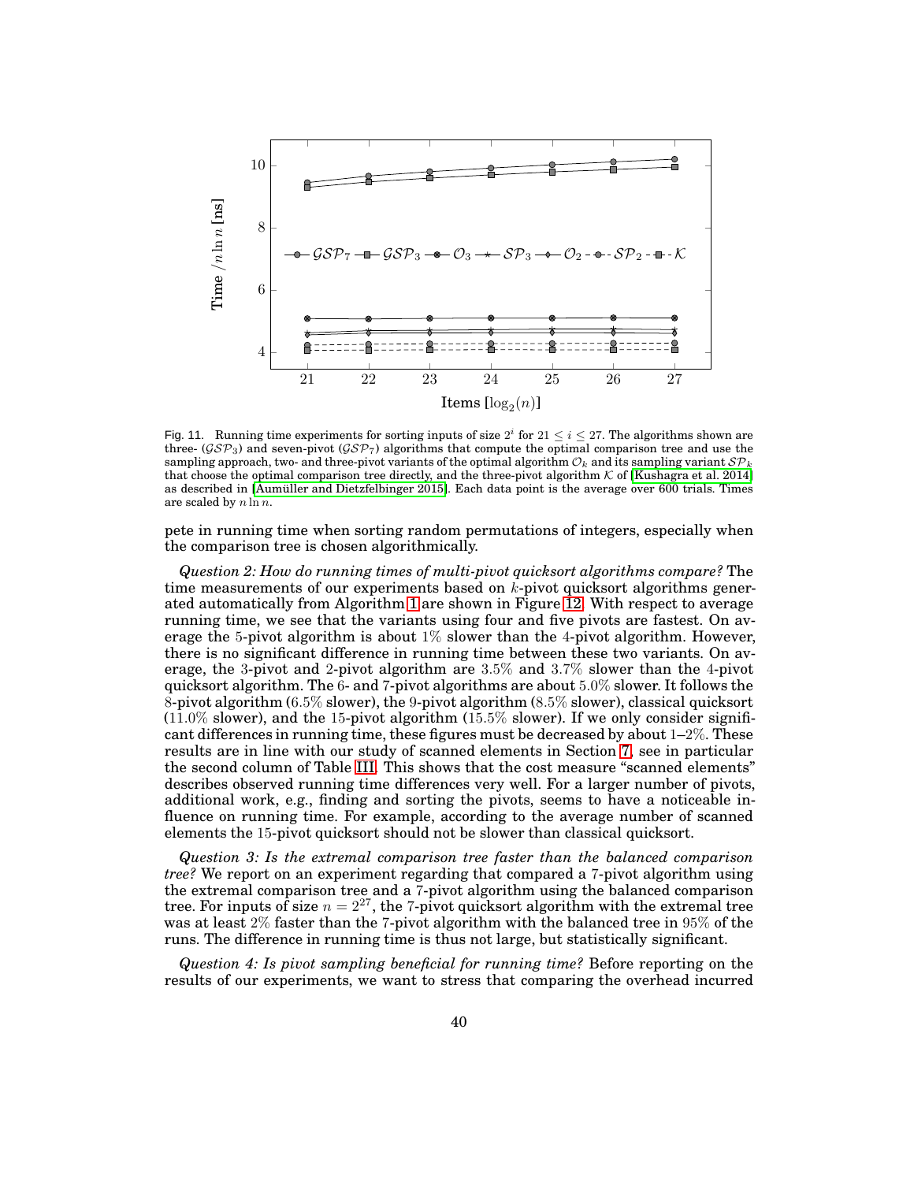Fig. 11. Running time experiments for sorting inputs of size $2^i$ for $21 \leq i \leq 27$. The algorithms shown are three- ($\mathcal{GSP}_3$) and seven-pivot ($\mathcal{GSP}_7$) algorithms that compute the optimal comparison tree and use the sampling approach, two- and three-pivot variants of the optimal algorithm $\mathcal{O}_k$ and its sampling variant $\mathcal{SP}_k$ that choose the optimal comparison tree directly, and the three-pivot algorithm $\mathcal{K}$ of [Kushagra et al. 2014] as described in [Aumüller and Dietzfelbinger 2015]. Each data point is the average over 600 trials. Times are scaled by $n \ln n$.

pete in running time when sorting random permutations of integers, especially when the comparison tree is chosen algorithmically.

*Question 2: How do running times of multi-pivot quicksort algorithms compare?* The time measurements of our experiments based on $k$-pivot quicksort algorithms generated automatically from Algorithm 1 are shown in Figure 12. With respect to average running time, we see that the variants using four and five pivots are fastest. On average the 5-pivot algorithm is about 1% slower than the 4-pivot algorithm. However, there is no significant difference in running time between these two variants. On average, the 3-pivot and 2-pivot algorithm are 3.5% and 3.7% slower than the 4-pivot quicksort algorithm. The 6- and 7-pivot algorithms are about 5.0% slower. It follows the 8-pivot algorithm (6.5% slower), the 9-pivot algorithm (8.5% slower), classical quicksort (11.0% slower), and the 15-pivot algorithm (15.5% slower). If we only consider significant differences in running time, these figures must be decreased by about 1–2%. These results are in line with our study of scanned elements in Section 7, see in particular the second column of Table III. This shows that the cost measure "scanned elements" describes observed running time differences very well. For a larger number of pivots, additional work, e.g., finding and sorting the pivots, seems to have a noticeable influence on running time. For example, according to the average number of scanned elements the 15-pivot quicksort should not be slower than classical quicksort.

*Question 3: Is the extremal comparison tree faster than the balanced comparison tree?* We report on an experiment regarding that compared a 7-pivot algorithm using the extremal comparison tree and a 7-pivot algorithm using the balanced comparison tree. For inputs of size $n = 2^{27}$, the 7-pivot quicksort algorithm with the extremal tree was at least 2% faster than the 7-pivot algorithm with the balanced tree in 95% of the runs. The difference in running time is thus not large, but statistically significant.

*Question 4: Is pivot sampling beneficial for running time?* Before reporting on the results of our experiments, we want to stress that comparing the overhead incurred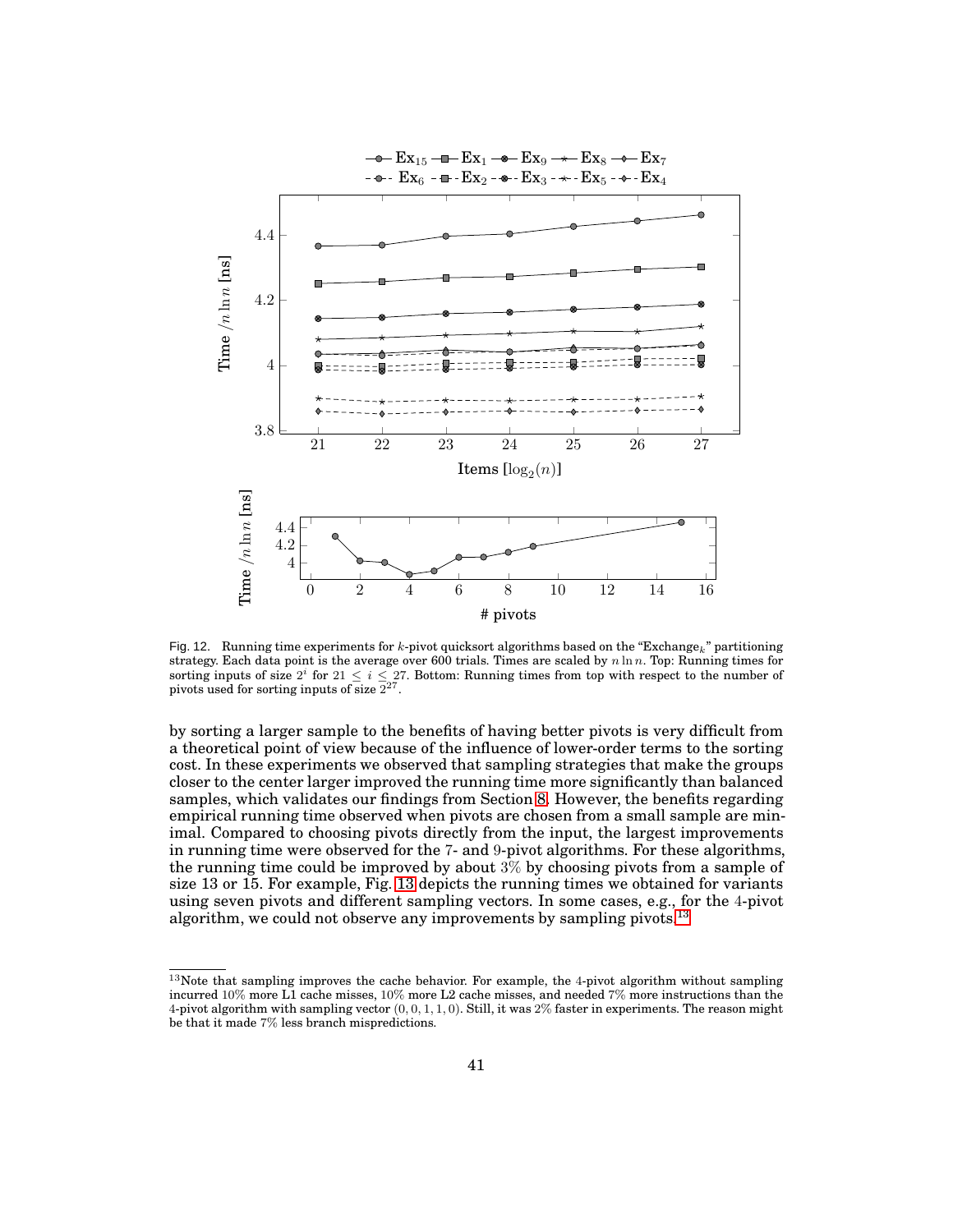Fig. 12. Running time experiments for $k$-pivot quicksort algorithms based on the "Exchange$_k$" partitioning strategy. Each data point is the average over 600 trials. Times are scaled by $n \ln n$. Top: Running times for sorting inputs of size $2^i$ for $21 \leq i \leq 27$. Bottom: Running times from top with respect to the number of pivots used for sorting inputs of size $2^{27}$.

by sorting a larger sample to the benefits of having better pivots is very difficult from a theoretical point of view because of the influence of lower-order terms to the sorting cost. In these experiments we observed that sampling strategies that make the groups closer to the center larger improved the running time more significantly than balanced samples, which validates our findings from Section 8. However, the benefits regarding empirical running time observed when pivots are chosen from a small sample are minimal. Compared to choosing pivots directly from the input, the largest improvements in running time were observed for the 7- and 9-pivot algorithms. For these algorithms, the running time could be improved by about 3% by choosing pivots from a sample of size 13 or 15. For example, Fig. 13 depicts the running times we obtained for variants using seven pivots and different sampling vectors. In some cases, e.g., for the 4-pivot algorithm, we could not observe any improvements by sampling pivots.[13]

[13]Note that sampling improves the cache behavior. For example, the 4-pivot algorithm without sampling incurred 10% more L1 cache misses, 10% more L2 cache misses, and needed 7% more instructions than the 4-pivot algorithm with sampling vector $(0, 0, 1, 1, 0)$. Still, it was 2% faster in experiments. The reason might be that it made 7% less branch mispredictions.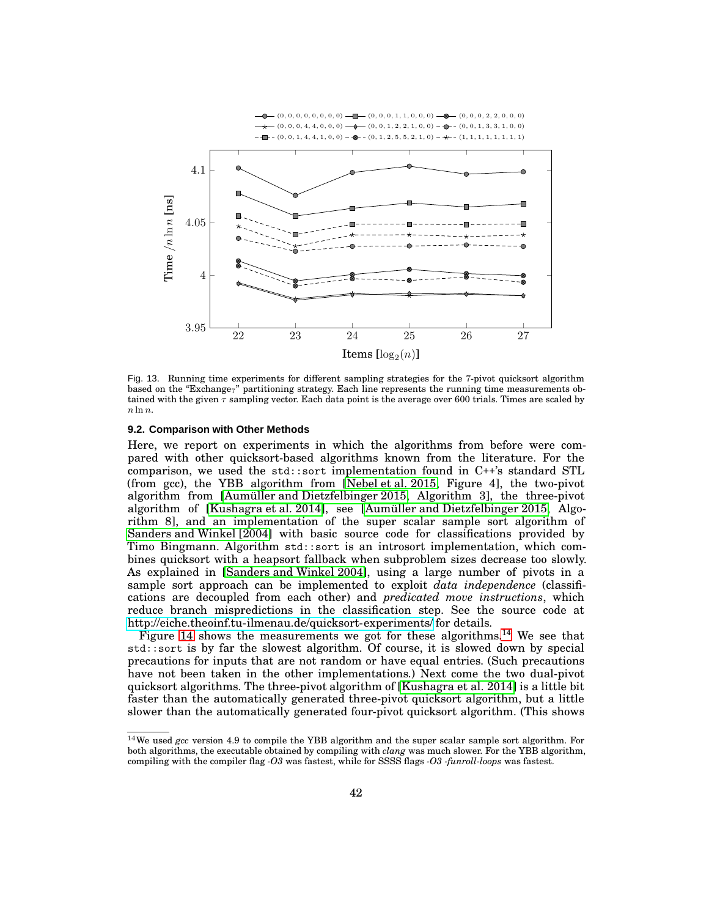Fig. 13. Running time experiments for different sampling strategies for the 7-pivot quicksort algorithm based on the "Exchange$_7$" partitioning strategy. Each line represents the running time measurements obtained with the given $\tau$ sampling vector. Each data point is the average over 600 trials. Times are scaled by $n \ln n$.

### 9.2. Comparison with Other Methods

Here, we report on experiments in which the algorithms from before were compared with other quicksort-based algorithms known from the literature. For the comparison, we used the `std::sort` implementation found in C++'s standard STL (from gcc), the YBB algorithm from [Nebel et al. 2015, Figure 4], the two-pivot algorithm from [Aumüller and Dietzfelbinger 2015, Algorithm 3], the three-pivot algorithm of [Kushagra et al. 2014], see [Aumüller and Dietzfelbinger 2015, Algorithm 8], and an implementation of the super scalar sample sort algorithm of Sanders and Winkel [2004] with basic source code for classifications provided by Timo Bingmann. Algorithm `std::sort` is an introsort implementation, which combines quicksort with a heapsort fallback when subproblem sizes decrease too slowly. As explained in [Sanders and Winkel 2004], using a large number of pivots in a sample sort approach can be implemented to exploit *data independence* (classifications are decoupled from each other) and *predicated move instructions*, which reduce branch mispredictions in the classification step. See the source code at http://eiche.theoinf.tu-ilmenau.de/quicksort-experiments/ for details.

Figure 14 shows the measurements we got for these algorithms.[14] We see that `std::sort` is by far the slowest algorithm. Of course, it is slowed down by special precautions for inputs that are not random or have equal entries. (Such precautions have not been taken in the other implementations.) Next come the two dual-pivot quicksort algorithms. The three-pivot algorithm of [Kushagra et al. 2014] is a little bit faster than the automatically generated three-pivot quicksort algorithm, but a little slower than the automatically generated four-pivot quicksort algorithm. (This shows

[14] We used *gcc* version 4.9 to compile the YBB algorithm and the super scalar sample sort algorithm. For both algorithms, the executable obtained by compiling with *clang* was much slower. For the YBB algorithm, compiling with the compiler flag *-O3* was fastest, while for SSSS flags *-O3 -funroll-loops* was fastest.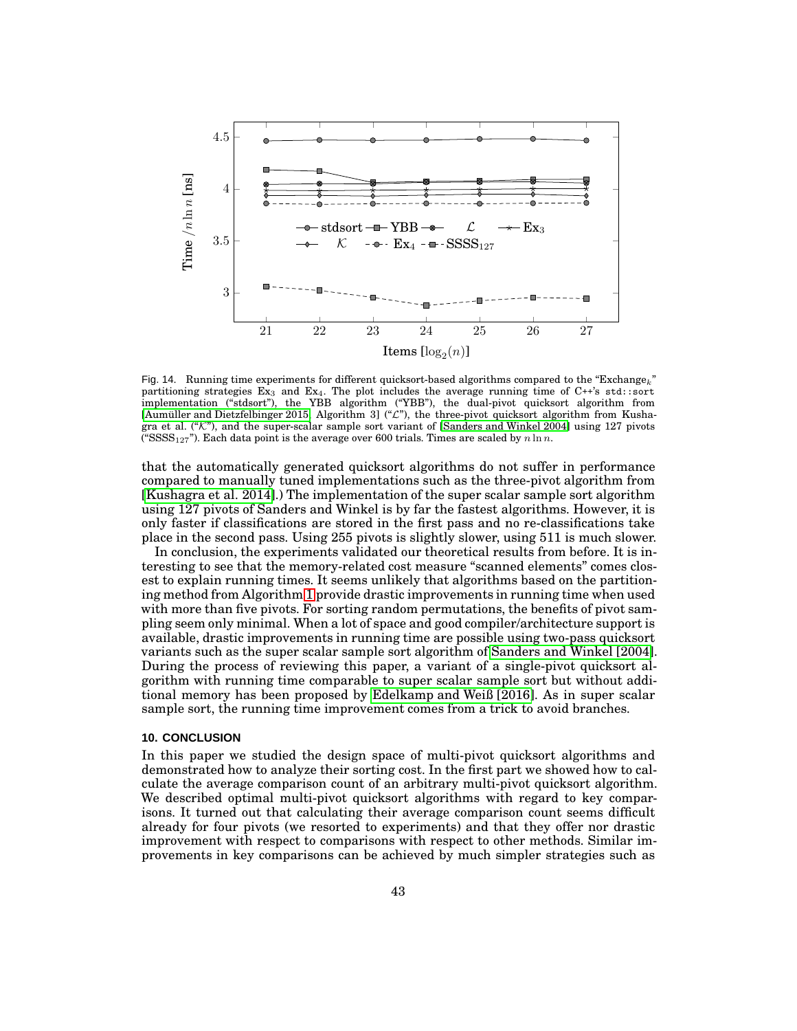Fig. 14. Running time experiments for different quicksort-based algorithms compared to the "Exchange$_k$" partitioning strategies $\text{Ex}_3$ and $\text{Ex}_4$. The plot includes the average running time of C++'s `std::sort` implementation ("stdsort"), the YBB algorithm ("YBB"), the dual-pivot quicksort algorithm from [Aumüller and Dietzfelbinger 2015, Algorithm 3] ("$\mathcal{L}$"), the three-pivot quicksort algorithm from Kushagra et al. ("$\mathcal{K}$"), and the super-scalar sample sort variant of [Sanders and Winkel 2004] using 127 pivots ("$\text{SSSS}_{127}$"). Each data point is the average over 600 trials. Times are scaled by $n \ln n$.

that the automatically generated quicksort algorithms do not suffer in performance compared to manually tuned implementations such as the three-pivot algorithm from [Kushagra et al. 2014].) The implementation of the super scalar sample sort algorithm using 127 pivots of Sanders and Winkel is by far the fastest algorithms. However, it is only faster if classifications are stored in the first pass and no re-classifications take place in the second pass. Using 255 pivots is slightly slower, using 511 is much slower.

In conclusion, the experiments validated our theoretical results from before. It is interesting to see that the memory-related cost measure "scanned elements" comes closest to explain running times. It seems unlikely that algorithms based on the partitioning method from Algorithm 1 provide drastic improvements in running time when used with more than five pivots. For sorting random permutations, the benefits of pivot sampling seem only minimal. When a lot of space and good compiler/architecture support is available, drastic improvements in running time are possible using two-pass quicksort variants such as the super scalar sample sort algorithm of Sanders and Winkel [2004]. During the process of reviewing this paper, a variant of a single-pivot quicksort algorithm with running time comparable to super scalar sample sort but without additional memory has been proposed by Edelkamp and Weiß [2016]. As in super scalar sample sort, the running time improvement comes from a trick to avoid branches.

## 10. CONCLUSION

In this paper we studied the design space of multi-pivot quicksort algorithms and demonstrated how to analyze their sorting cost. In the first part we showed how to calculate the average comparison count of an arbitrary multi-pivot quicksort algorithm. We described optimal multi-pivot quicksort algorithms with regard to key comparisons. It turned out that calculating their average comparison count seems difficult already for four pivots (we resorted to experiments) and that they offer nor drastic improvement with respect to comparisons with respect to other methods. Similar improvements in key comparisons can be achieved by much simpler strategies such as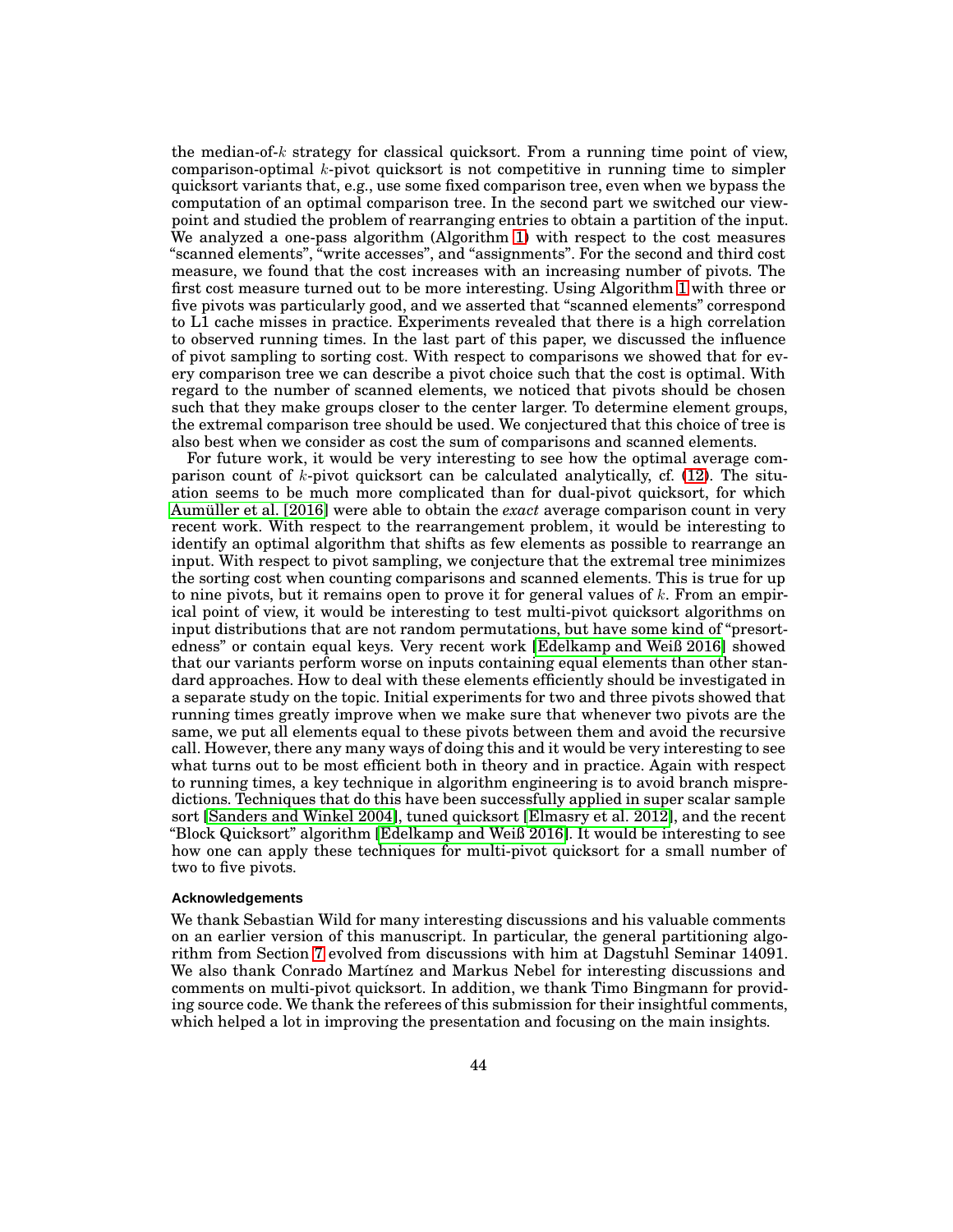the median-of-$k$ strategy for classical quicksort. From a running time point of view, comparison-optimal $k$-pivot quicksort is not competitive in running time to simpler quicksort variants that, e.g., use some fixed comparison tree, even when we bypass the computation of an optimal comparison tree. In the second part we switched our viewpoint and studied the problem of rearranging entries to obtain a partition of the input. We analyzed a one-pass algorithm (Algorithm 1) with respect to the cost measures "scanned elements", "write accesses", and "assignments". For the second and third cost measure, we found that the cost increases with an increasing number of pivots. The first cost measure turned out to be more interesting. Using Algorithm 1 with three or five pivots was particularly good, and we asserted that "scanned elements" correspond to L1 cache misses in practice. Experiments revealed that there is a high correlation to observed running times. In the last part of this paper, we discussed the influence of pivot sampling to sorting cost. With respect to comparisons we showed that for every comparison tree we can describe a pivot choice such that the cost is optimal. With regard to the number of scanned elements, we noticed that pivots should be chosen such that they make groups closer to the center larger. To determine element groups, the extremal comparison tree should be used. We conjectured that this choice of tree is also best when we consider as cost the sum of comparisons and scanned elements.

For future work, it would be very interesting to see how the optimal average comparison count of $k$-pivot quicksort can be calculated analytically, cf. (12). The situation seems to be much more complicated than for dual-pivot quicksort, for which Aumüller et al. [2016] were able to obtain the *exact* average comparison count in very recent work. With respect to the rearrangement problem, it would be interesting to identify an optimal algorithm that shifts as few elements as possible to rearrange an input. With respect to pivot sampling, we conjecture that the extremal tree minimizes the sorting cost when counting comparisons and scanned elements. This is true for up to nine pivots, but it remains open to prove it for general values of $k$. From an empirical point of view, it would be interesting to test multi-pivot quicksort algorithms on input distributions that are not random permutations, but have some kind of "presortedness" or contain equal keys. Very recent work [Edelkamp and Weiß 2016] showed that our variants perform worse on inputs containing equal elements than other standard approaches. How to deal with these elements efficiently should be investigated in a separate study on the topic. Initial experiments for two and three pivots showed that running times greatly improve when we make sure that whenever two pivots are the same, we put all elements equal to these pivots between them and avoid the recursive call. However, there any many ways of doing this and it would be very interesting to see what turns out to be most efficient both in theory and in practice. Again with respect to running times, a key technique in algorithm engineering is to avoid branch mispredictions. Techniques that do this have been successfully applied in super scalar sample sort [Sanders and Winkel 2004], tuned quicksort [Elmasry et al. 2012], and the recent "Block Quicksort" algorithm [Edelkamp and Weiß 2016]. It would be interesting to see how one can apply these techniques for multi-pivot quicksort for a small number of two to five pivots.

### Acknowledgements

We thank Sebastian Wild for many interesting discussions and his valuable comments on an earlier version of this manuscript. In particular, the general partitioning algorithm from Section 7 evolved from discussions with him at Dagstuhl Seminar 14091. We also thank Conrado Martínez and Markus Nebel for interesting discussions and comments on multi-pivot quicksort. In addition, we thank Timo Bingmann for providing source code. We thank the referees of this submission for their insightful comments, which helped a lot in improving the presentation and focusing on the main insights.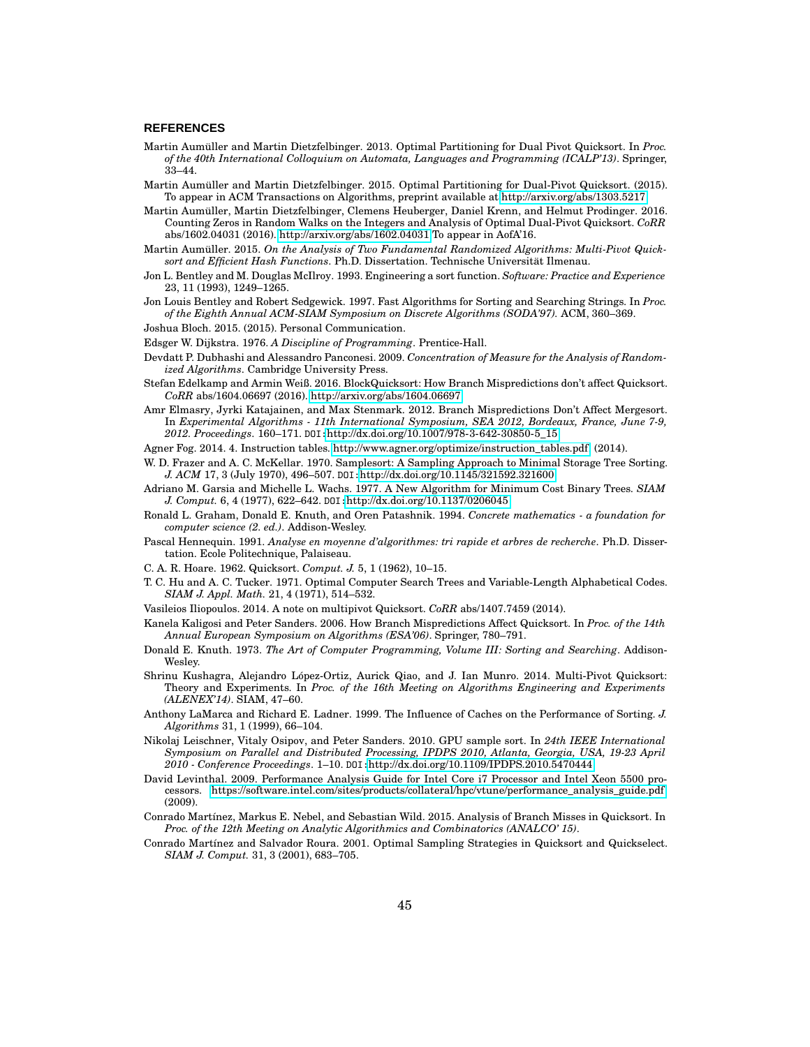## REFERENCES

Martin Aumüller and Martin Dietzfelbinger. 2013. Optimal Partitioning for Dual Pivot Quicksort. In *Proc. of the 40th International Colloquium on Automata, Languages and Programming (ICALP'13)*. Springer, 33–44.

Martin Aumüller and Martin Dietzfelbinger. 2015. Optimal Partitioning for Dual-Pivot Quicksort. (2015). To appear in ACM Transactions on Algorithms, preprint available at http://arxiv.org/abs/1303.5217.

Martin Aumüller, Martin Dietzfelbinger, Clemens Heuberger, Daniel Krenn, and Helmut Prodinger. 2016. Counting Zeros in Random Walks on the Integers and Analysis of Optimal Dual-Pivot Quicksort. *CoRR* abs/1602.04031 (2016). http://arxiv.org/abs/1602.04031 To appear in AofA'16.

Martin Aumüller. 2015. *On the Analysis of Two Fundamental Randomized Algorithms: Multi-Pivot Quicksort and Efficient Hash Functions*. Ph.D. Dissertation. Technische Universität Ilmenau.

Jon L. Bentley and M. Douglas McIlroy. 1993. Engineering a sort function. *Software: Practice and Experience* 23, 11 (1993), 1249–1265.

Jon Louis Bentley and Robert Sedgewick. 1997. Fast Algorithms for Sorting and Searching Strings. In *Proc. of the Eighth Annual ACM-SIAM Symposium on Discrete Algorithms (SODA'97)*. ACM, 360–369.

Joshua Bloch. 2015. (2015). Personal Communication.

Edsger W. Dijkstra. 1976. *A Discipline of Programming*. Prentice-Hall.

Devdatt P. Dubhashi and Alessandro Panconesi. 2009. *Concentration of Measure for the Analysis of Randomized Algorithms*. Cambridge University Press.

Stefan Edelkamp and Armin Weiß. 2016. BlockQuicksort: How Branch Mispredictions don't affect Quicksort. *CoRR* abs/1604.06697 (2016). http://arxiv.org/abs/1604.06697

Amr Elmasry, Jyrki Katajainen, and Max Stenmark. 2012. Branch Mispredictions Don't Affect Mergesort. In *Experimental Algorithms - 11th International Symposium, SEA 2012, Bordeaux, France, June 7-9, 2012. Proceedings*. 160–171. DOI: http://dx.doi.org/10.1007/978-3-642-30850-5_15

Agner Fog. 2014. 4. Instruction tables. http://www.agner.org/optimize/instruction_tables.pdf. (2014).

W. D. Frazer and A. C. McKellar. 1970. Samplesort: A Sampling Approach to Minimal Storage Tree Sorting. *J. ACM* 17, 3 (July 1970), 496–507. DOI: http://dx.doi.org/10.1145/321592.321600

Adriano M. Garsia and Michelle L. Wachs. 1977. A New Algorithm for Minimum Cost Binary Trees. *SIAM J. Comput.* 6, 4 (1977), 622–642. DOI: http://dx.doi.org/10.1137/0206045

Ronald L. Graham, Donald E. Knuth, and Oren Patashnik. 1994. *Concrete mathematics - a foundation for computer science (2. ed.)*. Addison-Wesley.

Pascal Hennequin. 1991. *Analyse en moyenne d'algorithmes: tri rapide et arbres de recherche*. Ph.D. Dissertation. Ecole Politechnique, Palaiseau.

C. A. R. Hoare. 1962. Quicksort. *Comput. J.* 5, 1 (1962), 10–15.

T. C. Hu and A. C. Tucker. 1971. Optimal Computer Search Trees and Variable-Length Alphabetical Codes. *SIAM J. Appl. Math.* 21, 4 (1971), 514–532.

Vasileios Iliopoulos. 2014. A note on multipivot Quicksort. *CoRR* abs/1407.7459 (2014).

Kanela Kaligosi and Peter Sanders. 2006. How Branch Mispredictions Affect Quicksort. In *Proc. of the 14th Annual European Symposium on Algorithms (ESA'06)*. Springer, 780–791.

Donald E. Knuth. 1973. *The Art of Computer Programming, Volume III: Sorting and Searching*. Addison-Wesley.

Shrinu Kushagra, Alejandro López-Ortiz, Aurick Qiao, and J. Ian Munro. 2014. Multi-Pivot Quicksort: Theory and Experiments. In *Proc. of the 16th Meeting on Algorithms Engineering and Experiments (ALENEX'14)*. SIAM, 47–60.

Anthony LaMarca and Richard E. Ladner. 1999. The Influence of Caches on the Performance of Sorting. *J. Algorithms* 31, 1 (1999), 66–104.

Nikolaj Leischner, Vitaly Osipov, and Peter Sanders. 2010. GPU sample sort. In *24th IEEE International Symposium on Parallel and Distributed Processing, IPDPS 2010, Atlanta, Georgia, USA, 19-23 April 2010 - Conference Proceedings*. 1–10. DOI: http://dx.doi.org/10.1109/IPDPS.2010.5470444

David Levinthal. 2009. Performance Analysis Guide for Intel Core i7 Processor and Intel Xeon 5500 processors. https://software.intel.com/sites/products/collateral/hpc/vtune/performance_analysis_guide.pdf (2009).

Conrado Martínez, Markus E. Nebel, and Sebastian Wild. 2015. Analysis of Branch Misses in Quicksort. In *Proc. of the 12th Meeting on Analytic Algorithmics and Combinatorics (ANALCO' 15)*.

Conrado Martínez and Salvador Roura. 2001. Optimal Sampling Strategies in Quicksort and Quickselect. *SIAM J. Comput.* 31, 3 (2001), 683–705.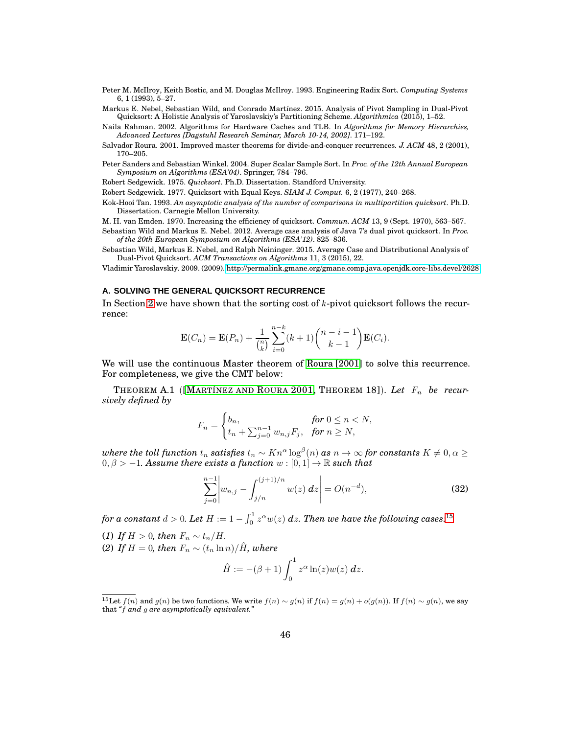Peter M. McIlroy, Keith Bostic, and M. Douglas McIlroy. 1993. Engineering Radix Sort. *Computing Systems* 6, 1 (1993), 5–27.

Markus E. Nebel, Sebastian Wild, and Conrado Martínez. 2015. Analysis of Pivot Sampling in Dual-Pivot Quicksort: A Holistic Analysis of Yaroslavskiy's Partitioning Scheme. *Algorithmica* (2015), 1–52.

Naila Rahman. 2002. Algorithms for Hardware Caches and TLB. In *Algorithms for Memory Hierarchies, Advanced Lectures [Dagstuhl Research Seminar, March 10-14, 2002]*. 171–192.

Salvador Roura. 2001. Improved master theorems for divide-and-conquer recurrences. *J. ACM* 48, 2 (2001), 170–205.

Peter Sanders and Sebastian Winkel. 2004. Super Scalar Sample Sort. In *Proc. of the 12th Annual European Symposium on Algorithms (ESA'04)*. Springer, 784–796.

Robert Sedgewick. 1975. *Quicksort*. Ph.D. Dissertation. Standford University.

Robert Sedgewick. 1977. Quicksort with Equal Keys. *SIAM J. Comput.* 6, 2 (1977), 240–268.

Kok-Hooi Tan. 1993. *An asymptotic analysis of the number of comparisons in multipartition quicksort*. Ph.D. Dissertation. Carnegie Mellon University.

M. H. van Emden. 1970. Increasing the efficiency of quicksort. *Commun. ACM* 13, 9 (Sept. 1970), 563–567.

Sebastian Wild and Markus E. Nebel. 2012. Average case analysis of Java 7's dual pivot quicksort. In *Proc. of the 20th European Symposium on Algorithms (ESA'12)*. 825–836.

Sebastian Wild, Markus E. Nebel, and Ralph Neininger. 2015. Average Case and Distributional Analysis of Dual-Pivot Quicksort. *ACM Transactions on Algorithms* 11, 3 (2015), 22.

Vladimir Yaroslavskiy. 2009. (2009). http://permalink.gmane.org/gmane.comp.java.openjdk.core-libs.devel/2628

## A. SOLVING THE GENERAL QUICKSORT RECURRENCE

In Section 2 we have shown that the sorting cost of $k$-pivot quicksort follows the recurrence:

$$\mathbf{E}(C_n) = \mathbf{E}(P_n) + \frac{1}{\binom{n}{k}} \sum_{i=0}^{n-k} (k+1) \binom{n-i-1}{k-1} \mathbf{E}(C_i).$$

We will use the continuous Master theorem of Roura [2001] to solve this recurrence. For completeness, we give the CMT below:

THEOREM A.1 ([MARTÍNEZ AND ROURA 2001, THEOREM 18]). *Let $F_n$ be recursively defined by*

$$F_n = \begin{cases} b_n, & \text{for } 0 \leq n < N, \\ t_n + \sum_{j=0}^{n-1} w_{n,j} F_j, & \text{for } n \geq N, \end{cases}$$

*where the toll function $t_n$ satisfies $t_n \sim K n^\alpha \log^\beta(n)$ as $n \to \infty$ for constants $K \neq 0, \alpha \geq 0, \beta > -1$. Assume there exists a function $w : [0,1] \to \mathbb{R}$ such that*

$$\sum_{j=0}^{n-1} \left| w_{n,j} - \int_{j/n}^{(j+1)/n} w(z)\, dz \right| = O(n^{-d}), \tag{32}$$

*for a constant $d > 0$. Let $H := 1 - \int_0^1 z^\alpha w(z)\, dz$. Then we have the following cases.*[15]

*(1) If $H > 0$, then $F_n \sim t_n / H$.*

*(2) If $H = 0$, then $F_n \sim (t_n \ln n)/\hat{H}$, where*

$$\hat{H} := -(\beta + 1) \int_0^1 z^\alpha \ln(z) w(z)\, dz.$$

[15] Let $f(n)$ and $g(n)$ be two functions. We write $f(n) \sim g(n)$ if $f(n) = g(n) + o(g(n))$. If $f(n) \sim g(n)$, we say that *"$f$ and $g$ are asymptotically equivalent."*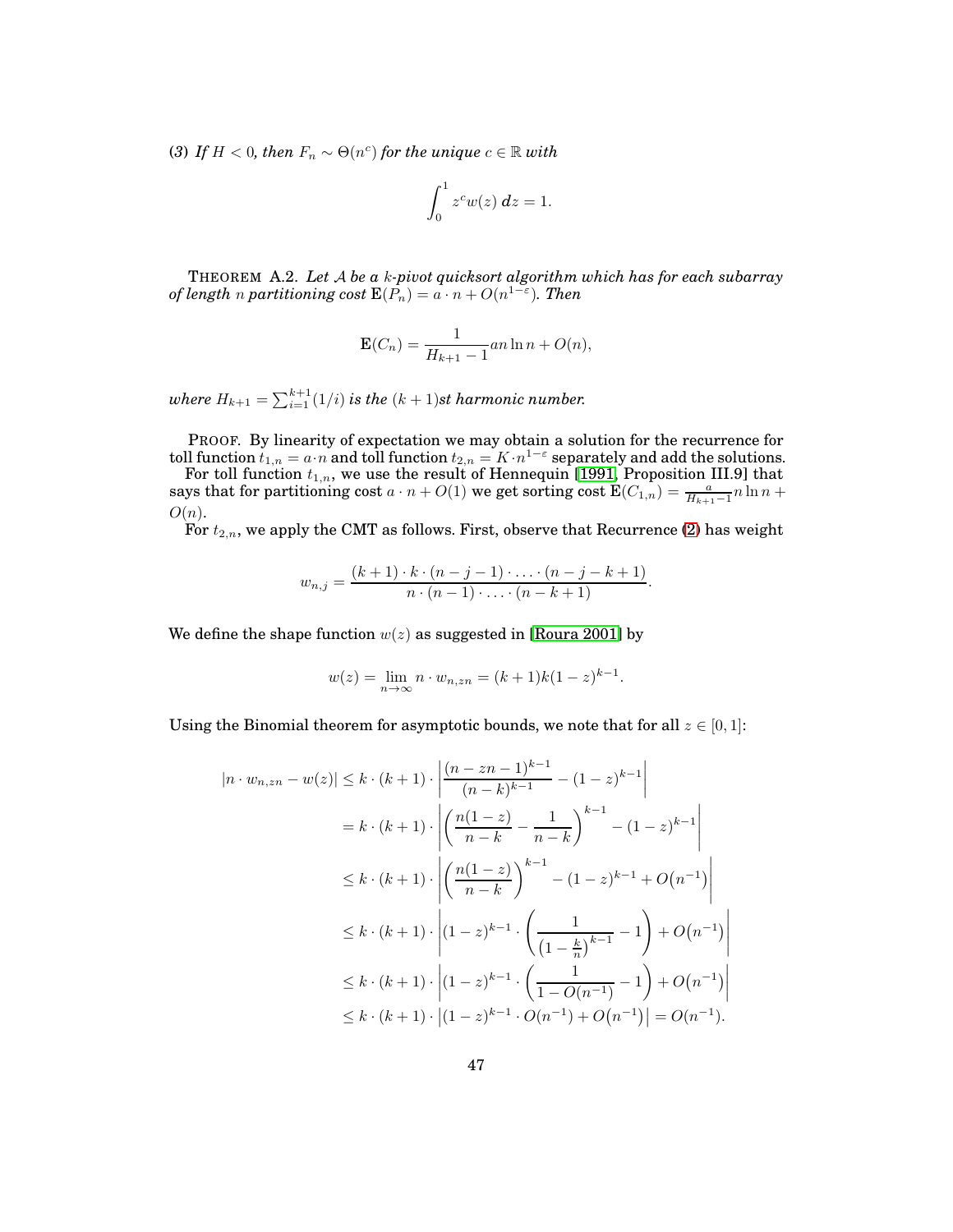*(3) If $H < 0$, then $F_n \sim \Theta(n^c)$ for the unique $c \in \mathbb{R}$ with*

$$\int_0^1 z^c w(z)\, dz = 1.$$

THEOREM A.2. *Let $\mathcal{A}$ be a $k$-pivot quicksort algorithm which has for each subarray of length $n$ partitioning cost $\mathbf{E}(P_n) = a \cdot n + O(n^{1-\varepsilon})$. Then*

$$\mathbf{E}(C_n) = \frac{1}{H_{k+1} - 1} an \ln n + O(n),$$

*where $H_{k+1} = \sum_{i=1}^{k+1}(1/i)$ is the $(k+1)$st harmonic number.*

PROOF. By linearity of expectation we may obtain a solution for the recurrence for toll function $t_{1,n} = a \cdot n$ and toll function $t_{2,n} = K \cdot n^{1-\varepsilon}$ separately and add the solutions.

For toll function $t_{1,n}$, we use the result of Hennequin [1991, Proposition III.9] that says that for partitioning cost $a \cdot n + O(1)$ we get sorting cost $\mathbf{E}(C_{1,n}) = \frac{a}{H_{k+1}-1} n \ln n + O(n)$.

For $t_{2,n}$, we apply the CMT as follows. First, observe that Recurrence (2) has weight

$$w_{n,j} = \frac{(k+1) \cdot k \cdot (n-j-1) \cdot \ldots \cdot (n-j-k+1)}{n \cdot (n-1) \cdot \ldots \cdot (n-k+1)}.$$

We define the shape function $w(z)$ as suggested in [Roura 2001] by

$$w(z) = \lim_{n \to \infty} n \cdot w_{n,zn} = (k+1)k(1-z)^{k-1}.$$

Using the Binomial theorem for asymptotic bounds, we note that for all $z \in [0,1]$:

$$\begin{aligned}
|n \cdot w_{n,zn} - w(z)| &\leq k \cdot (k+1) \cdot \left| \frac{(n-zn-1)^{k-1}}{(n-k)^{k-1}} - (1-z)^{k-1} \right| \\
&= k \cdot (k+1) \cdot \left| \left( \frac{n(1-z)}{n-k} - \frac{1}{n-k} \right)^{k-1} - (1-z)^{k-1} \right| \\
&\leq k \cdot (k+1) \cdot \left| \left( \frac{n(1-z)}{n-k} \right)^{k-1} - (1-z)^{k-1} + O\big(n^{-1}\big) \right| \\
&\leq k \cdot (k+1) \cdot \left| (1-z)^{k-1} \cdot \left( \frac{1}{\left(1 - \frac{k}{n}\right)^{k-1}} - 1 \right) + O\big(n^{-1}\big) \right| \\
&\leq k \cdot (k+1) \cdot \left| (1-z)^{k-1} \cdot \left( \frac{1}{1 - O(n^{-1})} - 1 \right) + O\big(n^{-1}\big) \right| \\
&\leq k \cdot (k+1) \cdot \left| (1-z)^{k-1} \cdot O(n^{-1}) + O\big(n^{-1}\big) \right| = O(n^{-1}).
\end{aligned}$$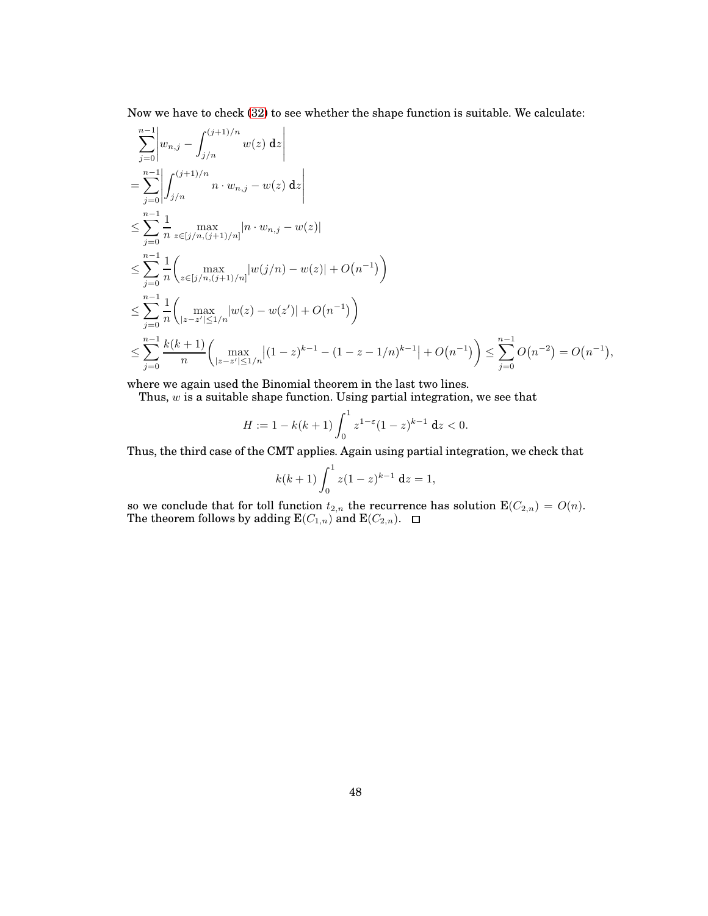Now we have to check (32) to see whether the shape function is suitable. We calculate:

$$
\begin{aligned}
&\sum_{j=0}^{n-1}\left| w_{n,j} - \int_{j/n}^{(j+1)/n} w(z)\ \mathrm{d}z \right| \\
&= \sum_{j=0}^{n-1}\left| \int_{j/n}^{(j+1)/n} n \cdot w_{n,j} - w(z)\ \mathrm{d}z \right| \\
&\le \sum_{j=0}^{n-1} \frac{1}{n} \max_{z\in[j/n,(j+1)/n]} \left| n\cdot w_{n,j} - w(z)\right| \\
&\le \sum_{j=0}^{n-1} \frac{1}{n} \left( \max_{z\in[j/n,(j+1)/n]} \left| w(j/n) - w(z)\right| + O\big(n^{-1}\big)\right) \\
&\le \sum_{j=0}^{n-1} \frac{1}{n} \left( \max_{|z-z'|\le 1/n} \left| w(z) - w(z')\right| + O\big(n^{-1}\big)\right) \\
&\le \sum_{j=0}^{n-1} \frac{k(k+1)}{n} \left( \max_{|z-z'|\le 1/n} \left| (1-z)^{k-1} - (1-z-1/n)^{k-1}\right| + O\big(n^{-1}\big)\right) \le \sum_{j=0}^{n-1} O\big(n^{-2}\big) = O\big(n^{-1}\big),
\end{aligned}
$$

where we again used the Binomial theorem in the last two lines.

Thus, $w$ is a suitable shape function. Using partial integration, we see that

$$
H := 1 - k(k+1)\int_0^1 z^{1-\varepsilon}(1-z)^{k-1}\ \mathrm{d}z < 0.
$$

Thus, the third case of the CMT applies. Again using partial integration, we check that

$$
k(k+1)\int_0^1 z(1-z)^{k-1}\ \mathrm{d}z = 1,
$$

so we conclude that for toll function $t_{2,n}$ the recurrence has solution $\mathrm{E}(C_{2,n}) = O(n)$. The theorem follows by adding $\mathrm{E}(C_{1,n})$ and $\mathrm{E}(C_{2,n})$. □